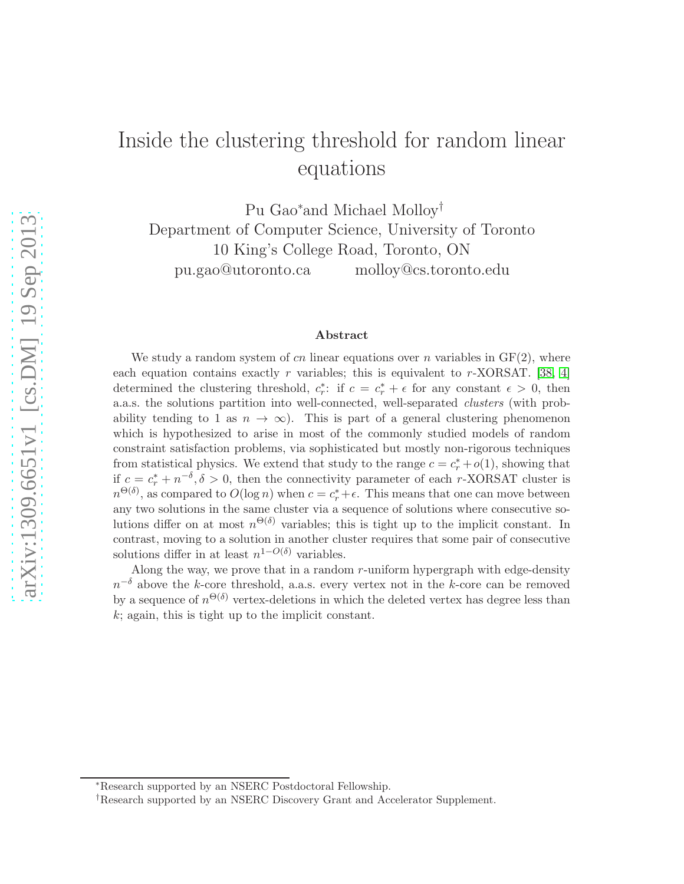# Inside the clustering threshold for random linear equations

Pu Gao*and Michael Molloy†

Department of Computer Science, University of Toronto
10 King's College Road, Toronto, ON
pu.gao@utoronto.ca          molloy@cs.toronto.edu

## Abstract

We study a random system of $cn$ linear equations over $n$ variables in GF(2), where each equation contains exactly $r$ variables; this is equivalent to $r$-XORSAT. [38, 4] determined the clustering threshold, $c_r^*$: if $c = c_r^* + \epsilon$ for any constant $\epsilon > 0$, then a.a.s. the solutions partition into well-connected, well-separated *clusters* (with probability tending to 1 as $n \to \infty$). This is part of a general clustering phenomenon which is hypothesized to arise in most of the commonly studied models of random constraint satisfaction problems, via sophisticated but mostly non-rigorous techniques from statistical physics. We extend that study to the range $c = c_r^* + o(1)$, showing that if $c = c_r^* + n^{-\delta}, \delta > 0$, then the connectivity parameter of each $r$-XORSAT cluster is $n^{\Theta(\delta)}$, as compared to $O(\log n)$ when $c = c_r^* + \epsilon$. This means that one can move between any two solutions in the same cluster via a sequence of solutions where consecutive solutions differ on at most $n^{\Theta(\delta)}$ variables; this is tight up to the implicit constant. In contrast, moving to a solution in another cluster requires that some pair of consecutive solutions differ in at least $n^{1-O(\delta)}$ variables.

Along the way, we prove that in a random $r$-uniform hypergraph with edge-density $n^{-\delta}$ above the $k$-core threshold, a.a.s. every vertex not in the $k$-core can be removed by a sequence of $n^{\Theta(\delta)}$ vertex-deletions in which the deleted vertex has degree less than $k$; again, this is tight up to the implicit constant.

*Research supported by an NSERC Postdoctoral Fellowship.

†Research supported by an NSERC Discovery Grant and Accelerator Supplement.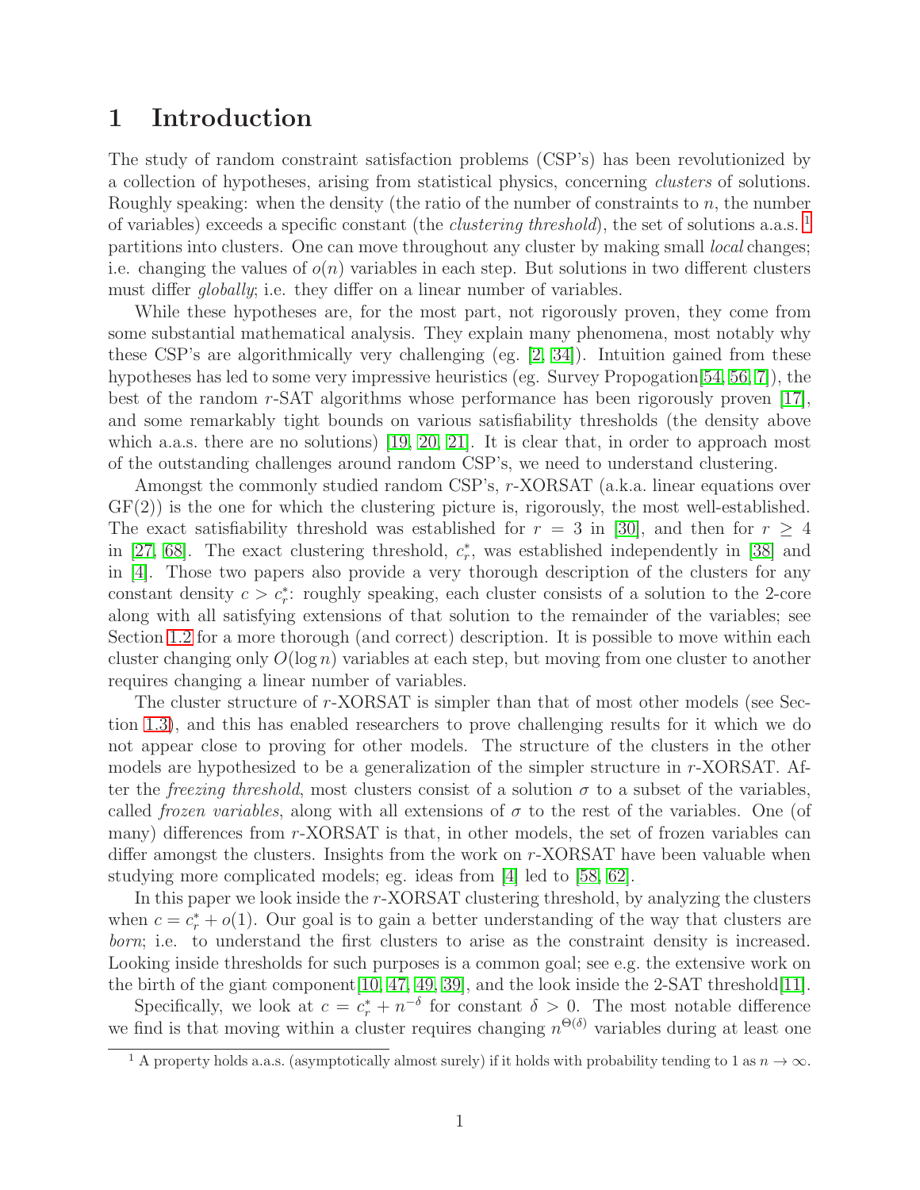# 1 Introduction

The study of random constraint satisfaction problems (CSP's) has been revolutionized by a collection of hypotheses, arising from statistical physics, concerning *clusters* of solutions. Roughly speaking: when the density (the ratio of the number of constraints to $n$, the number of variables) exceeds a specific constant (the *clustering threshold*), the set of solutions a.a.s. [1] partitions into clusters. One can move throughout any cluster by making small *local* changes; i.e. changing the values of $o(n)$ variables in each step. But solutions in two different clusters must differ *globally*; i.e. they differ on a linear number of variables.

While these hypotheses are, for the most part, not rigorously proven, they come from some substantial mathematical analysis. They explain many phenomena, most notably why these CSP's are algorithmically very challenging (eg. [2, 34]). Intuition gained from these hypotheses has led to some very impressive heuristics (eg. Survey Propogation[54, 56, 7]), the best of the random $r$-SAT algorithms whose performance has been rigorously proven [17], and some remarkably tight bounds on various satisfiability thresholds (the density above which a.a.s. there are no solutions) [19, 20, 21]. It is clear that, in order to approach most of the outstanding challenges around random CSP's, we need to understand clustering.

Amongst the commonly studied random CSP's, $r$-XORSAT (a.k.a. linear equations over GF(2)) is the one for which the clustering picture is, rigorously, the most well-established. The exact satisfiability threshold was established for $r = 3$ in [30], and then for $r \geq 4$ in [27, 68]. The exact clustering threshold, $c_r^*$, was established independently in [38] and in [4]. Those two papers also provide a very thorough description of the clusters for any constant density $c > c_r^*$: roughly speaking, each cluster consists of a solution to the 2-core along with all satisfying extensions of that solution to the remainder of the variables; see Section 1.2 for a more thorough (and correct) description. It is possible to move within each cluster changing only $O(\log n)$ variables at each step, but moving from one cluster to another requires changing a linear number of variables.

The cluster structure of $r$-XORSAT is simpler than that of most other models (see Section 1.3), and this has enabled researchers to prove challenging results for it which we do not appear close to proving for other models. The structure of the clusters in the other models are hypothesized to be a generalization of the simpler structure in $r$-XORSAT. After the *freezing threshold*, most clusters consist of a solution $\sigma$ to a subset of the variables, called *frozen variables*, along with all extensions of $\sigma$ to the rest of the variables. One (of many) differences from $r$-XORSAT is that, in other models, the set of frozen variables can differ amongst the clusters. Insights from the work on $r$-XORSAT have been valuable when studying more complicated models; eg. ideas from [4] led to [58, 62].

In this paper we look inside the $r$-XORSAT clustering threshold, by analyzing the clusters when $c = c_r^* + o(1)$. Our goal is to gain a better understanding of the way that clusters are *born*; i.e. to understand the first clusters to arise as the constraint density is increased. Looking inside thresholds for such purposes is a common goal; see e.g. the extensive work on the birth of the giant component[10, 47, 49, 39], and the look inside the 2-SAT threshold[11].

Specifically, we look at $c = c_r^* + n^{-\delta}$ for constant $\delta > 0$. The most notable difference we find is that moving within a cluster requires changing $n^{\Theta(\delta)}$ variables during at least one

[1] A property holds a.a.s. (asymptotically almost surely) if it holds with probability tending to 1 as $n \to \infty$.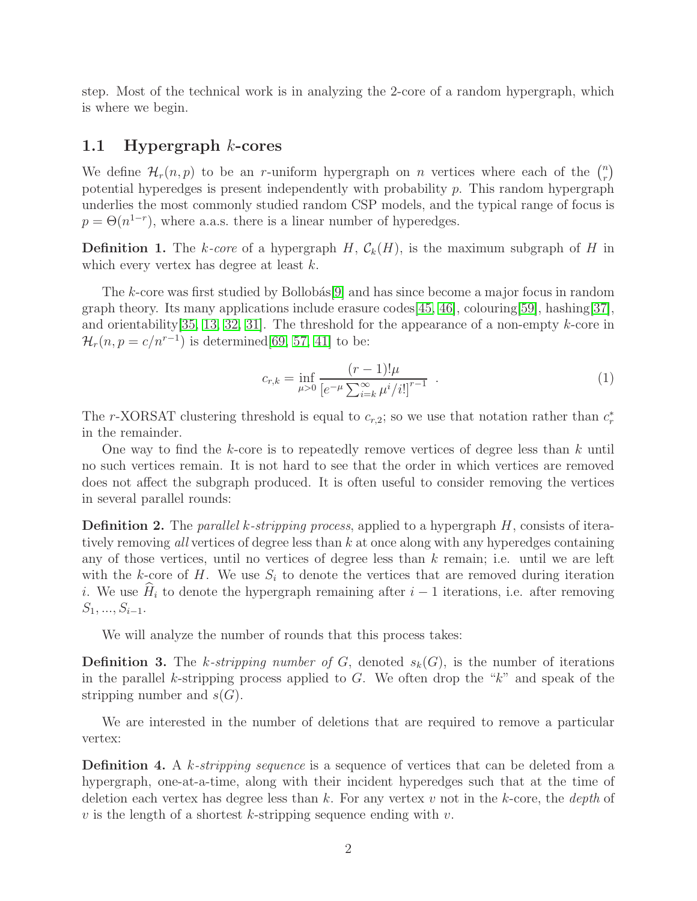step. Most of the technical work is in analyzing the 2-core of a random hypergraph, which is where we begin.

### 1.1 Hypergraph $k$-cores

We define $\mathcal{H}_r(n,p)$ to be an $r$-uniform hypergraph on $n$ vertices where each of the $\binom{n}{r}$ potential hyperedges is present independently with probability $p$. This random hypergraph underlies the most commonly studied random CSP models, and the typical range of focus is $p = \Theta(n^{1-r})$, where a.a.s. there is a linear number of hyperedges.

**Definition 1.** The *$k$-core* of a hypergraph $H$, $\mathcal{C}_k(H)$, is the maximum subgraph of $H$ in which every vertex has degree at least $k$.

The $k$-core was first studied by Bollobás[9] and has since become a major focus in random graph theory. Its many applications include erasure codes[45, 46], colouring[59], hashing[37], and orientability[35, 13, 32, 31]. The threshold for the appearance of a non-empty $k$-core in $\mathcal{H}_r(n, p = c/n^{r-1})$ is determined[69, 57, 41] to be:

$$c_{r,k} = \inf_{\mu>0} \frac{(r-1)!\mu}{\left[e^{-\mu}\sum_{i=k}^{\infty}\mu^i/i!\right]^{r-1}} \ . \tag{1}$$

The $r$-XORSAT clustering threshold is equal to $c_{r,2}$; so we use that notation rather than $c_r^*$ in the remainder.

One way to find the $k$-core is to repeatedly remove vertices of degree less than $k$ until no such vertices remain. It is not hard to see that the order in which vertices are removed does not affect the subgraph produced. It is often useful to consider removing the vertices in several parallel rounds:

**Definition 2.** The *parallel $k$-stripping process*, applied to a hypergraph $H$, consists of iteratively removing *all* vertices of degree less than $k$ at once along with any hyperedges containing any of those vertices, until no vertices of degree less than $k$ remain; i.e. until we are left with the $k$-core of $H$. We use $S_i$ to denote the vertices that are removed during iteration $i$. We use $\widehat{H}_i$ to denote the hypergraph remaining after $i-1$ iterations, i.e. after removing $S_1, ..., S_{i-1}$.

We will analyze the number of rounds that this process takes:

**Definition 3.** The *$k$-stripping number of $G$*, denoted $s_k(G)$, is the number of iterations in the parallel $k$-stripping process applied to $G$. We often drop the "$k$" and speak of the stripping number and $s(G)$.

We are interested in the number of deletions that are required to remove a particular vertex:

**Definition 4.** A *$k$-stripping sequence* is a sequence of vertices that can be deleted from a hypergraph, one-at-a-time, along with their incident hyperedges such that at the time of deletion each vertex has degree less than $k$. For any vertex $v$ not in the $k$-core, the *depth* of $v$ is the length of a shortest $k$-stripping sequence ending with $v$.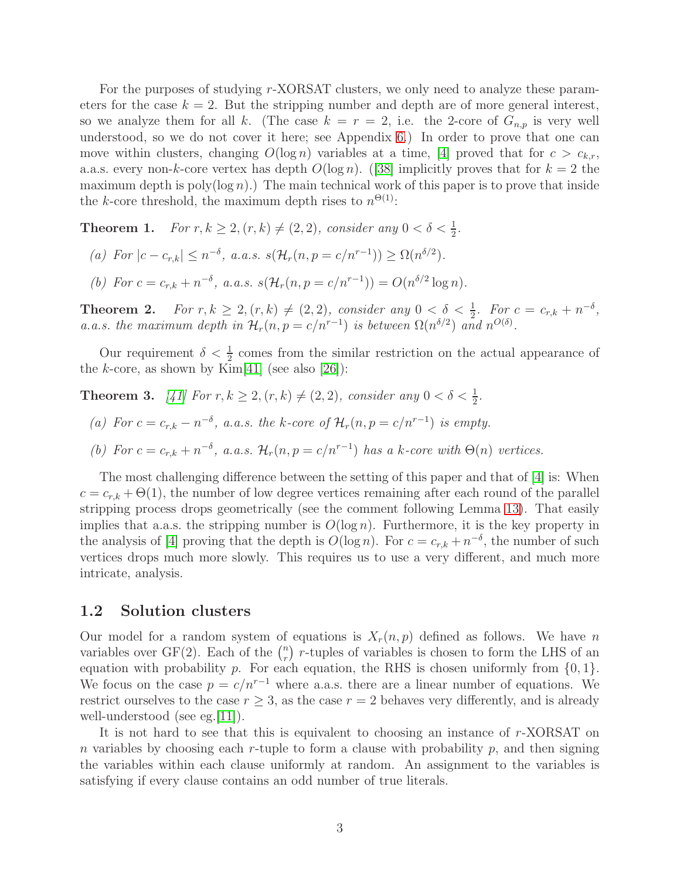For the purposes of studying $r$-XORSAT clusters, we only need to analyze these parameters for the case $k = 2$. But the stripping number and depth are of more general interest, so we analyze them for all $k$. (The case $k = r = 2$, i.e. the 2-core of $G_{n,p}$ is very well understood, so we do not cover it here; see Appendix 6.) In order to prove that one can move within clusters, changing $O(\log n)$ variables at a time, [4] proved that for $c > c_{k,r}$, a.a.s. every non-$k$-core vertex has depth $O(\log n)$. ([38] implicitly proves that for $k = 2$ the maximum depth is poly$(\log n)$.) The main technical work of this paper is to prove that inside the $k$-core threshold, the maximum depth rises to $n^{\Theta(1)}$:

**Theorem 1.** *For $r, k \geq 2, (r, k) \neq (2, 2)$, consider any $0 < \delta < \frac{1}{2}$.*

*(a) For $|c - c_{r,k}| \leq n^{-\delta}$, a.a.s. $s(\mathcal{H}_r(n, p = c/n^{r-1})) \geq \Omega(n^{\delta/2})$.*

*(b) For $c = c_{r,k} + n^{-\delta}$, a.a.s. $s(\mathcal{H}_r(n, p = c/n^{r-1})) = O(n^{\delta/2} \log n)$.*

**Theorem 2.** *For $r, k \geq 2, (r, k) \neq (2, 2)$, consider any $0 < \delta < \frac{1}{2}$. For $c = c_{r,k} + n^{-\delta}$, a.a.s. the maximum depth in $\mathcal{H}_r(n, p = c/n^{r-1})$ is between $\Omega(n^{\delta/2})$ and $n^{O(\delta)}$.*

Our requirement $\delta < \frac{1}{2}$ comes from the similar restriction on the actual appearance of the $k$-core, as shown by Kim[41] (see also [26]):

**Theorem 3.** *[41] For $r, k \geq 2, (r, k) \neq (2, 2)$, consider any $0 < \delta < \frac{1}{2}$.*

*(a) For $c = c_{r,k} - n^{-\delta}$, a.a.s. the $k$-core of $\mathcal{H}_r(n, p = c/n^{r-1})$ is empty.*

*(b) For $c = c_{r,k} + n^{-\delta}$, a.a.s. $\mathcal{H}_r(n, p = c/n^{r-1})$ has a $k$-core with $\Theta(n)$ vertices.*

The most challenging difference between the setting of this paper and that of [4] is: When $c = c_{r,k} + \Theta(1)$, the number of low degree vertices remaining after each round of the parallel stripping process drops geometrically (see the comment following Lemma 13). That easily implies that a.a.s. the stripping number is $O(\log n)$. Furthermore, it is the key property in the analysis of [4] proving that the depth is $O(\log n)$. For $c = c_{r,k} + n^{-\delta}$, the number of such vertices drops much more slowly. This requires us to use a very different, and much more intricate, analysis.

## 1.2 Solution clusters

Our model for a random system of equations is $X_r(n, p)$ defined as follows. We have $n$ variables over GF(2). Each of the $\binom{n}{r}$ $r$-tuples of variables is chosen to form the LHS of an equation with probability $p$. For each equation, the RHS is chosen uniformly from $\{0, 1\}$. We focus on the case $p = c/n^{r-1}$ where a.a.s. there are a linear number of equations. We restrict ourselves to the case $r \geq 3$, as the case $r = 2$ behaves very differently, and is already well-understood (see eg.[11]).

It is not hard to see that this is equivalent to choosing an instance of $r$-XORSAT on $n$ variables by choosing each $r$-tuple to form a clause with probability $p$, and then signing the variables within each clause uniformly at random. An assignment to the variables is satisfying if every clause contains an odd number of true literals.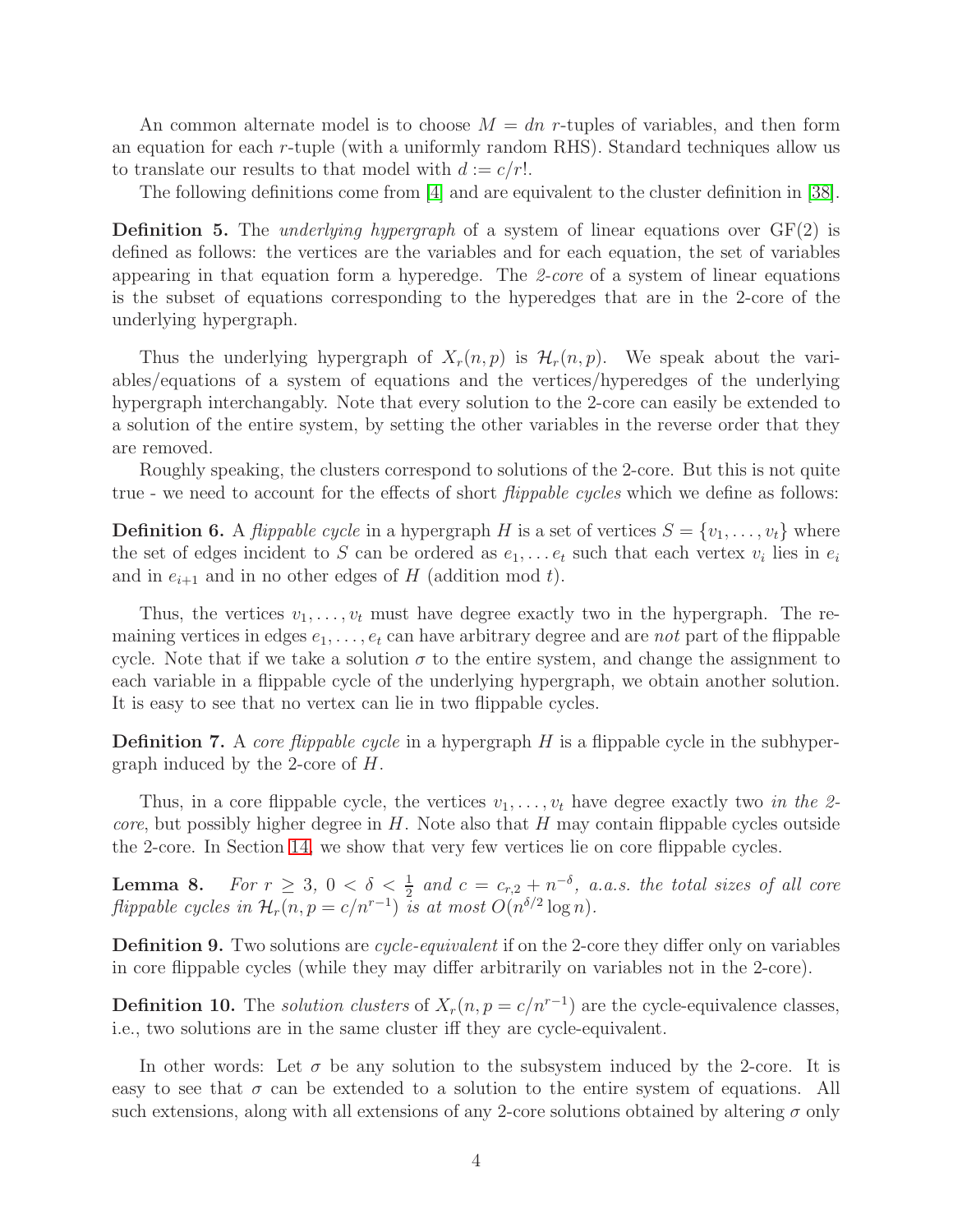An common alternate model is to choose $M = dn$ $r$-tuples of variables, and then form an equation for each $r$-tuple (with a uniformly random RHS). Standard techniques allow us to translate our results to that model with $d := c/r!$.

The following definitions come from [4] and are equivalent to the cluster definition in [38].

**Definition 5.** The *underlying hypergraph* of a system of linear equations over GF(2) is defined as follows: the vertices are the variables and for each equation, the set of variables appearing in that equation form a hyperedge. The *2-core* of a system of linear equations is the subset of equations corresponding to the hyperedges that are in the 2-core of the underlying hypergraph.

Thus the underlying hypergraph of $X_r(n, p)$ is $\mathcal{H}_r(n, p)$. We speak about the variables/equations of a system of equations and the vertices/hyperedges of the underlying hypergraph interchangably. Note that every solution to the 2-core can easily be extended to a solution of the entire system, by setting the other variables in the reverse order that they are removed.

Roughly speaking, the clusters correspond to solutions of the 2-core. But this is not quite true - we need to account for the effects of short *flippable cycles* which we define as follows:

**Definition 6.** A *flippable cycle* in a hypergraph $H$ is a set of vertices $S = \{v_1, \ldots, v_t\}$ where the set of edges incident to $S$ can be ordered as $e_1, \ldots e_t$ such that each vertex $v_i$ lies in $e_i$ and in $e_{i+1}$ and in no other edges of $H$ (addition mod $t$).

Thus, the vertices $v_1, \ldots, v_t$ must have degree exactly two in the hypergraph. The remaining vertices in edges $e_1, \ldots, e_t$ can have arbitrary degree and are *not* part of the flippable cycle. Note that if we take a solution $\sigma$ to the entire system, and change the assignment to each variable in a flippable cycle of the underlying hypergraph, we obtain another solution. It is easy to see that no vertex can lie in two flippable cycles.

**Definition 7.** A *core flippable cycle* in a hypergraph $H$ is a flippable cycle in the subhypergraph induced by the 2-core of $H$.

Thus, in a core flippable cycle, the vertices $v_1, \ldots, v_t$ have degree exactly two *in the 2-core*, but possibly higher degree in $H$. Note also that $H$ may contain flippable cycles outside the 2-core. In Section 14, we show that very few vertices lie on core flippable cycles.

**Lemma 8.** *For $r \geq 3$, $0 < \delta < \frac{1}{2}$ and $c = c_{r,2} + n^{-\delta}$, a.a.s. the total sizes of all core flippable cycles in $\mathcal{H}_r(n, p = c/n^{r-1})$ is at most $O(n^{\delta/2} \log n)$.*

**Definition 9.** Two solutions are *cycle-equivalent* if on the 2-core they differ only on variables in core flippable cycles (while they may differ arbitrarily on variables not in the 2-core).

**Definition 10.** The *solution clusters* of $X_r(n, p = c/n^{r-1})$ are the cycle-equivalence classes, i.e., two solutions are in the same cluster iff they are cycle-equivalent.

In other words: Let $\sigma$ be any solution to the subsystem induced by the 2-core. It is easy to see that $\sigma$ can be extended to a solution to the entire system of equations. All such extensions, along with all extensions of any 2-core solutions obtained by altering $\sigma$ only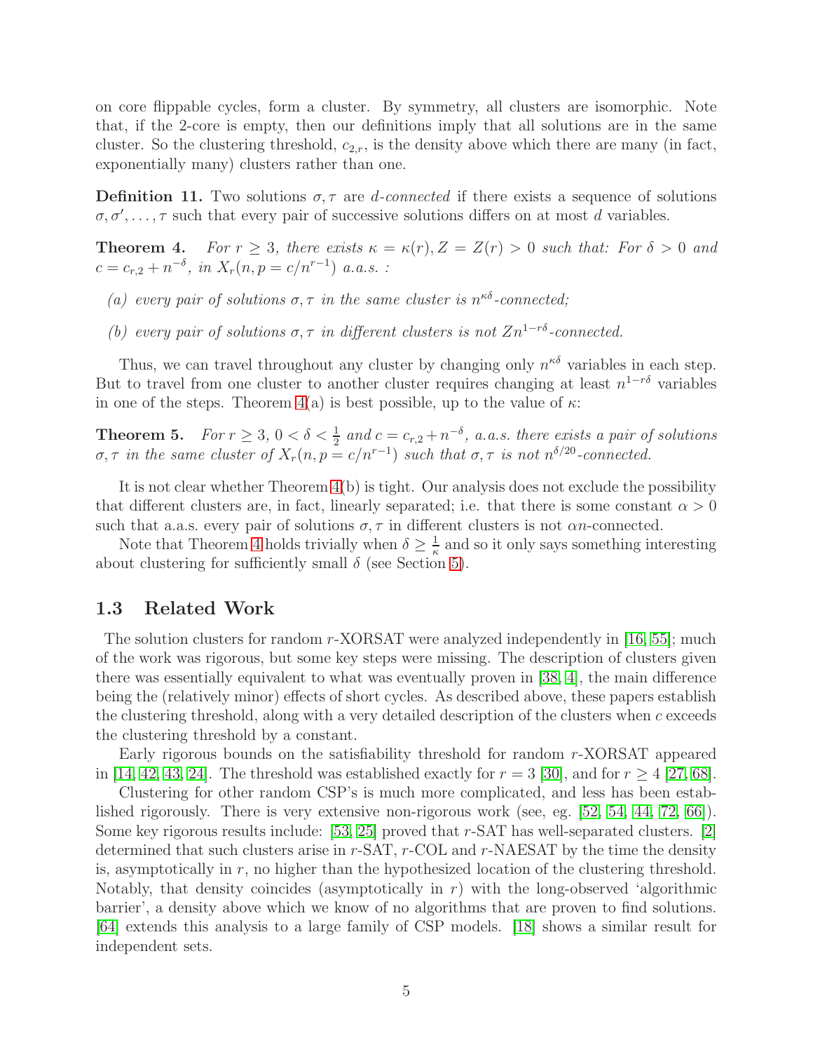on core flippable cycles, form a cluster. By symmetry, all clusters are isomorphic. Note that, if the 2-core is empty, then our definitions imply that all solutions are in the same cluster. So the clustering threshold, $c_{2,r}$, is the density above which there are many (in fact, exponentially many) clusters rather than one.

**Definition 11.** Two solutions $\sigma, \tau$ are *d-connected* if there exists a sequence of solutions $\sigma, \sigma', \ldots, \tau$ such that every pair of successive solutions differs on at most $d$ variables.

**Theorem 4.** *For $r \geq 3$, there exists $\kappa = \kappa(r), Z = Z(r) > 0$ such that: For $\delta > 0$ and $c = c_{r,2} + n^{-\delta}$, in $X_r(n, p = c/n^{r-1})$ a.a.s. :*

*(a) every pair of solutions $\sigma, \tau$ in the same cluster is $n^{\kappa\delta}$-connected;*

*(b) every pair of solutions $\sigma, \tau$ in different clusters is not $Zn^{1-r\delta}$-connected.*

Thus, we can travel throughout any cluster by changing only $n^{\kappa\delta}$ variables in each step. But to travel from one cluster to another cluster requires changing at least $n^{1-r\delta}$ variables in one of the steps. Theorem 4(a) is best possible, up to the value of $\kappa$:

**Theorem 5.** *For $r \geq 3$, $0 < \delta < \frac{1}{2}$ and $c = c_{r,2} + n^{-\delta}$, a.a.s. there exists a pair of solutions $\sigma, \tau$ in the same cluster of $X_r(n, p = c/n^{r-1})$ such that $\sigma, \tau$ is not $n^{\delta/20}$-connected.*

It is not clear whether Theorem 4(b) is tight. Our analysis does not exclude the possibility that different clusters are, in fact, linearly separated; i.e. that there is some constant $\alpha > 0$ such that a.a.s. every pair of solutions $\sigma, \tau$ in different clusters is not $\alpha n$-connected.

Note that Theorem 4 holds trivially when $\delta \geq \frac{1}{\kappa}$ and so it only says something interesting about clustering for sufficiently small $\delta$ (see Section 5).

## 1.3 Related Work

The solution clusters for random $r$-XORSAT were analyzed independently in [16, 55]; much of the work was rigorous, but some key steps were missing. The description of clusters given there was essentially equivalent to what was eventually proven in [38, 4], the main difference being the (relatively minor) effects of short cycles. As described above, these papers establish the clustering threshold, along with a very detailed description of the clusters when $c$ exceeds the clustering threshold by a constant.

Early rigorous bounds on the satisfiability threshold for random $r$-XORSAT appeared in [14, 42, 43, 24]. The threshold was established exactly for $r = 3$ [30], and for $r \geq 4$ [27, 68].

Clustering for other random CSP's is much more complicated, and less has been established rigorously. There is very extensive non-rigorous work (see, eg. [52, 54, 44, 72, 66]). Some key rigorous results include: [53, 25] proved that $r$-SAT has well-separated clusters. [2] determined that such clusters arise in $r$-SAT, $r$-COL and $r$-NAESAT by the time the density is, asymptotically in $r$, no higher than the hypothesized location of the clustering threshold. Notably, that density coincides (asymptotically in $r$) with the long-observed 'algorithmic barrier', a density above which we know of no algorithms that are proven to find solutions. [64] extends this analysis to a large family of CSP models. [18] shows a similar result for independent sets.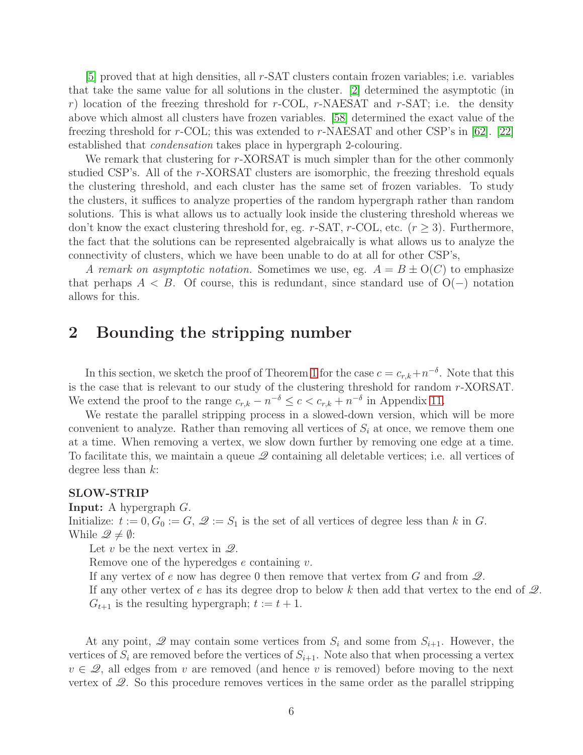[5] proved that at high densities, all $r$-SAT clusters contain frozen variables; i.e. variables that take the same value for all solutions in the cluster. [2] determined the asymptotic (in $r$) location of the freezing threshold for $r$-COL, $r$-NAESAT and $r$-SAT; i.e. the density above which almost all clusters have frozen variables. [58] determined the exact value of the freezing threshold for $r$-COL; this was extended to $r$-NAESAT and other CSP's in [62]. [22] established that *condensation* takes place in hypergraph 2-colouring.

We remark that clustering for $r$-XORSAT is much simpler than for the other commonly studied CSP's. All of the $r$-XORSAT clusters are isomorphic, the freezing threshold equals the clustering threshold, and each cluster has the same set of frozen variables. To study the clusters, it suffices to analyze properties of the random hypergraph rather than random solutions. This is what allows us to actually look inside the clustering threshold whereas we don't know the exact clustering threshold for, eg. $r$-SAT, $r$-COL, etc. ($r \geq 3$). Furthermore, the fact that the solutions can be represented algebraically is what allows us to analyze the connectivity of clusters, which we have been unable to do at all for other CSP's,

*A remark on asymptotic notation.* Sometimes we use, eg. $A = B \pm \mathrm{O}(C)$ to emphasize that perhaps $A < B$. Of course, this is redundant, since standard use of $\mathrm{O}(-)$ notation allows for this.

## 2 Bounding the stripping number

In this section, we sketch the proof of Theorem 1 for the case $c = c_{r,k} + n^{-\delta}$. Note that this is the case that is relevant to our study of the clustering threshold for random $r$-XORSAT. We extend the proof to the range $c_{r,k} - n^{-\delta} \leq c < c_{r,k} + n^{-\delta}$ in Appendix 11.

We restate the parallel stripping process in a slowed-down version, which will be more convenient to analyze. Rather than removing all vertices of $S_i$ at once, we remove them one at a time. When removing a vertex, we slow down further by removing one edge at a time. To facilitate this, we maintain a queue $\mathscr{Q}$ containing all deletable vertices; i.e. all vertices of degree less than $k$:

**SLOW-STRIP**
**Input:** A hypergraph $G$.
Initialize: $t := 0, G_0 := G$, $\mathscr{Q} := S_1$ is the set of all vertices of degree less than $k$ in $G$.
While $\mathscr{Q} \neq \emptyset$:
  Let $v$ be the next vertex in $\mathscr{Q}$.
  Remove one of the hyperedges $e$ containing $v$.
  If any vertex of $e$ now has degree 0 then remove that vertex from $G$ and from $\mathscr{Q}$.
  If any other vertex of $e$ has its degree drop to below $k$ then add that vertex to the end of $\mathscr{Q}$.
  $G_{t+1}$ is the resulting hypergraph; $t := t + 1$.

At any point, $\mathscr{Q}$ may contain some vertices from $S_i$ and some from $S_{i+1}$. However, the vertices of $S_i$ are removed before the vertices of $S_{i+1}$. Note also that when processing a vertex $v \in \mathscr{Q}$, all edges from $v$ are removed (and hence $v$ is removed) before moving to the next vertex of $\mathscr{Q}$. So this procedure removes vertices in the same order as the parallel stripping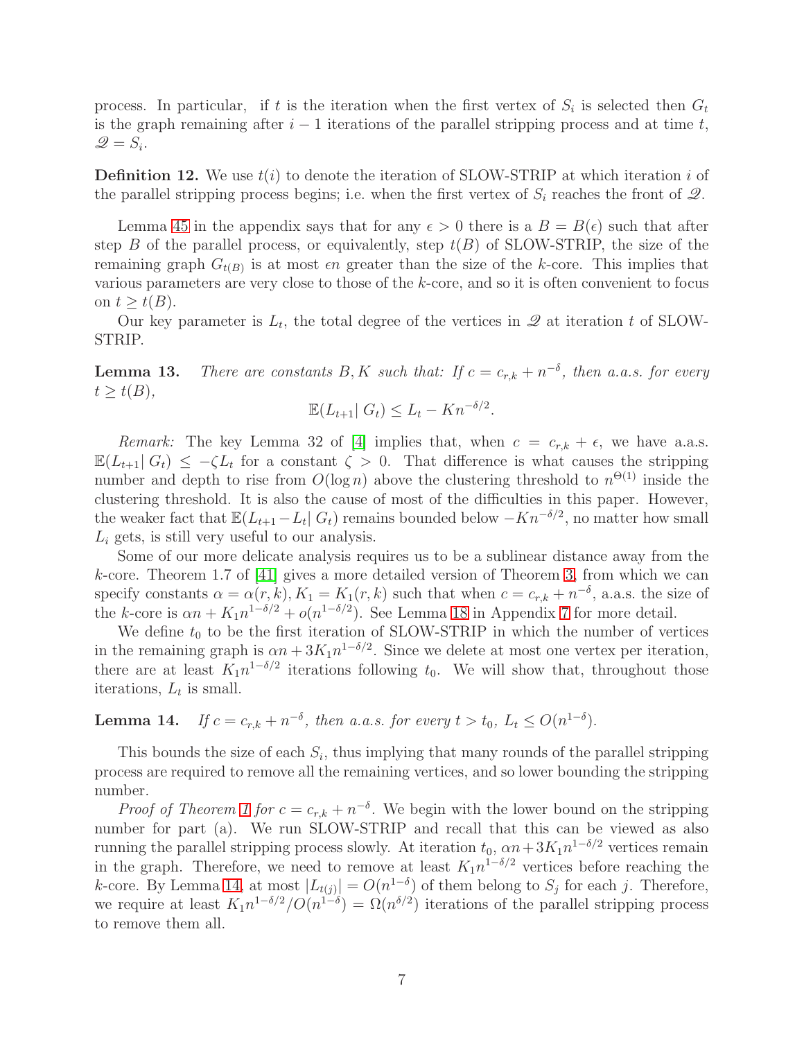process. In particular, if $t$ is the iteration when the first vertex of $S_i$ is selected then $G_t$ is the graph remaining after $i-1$ iterations of the parallel stripping process and at time $t$, $\mathscr{Q} = S_i$.

**Definition 12.** We use $t(i)$ to denote the iteration of SLOW-STRIP at which iteration $i$ of the parallel stripping process begins; i.e. when the first vertex of $S_i$ reaches the front of $\mathscr{Q}$.

Lemma 45 in the appendix says that for any $\epsilon > 0$ there is a $B = B(\epsilon)$ such that after step $B$ of the parallel process, or equivalently, step $t(B)$ of SLOW-STRIP, the size of the remaining graph $G_{t(B)}$ is at most $\epsilon n$ greater than the size of the $k$-core. This implies that various parameters are very close to those of the $k$-core, and so it is often convenient to focus on $t \geq t(B)$.

Our key parameter is $L_t$, the total degree of the vertices in $\mathscr{Q}$ at iteration $t$ of SLOW-STRIP.

**Lemma 13.** *There are constants $B, K$ such that: If $c = c_{r,k} + n^{-\delta}$, then a.a.s. for every $t \geq t(B)$,*

$$\mathbb{E}(L_{t+1} | \, G_t) \leq L_t - Kn^{-\delta/2}.$$

*Remark:* The key Lemma 32 of [4] implies that, when $c = c_{r,k} + \epsilon$, we have a.a.s. $\mathbb{E}(L_{t+1} | \, G_t) \leq -\zeta L_t$ for a constant $\zeta > 0$. That difference is what causes the stripping number and depth to rise from $O(\log n)$ above the clustering threshold to $n^{\Theta(1)}$ inside the clustering threshold. It is also the cause of most of the difficulties in this paper. However, the weaker fact that $\mathbb{E}(L_{t+1} - L_t | \, G_t)$ remains bounded below $-Kn^{-\delta/2}$, no matter how small $L_i$ gets, is still very useful to our analysis.

Some of our more delicate analysis requires us to be a sublinear distance away from the $k$-core. Theorem 1.7 of [41] gives a more detailed version of Theorem 3, from which we can specify constants $\alpha = \alpha(r,k), K_1 = K_1(r,k)$ such that when $c = c_{r,k} + n^{-\delta}$, a.a.s. the size of the $k$-core is $\alpha n + K_1 n^{1-\delta/2} + o(n^{1-\delta/2})$. See Lemma 18 in Appendix 7 for more detail.

We define $t_0$ to be the first iteration of SLOW-STRIP in which the number of vertices in the remaining graph is $\alpha n + 3K_1 n^{1-\delta/2}$. Since we delete at most one vertex per iteration, there are at least $K_1 n^{1-\delta/2}$ iterations following $t_0$. We will show that, throughout those iterations, $L_t$ is small.

**Lemma 14.** *If $c = c_{r,k} + n^{-\delta}$, then a.a.s. for every $t > t_0$, $L_t \leq O(n^{1-\delta})$.*

This bounds the size of each $S_i$, thus implying that many rounds of the parallel stripping process are required to remove all the remaining vertices, and so lower bounding the stripping number.

*Proof of Theorem 1 for $c = c_{r,k} + n^{-\delta}$.* We begin with the lower bound on the stripping number for part (a). We run SLOW-STRIP and recall that this can be viewed as also running the parallel stripping process slowly. At iteration $t_0$, $\alpha n + 3K_1 n^{1-\delta/2}$ vertices remain in the graph. Therefore, we need to remove at least $K_1 n^{1-\delta/2}$ vertices before reaching the $k$-core. By Lemma 14, at most $|L_{t(j)}| = O(n^{1-\delta})$ of them belong to $S_j$ for each $j$. Therefore, we require at least $K_1 n^{1-\delta/2}/O(n^{1-\delta}) = \Omega(n^{\delta/2})$ iterations of the parallel stripping process to remove them all.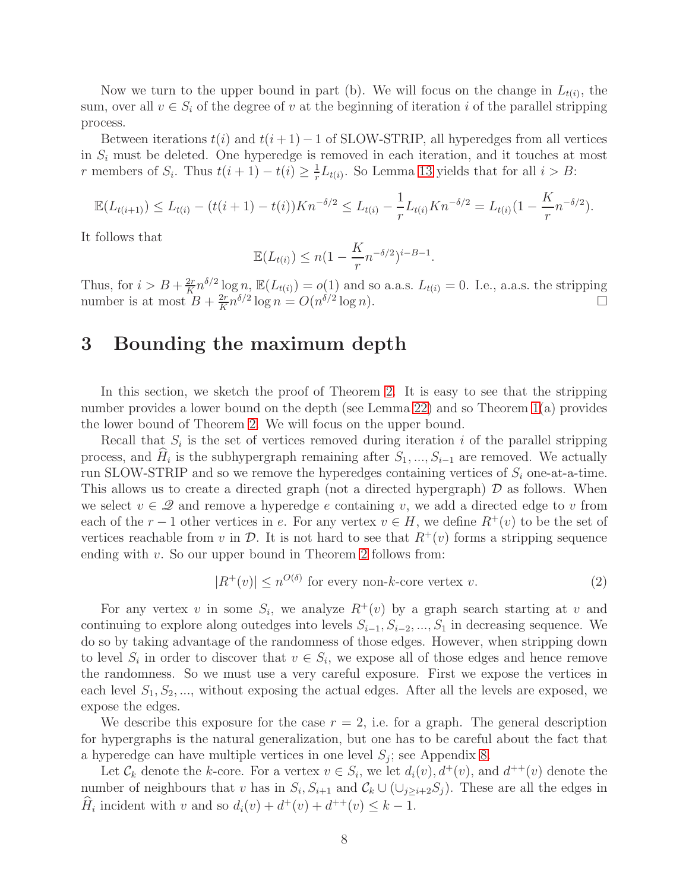Now we turn to the upper bound in part (b). We will focus on the change in $L_{t(i)}$, the sum, over all $v \in S_i$ of the degree of $v$ at the beginning of iteration $i$ of the parallel stripping process.

Between iterations $t(i)$ and $t(i+1)-1$ of SLOW-STRIP, all hyperedges from all vertices in $S_i$ must be deleted. One hyperedge is removed in each iteration, and it touches at most $r$ members of $S_i$. Thus $t(i+1) - t(i) \geq \frac{1}{r} L_{t(i)}$. So Lemma 13 yields that for all $i > B$:

$$\mathbb{E}(L_{t(i+1)}) \leq L_{t(i)} - (t(i+1) - t(i)) K n^{-\delta/2} \leq L_{t(i)} - \frac{1}{r} L_{t(i)} K n^{-\delta/2} = L_{t(i)} (1 - \frac{K}{r} n^{-\delta/2}).$$

It follows that

$$\mathbb{E}(L_{t(i)}) \leq n(1 - \frac{K}{r} n^{-\delta/2})^{i-B-1}.$$

Thus, for $i > B + \frac{2r}{K} n^{\delta/2} \log n$, $\mathbb{E}(L_{t(i)}) = o(1)$ and so a.a.s. $L_{t(i)} = 0$. I.e., a.a.s. the stripping number is at most $B + \frac{2r}{K} n^{\delta/2} \log n = O(n^{\delta/2} \log n)$. □

# 3 Bounding the maximum depth

In this section, we sketch the proof of Theorem 2. It is easy to see that the stripping number provides a lower bound on the depth (see Lemma 22) and so Theorem 1(a) provides the lower bound of Theorem 2. We will focus on the upper bound.

Recall that $S_i$ is the set of vertices removed during iteration $i$ of the parallel stripping process, and $\widehat{H}_i$ is the subhypergraph remaining after $S_1, ..., S_{i-1}$ are removed. We actually run SLOW-STRIP and so we remove the hyperedges containing vertices of $S_i$ one-at-a-time. This allows us to create a directed graph (not a directed hypergraph) $\mathcal{D}$ as follows. When we select $v \in \mathscr{Q}$ and remove a hyperedge $e$ containing $v$, we add a directed edge to $v$ from each of the $r-1$ other vertices in $e$. For any vertex $v \in H$, we define $R^+(v)$ to be the set of vertices reachable from $v$ in $\mathcal{D}$. It is not hard to see that $R^+(v)$ forms a stripping sequence ending with $v$. So our upper bound in Theorem 2 follows from:

$$|R^+(v)| \leq n^{O(\delta)} \text{ for every non-}k\text{-core vertex } v. \tag{2}$$

For any vertex $v$ in some $S_i$, we analyze $R^+(v)$ by a graph search starting at $v$ and continuing to explore along outedges into levels $S_{i-1}, S_{i-2}, ..., S_1$ in decreasing sequence. We do so by taking advantage of the randomness of those edges. However, when stripping down to level $S_i$ in order to discover that $v \in S_i$, we expose all of those edges and hence remove the randomness. So we must use a very careful exposure. First we expose the vertices in each level $S_1, S_2, ...$, without exposing the actual edges. After all the levels are exposed, we expose the edges.

We describe this exposure for the case $r = 2$, i.e. for a graph. The general description for hypergraphs is the natural generalization, but one has to be careful about the fact that a hyperedge can have multiple vertices in one level $S_j$; see Appendix 8.

Let $\mathcal{C}_k$ denote the $k$-core. For a vertex $v \in S_i$, we let $d_i(v), d^+(v)$, and $d^{++}(v)$ denote the number of neighbours that $v$ has in $S_i, S_{i+1}$ and $\mathcal{C}_k \cup (\cup_{j \geq i+2} S_j)$. These are all the edges in $\widehat{H}_i$ incident with $v$ and so $d_i(v) + d^+(v) + d^{++}(v) \leq k - 1$.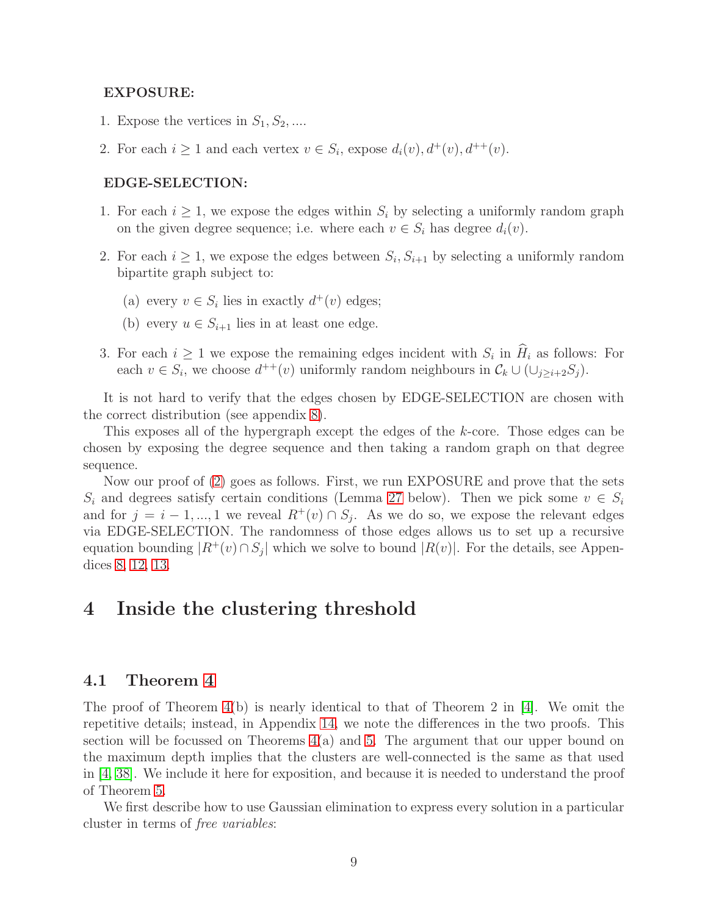**EXPOSURE:**

1. Expose the vertices in $S_1, S_2, \ldots$.
2. For each $i \geq 1$ and each vertex $v \in S_i$, expose $d_i(v), d^+(v), d^{++}(v)$.

**EDGE-SELECTION:**

1. For each $i \geq 1$, we expose the edges within $S_i$ by selecting a uniformly random graph on the given degree sequence; i.e. where each $v \in S_i$ has degree $d_i(v)$.
2. For each $i \geq 1$, we expose the edges between $S_i, S_{i+1}$ by selecting a uniformly random bipartite graph subject to:
   (a) every $v \in S_i$ lies in exactly $d^+(v)$ edges;
   (b) every $u \in S_{i+1}$ lies in at least one edge.
3. For each $i \geq 1$ we expose the remaining edges incident with $S_i$ in $\widehat{H}_i$ as follows: For each $v \in S_i$, we choose $d^{++}(v)$ uniformly random neighbours in $\mathcal{C}_k \cup (\cup_{j \geq i+2} S_j)$.

It is not hard to verify that the edges chosen by EDGE-SELECTION are chosen with the correct distribution (see appendix 8).

This exposes all of the hypergraph except the edges of the $k$-core. Those edges can be chosen by exposing the degree sequence and then taking a random graph on that degree sequence.

Now our proof of (2) goes as follows. First, we run EXPOSURE and prove that the sets $S_i$ and degrees satisfy certain conditions (Lemma 27 below). Then we pick some $v \in S_i$ and for $j = i-1, \ldots, 1$ we reveal $R^+(v) \cap S_j$. As we do so, we expose the relevant edges via EDGE-SELECTION. The randomness of those edges allows us to set up a recursive equation bounding $|R^+(v) \cap S_j|$ which we solve to bound $|R(v)|$. For the details, see Appendices 8, 12, 13.

# 4 Inside the clustering threshold

## 4.1 Theorem 4

The proof of Theorem 4(b) is nearly identical to that of Theorem 2 in [4]. We omit the repetitive details; instead, in Appendix 14, we note the differences in the two proofs. This section will be focussed on Theorems 4(a) and 5. The argument that our upper bound on the maximum depth implies that the clusters are well-connected is the same as that used in [4, 38]. We include it here for exposition, and because it is needed to understand the proof of Theorem 5.

We first describe how to use Gaussian elimination to express every solution in a particular cluster in terms of *free variables*: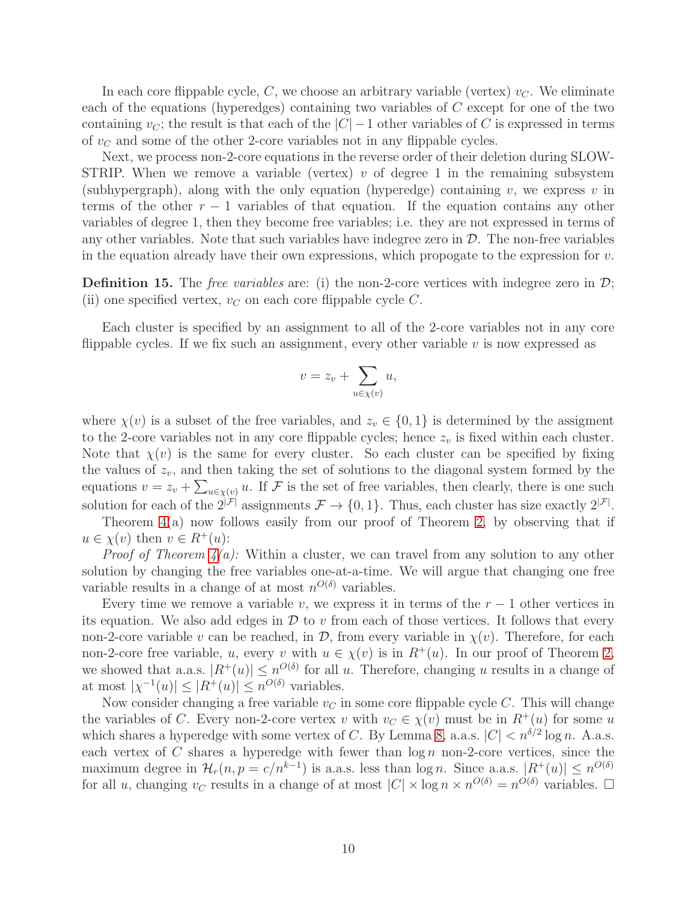In each core flippable cycle, $C$, we choose an arbitrary variable (vertex) $v_C$. We eliminate each of the equations (hyperedges) containing two variables of $C$ except for one of the two containing $v_C$; the result is that each of the $|C|-1$ other variables of $C$ is expressed in terms of $v_C$ and some of the other 2-core variables not in any flippable cycles.

Next, we process non-2-core equations in the reverse order of their deletion during SLOW-STRIP. When we remove a variable (vertex) $v$ of degree 1 in the remaining subsystem (subhypergraph), along with the only equation (hyperedge) containing $v$, we express $v$ in terms of the other $r-1$ variables of that equation. If the equation contains any other variables of degree 1, then they become free variables; i.e. they are not expressed in terms of any other variables. Note that such variables have indegree zero in $\mathcal{D}$. The non-free variables in the equation already have their own expressions, which propogate to the expression for $v$.

**Definition 15.** The *free variables* are: (i) the non-2-core vertices with indegree zero in $\mathcal{D}$; (ii) one specified vertex, $v_C$ on each core flippable cycle $C$.

Each cluster is specified by an assignment to all of the 2-core variables not in any core flippable cycles. If we fix such an assignment, every other variable $v$ is now expressed as

$$v = z_v + \sum_{u \in \chi(v)} u,$$

where $\chi(v)$ is a subset of the free variables, and $z_v \in \{0,1\}$ is determined by the assigment to the 2-core variables not in any core flippable cycles; hence $z_v$ is fixed within each cluster. Note that $\chi(v)$ is the same for every cluster. So each cluster can be specified by fixing the values of $z_v$, and then taking the set of solutions to the diagonal system formed by the equations $v = z_v + \sum_{u \in \chi(v)} u$. If $\mathcal{F}$ is the set of free variables, then clearly, there is one such solution for each of the $2^{|\mathcal{F}|}$ assignments $\mathcal{F} \to \{0,1\}$. Thus, each cluster has size exactly $2^{|\mathcal{F}|}$.

Theorem 4(a) now follows easily from our proof of Theorem 2, by observing that if $u \in \chi(v)$ then $v \in R^+(u)$:

*Proof of Theorem 4(a):* Within a cluster, we can travel from any solution to any other solution by changing the free variables one-at-a-time. We will argue that changing one free variable results in a change of at most $n^{O(\delta)}$ variables.

Every time we remove a variable $v$, we express it in terms of the $r-1$ other vertices in its equation. We also add edges in $\mathcal{D}$ to $v$ from each of those vertices. It follows that every non-2-core variable $v$ can be reached, in $\mathcal{D}$, from every variable in $\chi(v)$. Therefore, for each non-2-core free variable, $u$, every $v$ with $u \in \chi(v)$ is in $R^+(u)$. In our proof of Theorem 2, we showed that a.a.s. $|R^+(u)| \leq n^{O(\delta)}$ for all $u$. Therefore, changing $u$ results in a change of at most $|\chi^{-1}(u)| \leq |R^+(u)| \leq n^{O(\delta)}$ variables.

Now consider changing a free variable $v_C$ in some core flippable cycle $C$. This will change the variables of $C$. Every non-2-core vertex $v$ with $v_C \in \chi(v)$ must be in $R^+(u)$ for some $u$ which shares a hyperedge with some vertex of $C$. By Lemma 8, a.a.s. $|C| < n^{\delta/2} \log n$. A.a.s. each vertex of $C$ shares a hyperedge with fewer than $\log n$ non-2-core vertices, since the maximum degree in $\mathcal{H}_r(n, p = c/n^{k-1})$ is a.a.s. less than $\log n$. Since a.a.s. $|R^+(u)| \leq n^{O(\delta)}$ for all $u$, changing $v_C$ results in a change of at most $|C| \times \log n \times n^{O(\delta)} = n^{O(\delta)}$ variables. □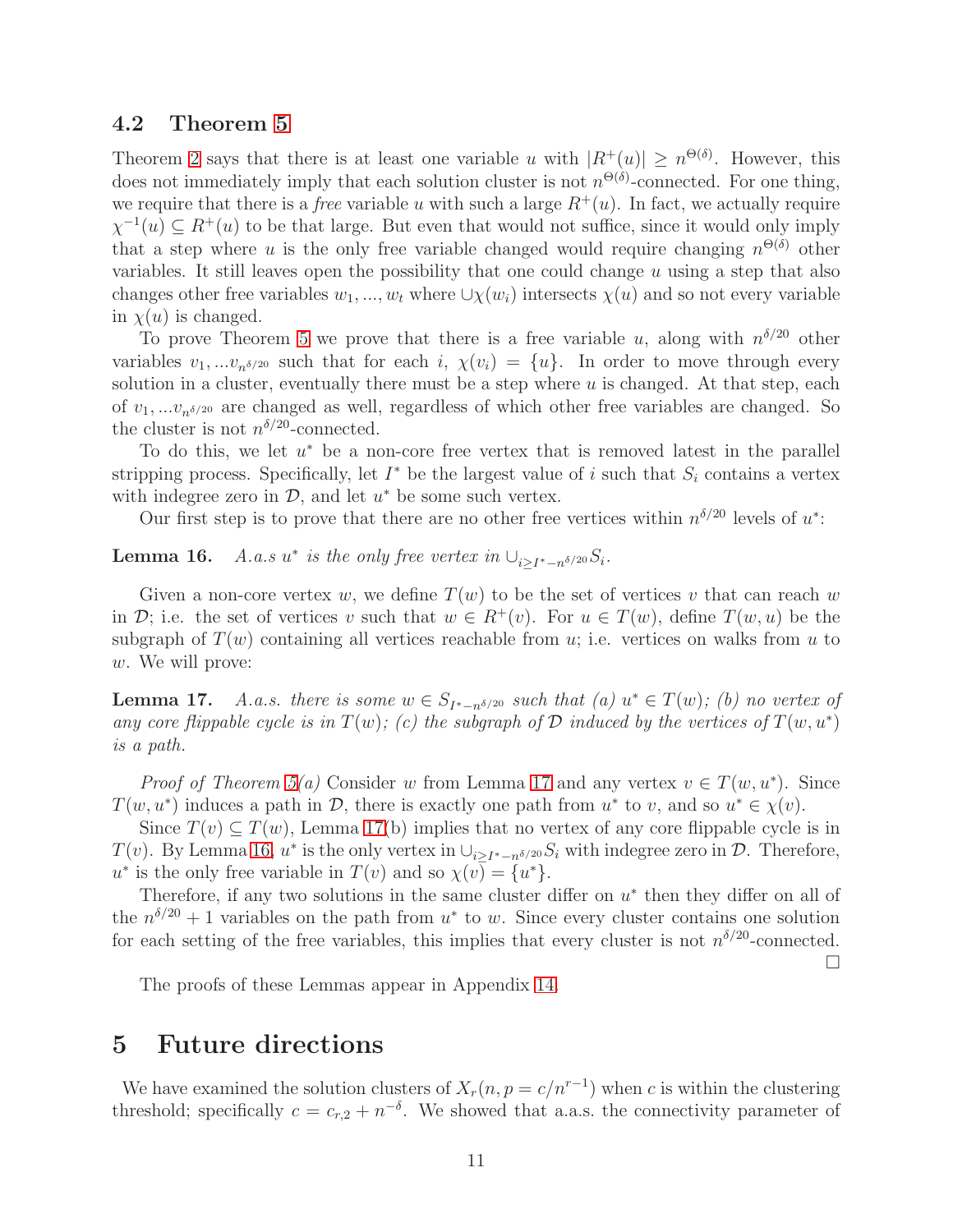### 4.2 Theorem 5

Theorem 2 says that there is at least one variable $u$ with $|R^+(u)| \geq n^{\Theta(\delta)}$. However, this does not immediately imply that each solution cluster is not $n^{\Theta(\delta)}$-connected. For one thing, we require that there is a *free* variable $u$ with such a large $R^+(u)$. In fact, we actually require $\chi^{-1}(u) \subseteq R^+(u)$ to be that large. But even that would not suffice, since it would only imply that a step where $u$ is the only free variable changed would require changing $n^{\Theta(\delta)}$ other variables. It still leaves open the possibility that one could change $u$ using a step that also changes other free variables $w_1, ..., w_t$ where $\cup\chi(w_i)$ intersects $\chi(u)$ and so not every variable in $\chi(u)$ is changed.

To prove Theorem 5 we prove that there is a free variable $u$, along with $n^{\delta/20}$ other variables $v_1, ... v_{n^{\delta/20}}$ such that for each $i$, $\chi(v_i) = \{u\}$. In order to move through every solution in a cluster, eventually there must be a step where $u$ is changed. At that step, each of $v_1, ... v_{n^{\delta/20}}$ are changed as well, regardless of which other free variables are changed. So the cluster is not $n^{\delta/20}$-connected.

To do this, we let $u^*$ be a non-core free vertex that is removed latest in the parallel stripping process. Specifically, let $I^*$ be the largest value of $i$ such that $S_i$ contains a vertex with indegree zero in $\mathcal{D}$, and let $u^*$ be some such vertex.

Our first step is to prove that there are no other free vertices within $n^{\delta/20}$ levels of $u^*$:

**Lemma 16.** *A.a.s $u^*$ is the only free vertex in $\cup_{i \geq I^* - n^{\delta/20}} S_i$.*

Given a non-core vertex $w$, we define $T(w)$ to be the set of vertices $v$ that can reach $w$ in $\mathcal{D}$; i.e. the set of vertices $v$ such that $w \in R^+(v)$. For $u \in T(w)$, define $T(w, u)$ be the subgraph of $T(w)$ containing all vertices reachable from $u$; i.e. vertices on walks from $u$ to $w$. We will prove:

**Lemma 17.** *A.a.s. there is some $w \in S_{I^* - n^{\delta/20}}$ such that (a) $u^* \in T(w)$; (b) no vertex of any core flippable cycle is in $T(w)$; (c) the subgraph of $\mathcal{D}$ induced by the vertices of $T(w, u^*)$ is a path.*

*Proof of Theorem 5(a)* Consider $w$ from Lemma 17 and any vertex $v \in T(w, u^*)$. Since $T(w, u^*)$ induces a path in $\mathcal{D}$, there is exactly one path from $u^*$ to $v$, and so $u^* \in \chi(v)$.

Since $T(v) \subseteq T(w)$, Lemma 17(b) implies that no vertex of any core flippable cycle is in $T(v)$. By Lemma 16, $u^*$ is the only vertex in $\cup_{i \geq I^* - n^{\delta/20}} S_i$ with indegree zero in $\mathcal{D}$. Therefore, $u^*$ is the only free variable in $T(v)$ and so $\chi(v) = \{u^*\}$.

Therefore, if any two solutions in the same cluster differ on $u^*$ then they differ on all of the $n^{\delta/20} + 1$ variables on the path from $u^*$ to $w$. Since every cluster contains one solution for each setting of the free variables, this implies that every cluster is not $n^{\delta/20}$-connected. □

The proofs of these Lemmas appear in Appendix 14.

## 5 Future directions

We have examined the solution clusters of $X_r(n, p = c/n^{r-1})$ when $c$ is within the clustering threshold; specifically $c = c_{r,2} + n^{-\delta}$. We showed that a.a.s. the connectivity parameter of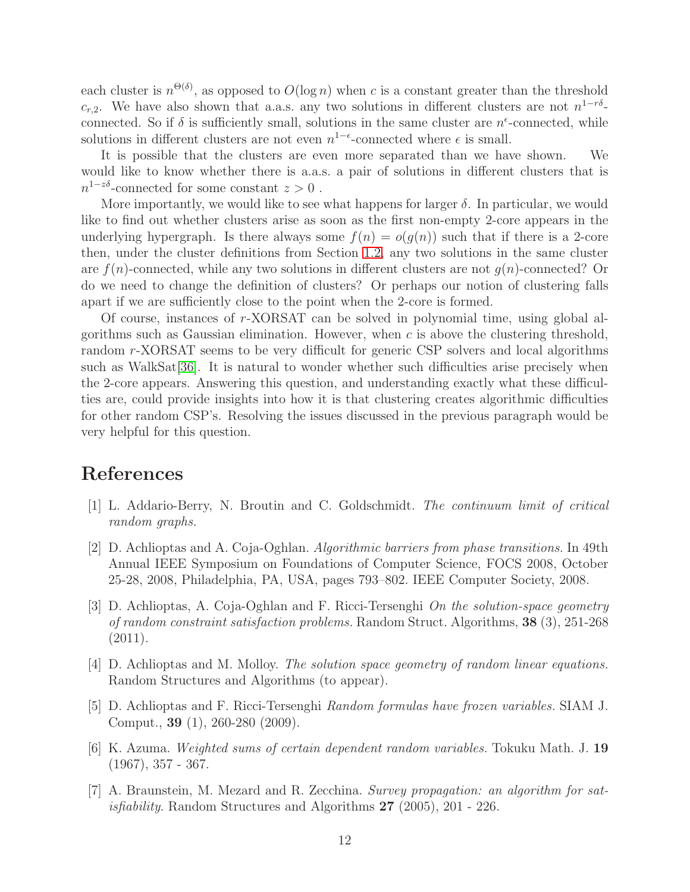each cluster is $n^{\Theta(\delta)}$, as opposed to $O(\log n)$ when $c$ is a constant greater than the threshold $c_{r,2}$. We have also shown that a.a.s. any two solutions in different clusters are not $n^{1-r\delta}$-connected. So if $\delta$ is sufficiently small, solutions in the same cluster are $n^{\epsilon}$-connected, while solutions in different clusters are not even $n^{1-\epsilon}$-connected where $\epsilon$ is small.

It is possible that the clusters are even more separated than we have shown. We would like to know whether there is a.a.s. a pair of solutions in different clusters that is $n^{1-z\delta}$-connected for some constant $z > 0$ .

More importantly, we would like to see what happens for larger $\delta$. In particular, we would like to find out whether clusters arise as soon as the first non-empty 2-core appears in the underlying hypergraph. Is there always some $f(n) = o(g(n))$ such that if there is a 2-core then, under the cluster definitions from Section 1.2, any two solutions in the same cluster are $f(n)$-connected, while any two solutions in different clusters are not $g(n)$-connected? Or do we need to change the definition of clusters? Or perhaps our notion of clustering falls apart if we are sufficiently close to the point when the 2-core is formed.

Of course, instances of $r$-XORSAT can be solved in polynomial time, using global algorithms such as Gaussian elimination. However, when $c$ is above the clustering threshold, random $r$-XORSAT seems to be very difficult for generic CSP solvers and local algorithms such as WalkSat[36]. It is natural to wonder whether such difficulties arise precisely when the 2-core appears. Answering this question, and understanding exactly what these difficulties are, could provide insights into how it is that clustering creates algorithmic difficulties for other random CSP's. Resolving the issues discussed in the previous paragraph would be very helpful for this question.

# References

[1] L. Addario-Berry, N. Broutin and C. Goldschmidt. *The continuum limit of critical random graphs.*

[2] D. Achlioptas and A. Coja-Oghlan. *Algorithmic barriers from phase transitions.* In 49th Annual IEEE Symposium on Foundations of Computer Science, FOCS 2008, October 25-28, 2008, Philadelphia, PA, USA, pages 793–802. IEEE Computer Society, 2008.

[3] D. Achlioptas, A. Coja-Oghlan and F. Ricci-Tersenghi *On the solution-space geometry of random constraint satisfaction problems.* Random Struct. Algorithms, **38** (3), 251-268 (2011).

[4] D. Achlioptas and M. Molloy. *The solution space geometry of random linear equations.* Random Structures and Algorithms (to appear).

[5] D. Achlioptas and F. Ricci-Tersenghi *Random formulas have frozen variables.* SIAM J. Comput., **39** (1), 260-280 (2009).

[6] K. Azuma. *Weighted sums of certain dependent random variables.* Tokuku Math. J. **19** (1967), 357 - 367.

[7] A. Braunstein, M. Mezard and R. Zecchina. *Survey propagation: an algorithm for satisfiability*. Random Structures and Algorithms **27** (2005), 201 - 226.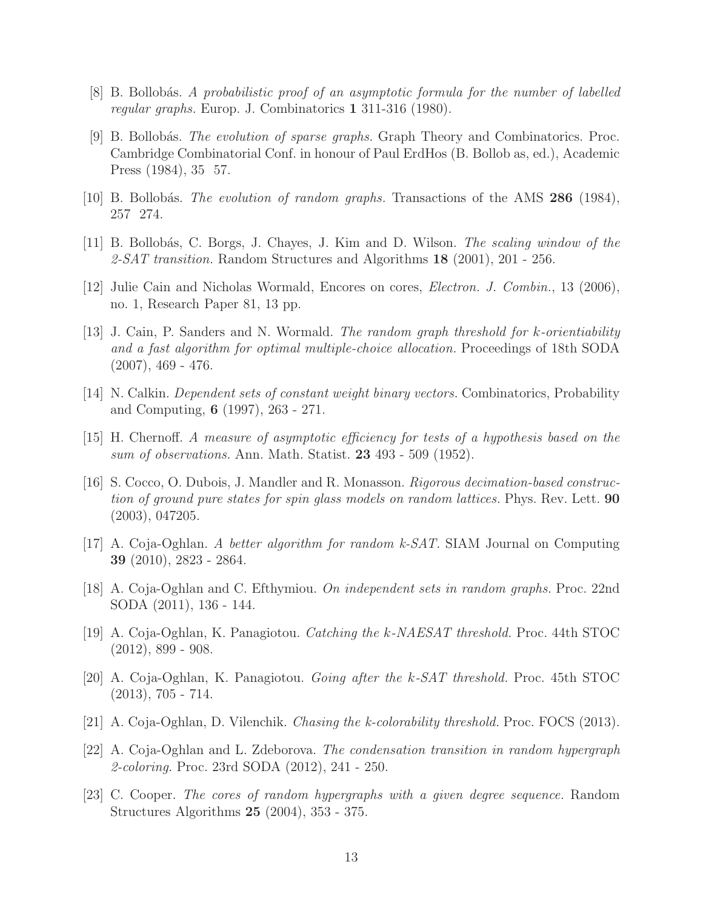[8] B. Bollobás. *A probabilistic proof of an asymptotic formula for the number of labelled regular graphs.* Europ. J. Combinatorics **1** 311-316 (1980).

[9] B. Bollobás. *The evolution of sparse graphs.* Graph Theory and Combinatorics. Proc. Cambridge Combinatorial Conf. in honour of Paul ErdHos (B. Bollob as, ed.), Academic Press (1984), 35 57.

[10] B. Bollobás. *The evolution of random graphs.* Transactions of the AMS **286** (1984), 257 274.

[11] B. Bollobás, C. Borgs, J. Chayes, J. Kim and D. Wilson. *The scaling window of the 2-SAT transition.* Random Structures and Algorithms **18** (2001), 201 - 256.

[12] Julie Cain and Nicholas Wormald, Encores on cores, *Electron. J. Combin.*, 13 (2006), no. 1, Research Paper 81, 13 pp.

[13] J. Cain, P. Sanders and N. Wormald. *The random graph threshold for $k$-orientiability and a fast algorithm for optimal multiple-choice allocation.* Proceedings of 18th SODA (2007), 469 - 476.

[14] N. Calkin. *Dependent sets of constant weight binary vectors.* Combinatorics, Probability and Computing, **6** (1997), 263 - 271.

[15] H. Chernoff. *A measure of asymptotic efficiency for tests of a hypothesis based on the sum of observations.* Ann. Math. Statist. **23** 493 - 509 (1952).

[16] S. Cocco, O. Dubois, J. Mandler and R. Monasson. *Rigorous decimation-based construction of ground pure states for spin glass models on random lattices.* Phys. Rev. Lett. **90** (2003), 047205.

[17] A. Coja-Oghlan. *A better algorithm for random $k$-SAT.* SIAM Journal on Computing **39** (2010), 2823 - 2864.

[18] A. Coja-Oghlan and C. Efthymiou. *On independent sets in random graphs.* Proc. 22nd SODA (2011), 136 - 144.

[19] A. Coja-Oghlan, K. Panagiotou. *Catching the $k$-NAESAT threshold.* Proc. 44th STOC (2012), 899 - 908.

[20] A. Coja-Oghlan, K. Panagiotou. *Going after the $k$-SAT threshold.* Proc. 45th STOC (2013), 705 - 714.

[21] A. Coja-Oghlan, D. Vilenchik. *Chasing the $k$-colorability threshold.* Proc. FOCS (2013).

[22] A. Coja-Oghlan and L. Zdeborova. *The condensation transition in random hypergraph 2-coloring.* Proc. 23rd SODA (2012), 241 - 250.

[23] C. Cooper. *The cores of random hypergraphs with a given degree sequence.* Random Structures Algorithms **25** (2004), 353 - 375.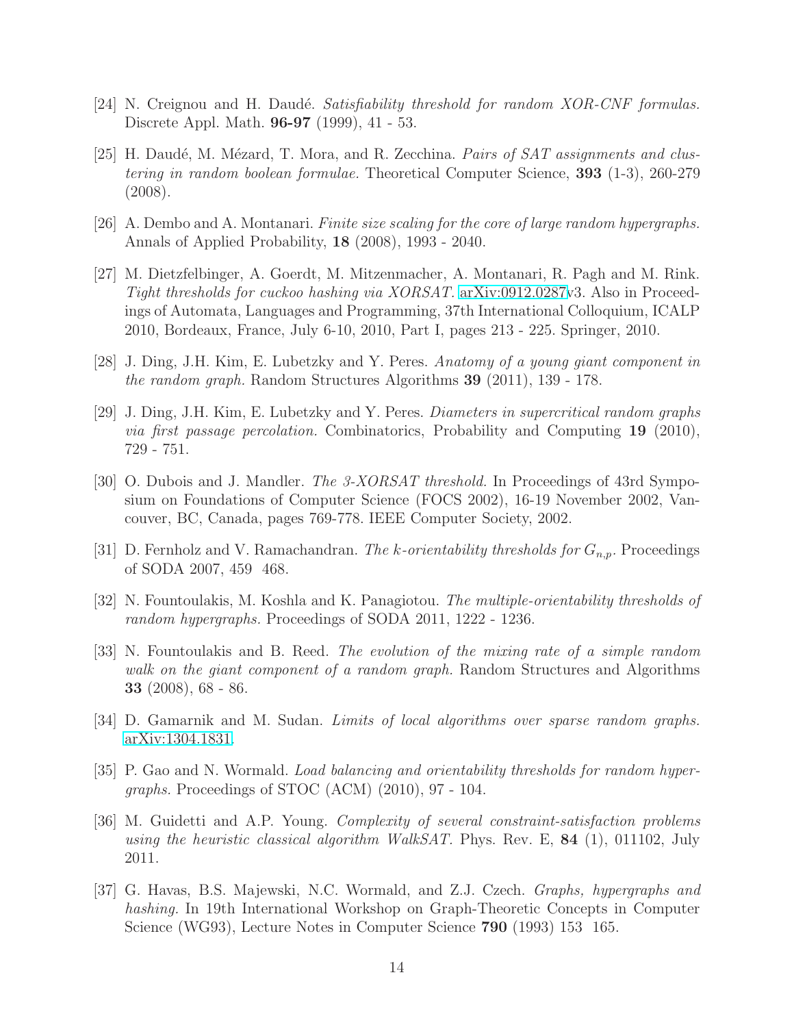[24] N. Creignou and H. Daudé. *Satisfiability threshold for random XOR-CNF formulas.* Discrete Appl. Math. **96-97** (1999), 41 - 53.

[25] H. Daudé, M. Mézard, T. Mora, and R. Zecchina. *Pairs of SAT assignments and clustering in random boolean formulae.* Theoretical Computer Science, **393** (1-3), 260-279 (2008).

[26] A. Dembo and A. Montanari. *Finite size scaling for the core of large random hypergraphs.* Annals of Applied Probability, **18** (2008), 1993 - 2040.

[27] M. Dietzfelbinger, A. Goerdt, M. Mitzenmacher, A. Montanari, R. Pagh and M. Rink. *Tight thresholds for cuckoo hashing via XORSAT.* arXiv:0912.0287v3. Also in Proceedings of Automata, Languages and Programming, 37th International Colloquium, ICALP 2010, Bordeaux, France, July 6-10, 2010, Part I, pages 213 - 225. Springer, 2010.

[28] J. Ding, J.H. Kim, E. Lubetzky and Y. Peres. *Anatomy of a young giant component in the random graph.* Random Structures Algorithms **39** (2011), 139 - 178.

[29] J. Ding, J.H. Kim, E. Lubetzky and Y. Peres. *Diameters in supercritical random graphs via first passage percolation.* Combinatorics, Probability and Computing **19** (2010), 729 - 751.

[30] O. Dubois and J. Mandler. *The 3-XORSAT threshold.* In Proceedings of 43rd Symposium on Foundations of Computer Science (FOCS 2002), 16-19 November 2002, Vancouver, BC, Canada, pages 769-778. IEEE Computer Society, 2002.

[31] D. Fernholz and V. Ramachandran. *The k-orientability thresholds for $G_{n,p}$.* Proceedings of SODA 2007, 459 468.

[32] N. Fountoulakis, M. Koshla and K. Panagiotou. *The multiple-orientability thresholds of random hypergraphs.* Proceedings of SODA 2011, 1222 - 1236.

[33] N. Fountoulakis and B. Reed. *The evolution of the mixing rate of a simple random walk on the giant component of a random graph.* Random Structures and Algorithms **33** (2008), 68 - 86.

[34] D. Gamarnik and M. Sudan. *Limits of local algorithms over sparse random graphs.* arXiv:1304.1831.

[35] P. Gao and N. Wormald. *Load balancing and orientability thresholds for random hypergraphs.* Proceedings of STOC (ACM) (2010), 97 - 104.

[36] M. Guidetti and A.P. Young. *Complexity of several constraint-satisfaction problems using the heuristic classical algorithm WalkSAT.* Phys. Rev. E, **84** (1), 011102, July 2011.

[37] G. Havas, B.S. Majewski, N.C. Wormald, and Z.J. Czech. *Graphs, hypergraphs and hashing.* In 19th International Workshop on Graph-Theoretic Concepts in Computer Science (WG93), Lecture Notes in Computer Science **790** (1993) 153 165.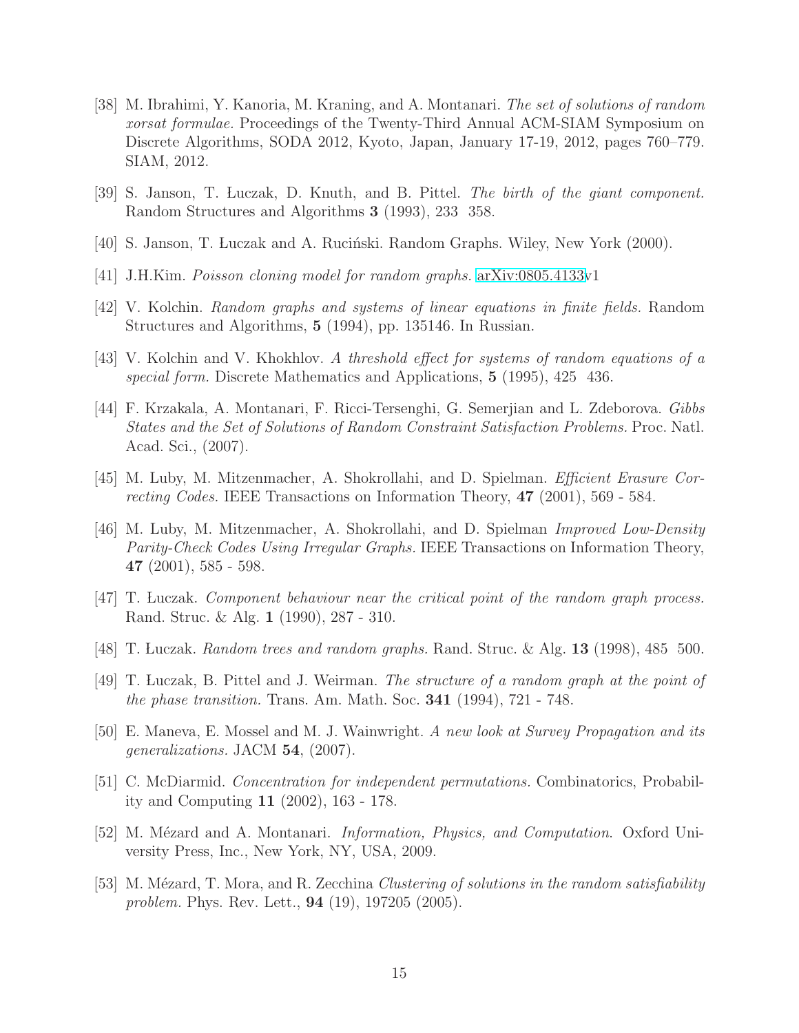[38] M. Ibrahimi, Y. Kanoria, M. Kraning, and A. Montanari. *The set of solutions of random xorsat formulae.* Proceedings of the Twenty-Third Annual ACM-SIAM Symposium on Discrete Algorithms, SODA 2012, Kyoto, Japan, January 17-19, 2012, pages 760–779. SIAM, 2012.

[39] S. Janson, T. Łuczak, D. Knuth, and B. Pittel. *The birth of the giant component.* Random Structures and Algorithms **3** (1993), 233 358.

[40] S. Janson, T. Łuczak and A. Ruciński. Random Graphs. Wiley, New York (2000).

[41] J.H.Kim. *Poisson cloning model for random graphs.* arXiv:0805.4133v1

[42] V. Kolchin. *Random graphs and systems of linear equations in finite fields.* Random Structures and Algorithms, **5** (1994), pp. 135146. In Russian.

[43] V. Kolchin and V. Khokhlov. *A threshold effect for systems of random equations of a special form.* Discrete Mathematics and Applications, **5** (1995), 425 436.

[44] F. Krzakala, A. Montanari, F. Ricci-Tersenghi, G. Semerjian and L. Zdeborova. *Gibbs States and the Set of Solutions of Random Constraint Satisfaction Problems.* Proc. Natl. Acad. Sci., (2007).

[45] M. Luby, M. Mitzenmacher, A. Shokrollahi, and D. Spielman. *Efficient Erasure Correcting Codes.* IEEE Transactions on Information Theory, **47** (2001), 569 - 584.

[46] M. Luby, M. Mitzenmacher, A. Shokrollahi, and D. Spielman *Improved Low-Density Parity-Check Codes Using Irregular Graphs.* IEEE Transactions on Information Theory, **47** (2001), 585 - 598.

[47] T. Łuczak. *Component behaviour near the critical point of the random graph process.* Rand. Struc. & Alg. **1** (1990), 287 - 310.

[48] T. Łuczak. *Random trees and random graphs.* Rand. Struc. & Alg. **13** (1998), 485 500.

[49] T. Łuczak, B. Pittel and J. Weirman. *The structure of a random graph at the point of the phase transition.* Trans. Am. Math. Soc. **341** (1994), 721 - 748.

[50] E. Maneva, E. Mossel and M. J. Wainwright. *A new look at Survey Propagation and its generalizations.* JACM **54**, (2007).

[51] C. McDiarmid. *Concentration for independent permutations.* Combinatorics, Probability and Computing **11** (2002), 163 - 178.

[52] M. Mézard and A. Montanari. *Information, Physics, and Computation*. Oxford University Press, Inc., New York, NY, USA, 2009.

[53] M. Mézard, T. Mora, and R. Zecchina *Clustering of solutions in the random satisfiability problem.* Phys. Rev. Lett., **94** (19), 197205 (2005).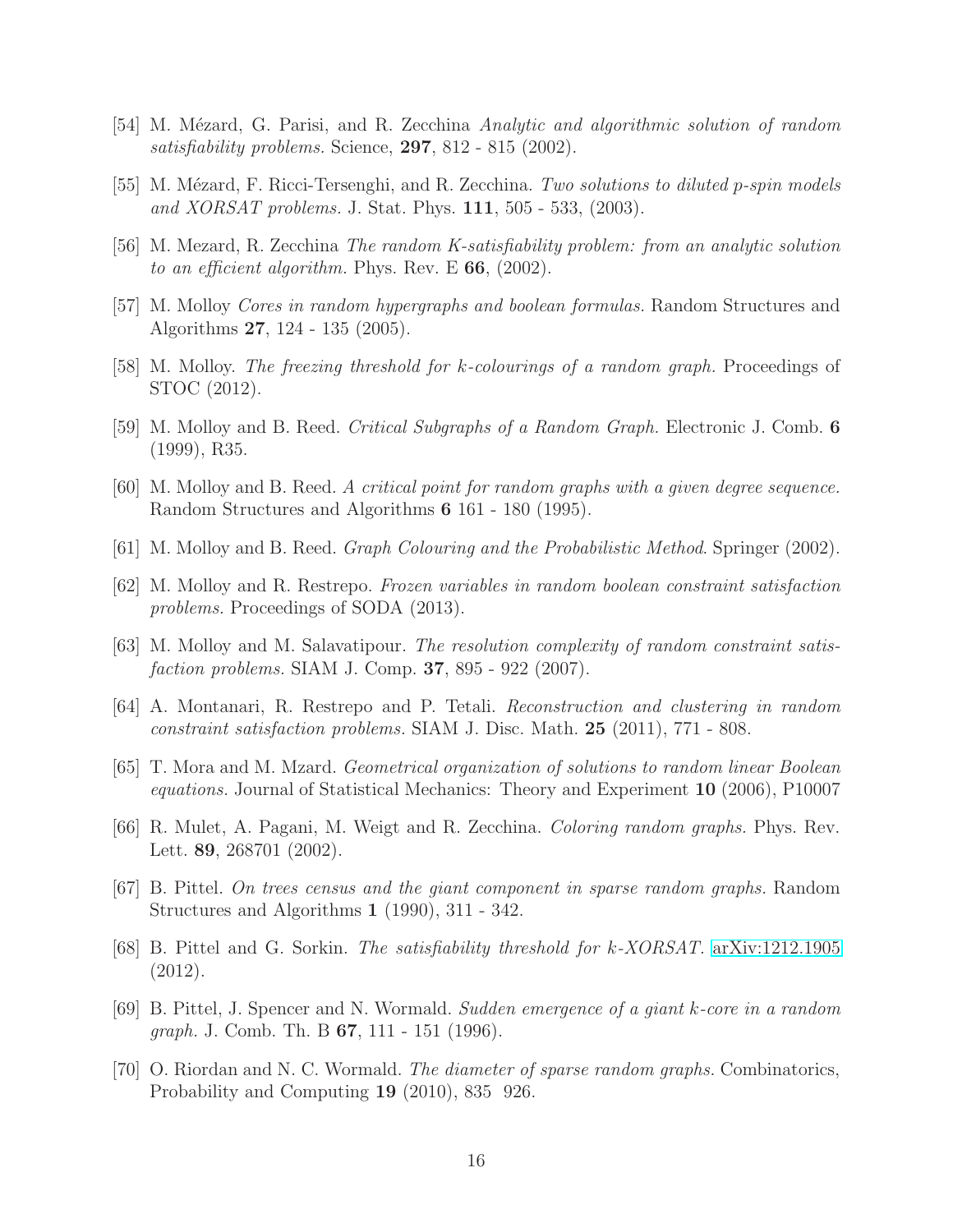[54] M. Mézard, G. Parisi, and R. Zecchina *Analytic and algorithmic solution of random satisfiability problems.* Science, **297**, 812 - 815 (2002).

[55] M. Mézard, F. Ricci-Tersenghi, and R. Zecchina. *Two solutions to diluted p-spin models and XORSAT problems.* J. Stat. Phys. **111**, 505 - 533, (2003).

[56] M. Mezard, R. Zecchina *The random K-satisfiability problem: from an analytic solution to an efficient algorithm.* Phys. Rev. E **66**, (2002).

[57] M. Molloy *Cores in random hypergraphs and boolean formulas.* Random Structures and Algorithms **27**, 124 - 135 (2005).

[58] M. Molloy. *The freezing threshold for k-colourings of a random graph.* Proceedings of STOC (2012).

[59] M. Molloy and B. Reed. *Critical Subgraphs of a Random Graph.* Electronic J. Comb. **6** (1999), R35.

[60] M. Molloy and B. Reed. *A critical point for random graphs with a given degree sequence.* Random Structures and Algorithms **6** 161 - 180 (1995).

[61] M. Molloy and B. Reed. *Graph Colouring and the Probabilistic Method*. Springer (2002).

[62] M. Molloy and R. Restrepo. *Frozen variables in random boolean constraint satisfaction problems.* Proceedings of SODA (2013).

[63] M. Molloy and M. Salavatipour. *The resolution complexity of random constraint satisfaction problems.* SIAM J. Comp. **37**, 895 - 922 (2007).

[64] A. Montanari, R. Restrepo and P. Tetali. *Reconstruction and clustering in random constraint satisfaction problems.* SIAM J. Disc. Math. **25** (2011), 771 - 808.

[65] T. Mora and M. Mzard. *Geometrical organization of solutions to random linear Boolean equations.* Journal of Statistical Mechanics: Theory and Experiment **10** (2006), P10007

[66] R. Mulet, A. Pagani, M. Weigt and R. Zecchina. *Coloring random graphs.* Phys. Rev. Lett. **89**, 268701 (2002).

[67] B. Pittel. *On trees census and the giant component in sparse random graphs.* Random Structures and Algorithms **1** (1990), 311 - 342.

[68] B. Pittel and G. Sorkin. *The satisfiability threshold for k-XORSAT.* arXiv:1212.1905 (2012).

[69] B. Pittel, J. Spencer and N. Wormald. *Sudden emergence of a giant k-core in a random graph.* J. Comb. Th. B **67**, 111 - 151 (1996).

[70] O. Riordan and N. C. Wormald. *The diameter of sparse random graphs.* Combinatorics, Probability and Computing **19** (2010), 835 926.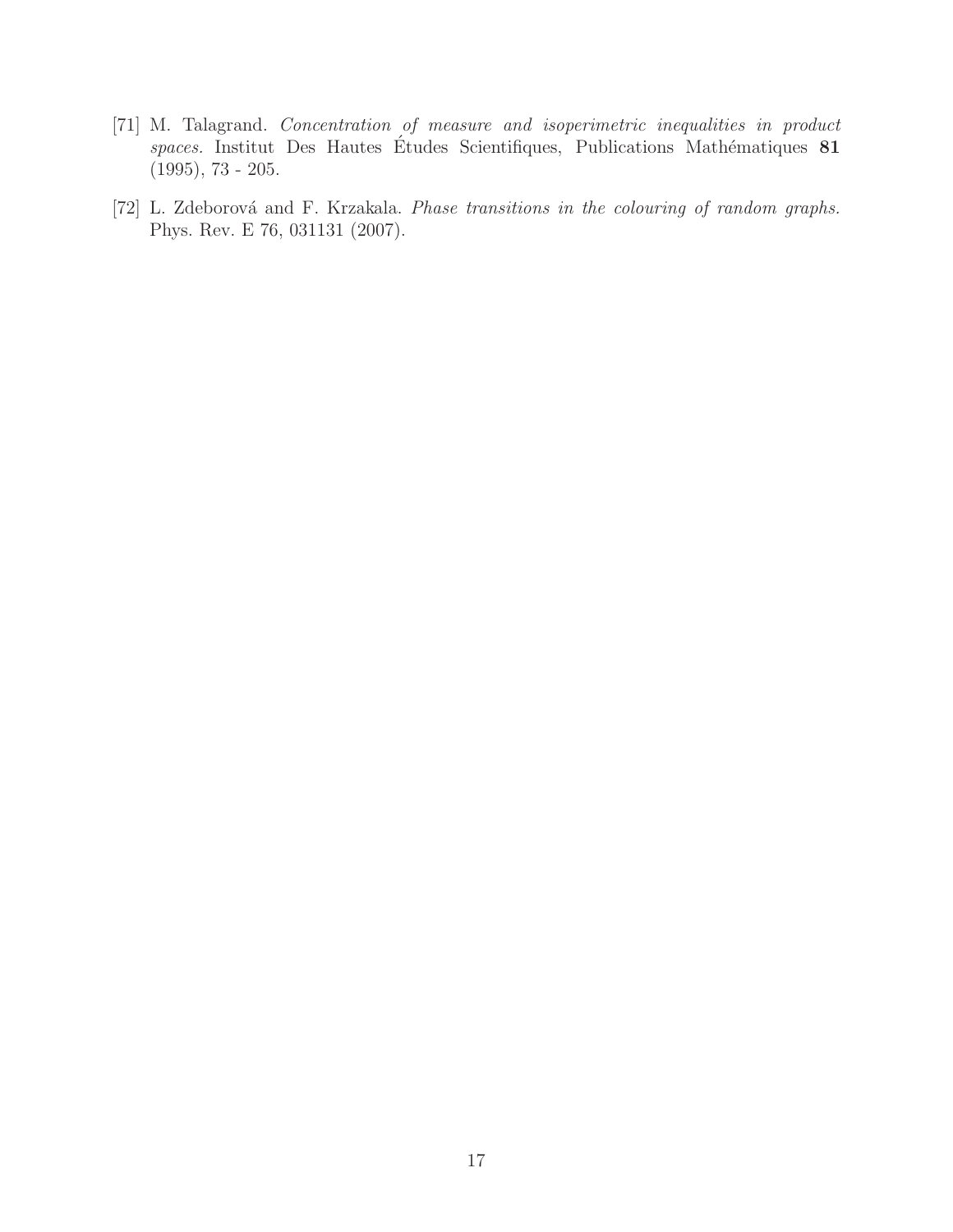[71] M. Talagrand. *Concentration of measure and isoperimetric inequalities in product spaces.* Institut Des Hautes Études Scientifiques, Publications Mathématiques **81** (1995), 73 - 205.

[72] L. Zdeborová and F. Krzakala. *Phase transitions in the colouring of random graphs.* Phys. Rev. E 76, 031131 (2007).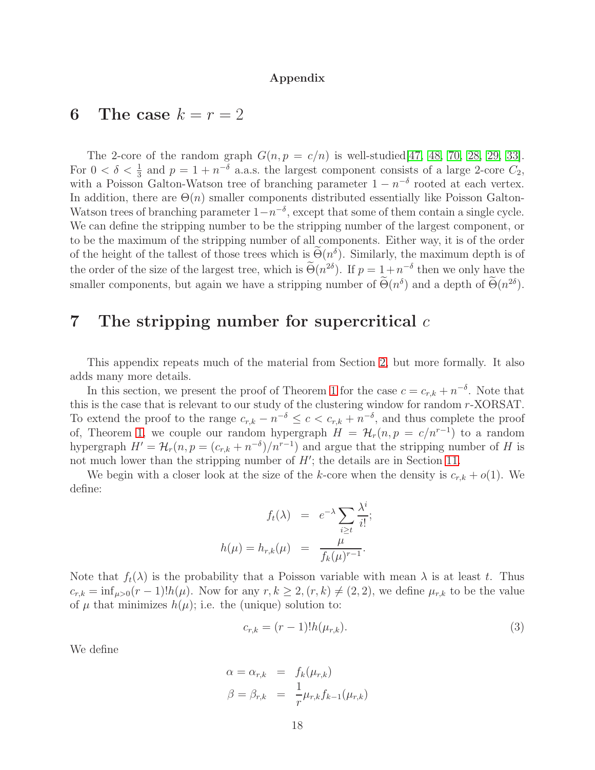**Appendix**

# 6 The case $k = r = 2$

The 2-core of the random graph $G(n, p = c/n)$ is well-studied[47, 48, 70, 28, 29, 33]. For $0 < \delta < \frac{1}{3}$ and $p = 1 + n^{-\delta}$ a.a.s. the largest component consists of a large 2-core $C_2$, with a Poisson Galton-Watson tree of branching parameter $1 - n^{-\delta}$ rooted at each vertex. In addition, there are $\Theta(n)$ smaller components distributed essentially like Poisson Galton-Watson trees of branching parameter $1 - n^{-\delta}$, except that some of them contain a single cycle. We can define the stripping number to be the stripping number of the largest component, or to be the maximum of the stripping number of all components. Either way, it is of the order of the height of the tallest of those trees which is $\widetilde{\Theta}(n^{\delta})$. Similarly, the maximum depth is of the order of the size of the largest tree, which is $\widetilde{\Theta}(n^{2\delta})$. If $p = 1 + n^{-\delta}$ then we only have the smaller components, but again we have a stripping number of $\widetilde{\Theta}(n^{\delta})$ and a depth of $\widetilde{\Theta}(n^{2\delta})$.

# 7 The stripping number for supercritical $c$

This appendix repeats much of the material from Section 2, but more formally. It also adds many more details.

In this section, we present the proof of Theorem 1 for the case $c = c_{r,k} + n^{-\delta}$. Note that this is the case that is relevant to our study of the clustering window for random $r$-XORSAT. To extend the proof to the range $c_{r,k} - n^{-\delta} \le c < c_{r,k} + n^{-\delta}$, and thus complete the proof of, Theorem 1, we couple our random hypergraph $H = \mathcal{H}_r(n, p = c/n^{r-1})$ to a random hypergraph $H' = \mathcal{H}_r(n, p = (c_{r,k} + n^{-\delta})/n^{r-1})$ and argue that the stripping number of $H$ is not much lower than the stripping number of $H'$; the details are in Section 11.

We begin with a closer look at the size of the $k$-core when the density is $c_{r,k} + o(1)$. We define:

$$
\begin{aligned}
f_t(\lambda) &= e^{-\lambda} \sum_{i \ge t} \frac{\lambda^i}{i!}; \\
h(\mu) = h_{r,k}(\mu) &= \frac{\mu}{f_k(\mu)^{r-1}}.
\end{aligned}
$$

Note that $f_t(\lambda)$ is the probability that a Poisson variable with mean $\lambda$ is at least $t$. Thus $c_{r,k} = \inf_{\mu > 0} (r-1)! h(\mu)$. Now for any $r, k \ge 2, (r,k) \neq (2,2)$, we define $\mu_{r,k}$ to be the value of $\mu$ that minimizes $h(\mu)$; i.e. the (unique) solution to:

$$
c_{r,k} = (r-1)! h(\mu_{r,k}). \tag{3}
$$

We define

$$
\begin{aligned}
\alpha = \alpha_{r,k} &= f_k(\mu_{r,k}) \\
\beta = \beta_{r,k} &= \frac{1}{r} \mu_{r,k} f_{k-1}(\mu_{r,k})
\end{aligned}
$$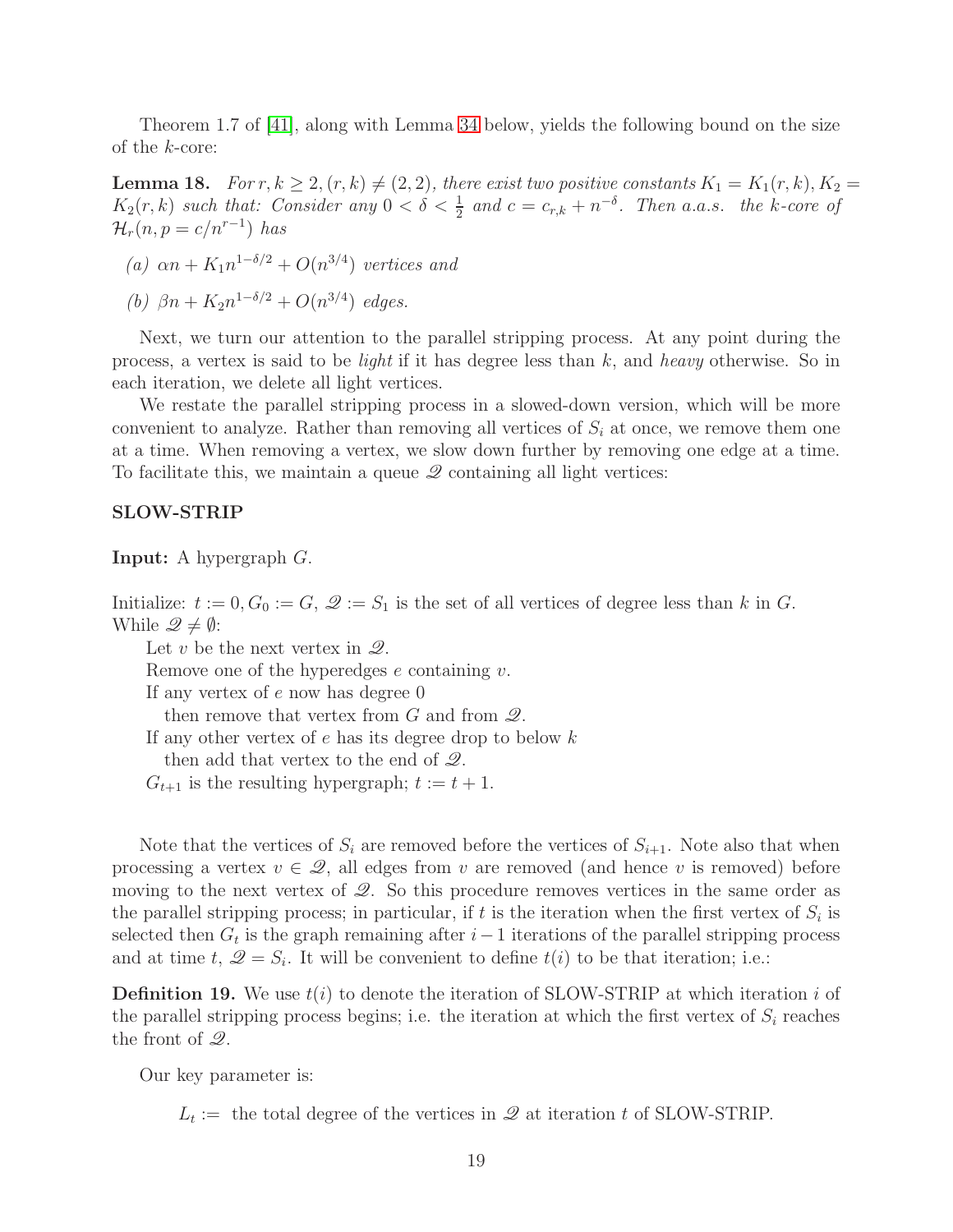Theorem 1.7 of [41], along with Lemma 34 below, yields the following bound on the size of the $k$-core:

**Lemma 18.** *For $r, k \geq 2, (r, k) \neq (2, 2)$, there exist two positive constants $K_1 = K_1(r, k), K_2 = K_2(r, k)$ such that: Consider any $0 < \delta < \frac{1}{2}$ and $c = c_{r,k} + n^{-\delta}$. Then a.a.s. the $k$-core of $\mathcal{H}_r(n, p = c/n^{r-1})$ has*

*(a) $\alpha n + K_1 n^{1-\delta/2} + O(n^{3/4})$ vertices and*

*(b) $\beta n + K_2 n^{1-\delta/2} + O(n^{3/4})$ edges.*

Next, we turn our attention to the parallel stripping process. At any point during the process, a vertex is said to be *light* if it has degree less than $k$, and *heavy* otherwise. So in each iteration, we delete all light vertices.

We restate the parallel stripping process in a slowed-down version, which will be more convenient to analyze. Rather than removing all vertices of $S_i$ at once, we remove them one at a time. When removing a vertex, we slow down further by removing one edge at a time. To facilitate this, we maintain a queue $\mathscr{Q}$ containing all light vertices:

**SLOW-STRIP**

**Input:** A hypergraph $G$.

Initialize: $t := 0, G_0 := G$, $\mathscr{Q} := S_1$ is the set of all vertices of degree less than $k$ in $G$.
While $\mathscr{Q} \neq \emptyset$:
  Let $v$ be the next vertex in $\mathscr{Q}$.
  Remove one of the hyperedges $e$ containing $v$.
  If any vertex of $e$ now has degree 0
    then remove that vertex from $G$ and from $\mathscr{Q}$.
  If any other vertex of $e$ has its degree drop to below $k$
    then add that vertex to the end of $\mathscr{Q}$.
  $G_{t+1}$ is the resulting hypergraph; $t := t + 1$.

Note that the vertices of $S_i$ are removed before the vertices of $S_{i+1}$. Note also that when processing a vertex $v \in \mathscr{Q}$, all edges from $v$ are removed (and hence $v$ is removed) before moving to the next vertex of $\mathscr{Q}$. So this procedure removes vertices in the same order as the parallel stripping process; in particular, if $t$ is the iteration when the first vertex of $S_i$ is selected then $G_t$ is the graph remaining after $i-1$ iterations of the parallel stripping process and at time $t$, $\mathscr{Q} = S_i$. It will be convenient to define $t(i)$ to be that iteration; i.e.:

**Definition 19.** We use $t(i)$ to denote the iteration of SLOW-STRIP at which iteration $i$ of the parallel stripping process begins; i.e. the iteration at which the first vertex of $S_i$ reaches the front of $\mathscr{Q}$.

Our key parameter is:

$L_t :=$ the total degree of the vertices in $\mathscr{Q}$ at iteration $t$ of SLOW-STRIP.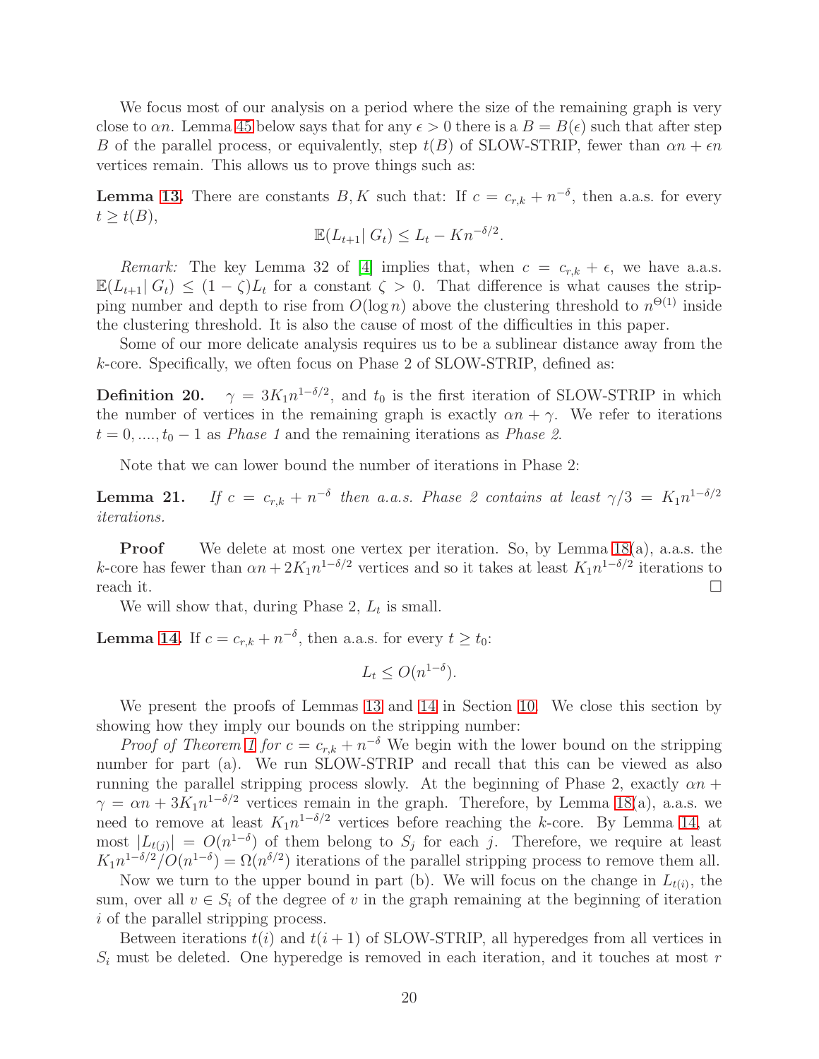We focus most of our analysis on a period where the size of the remaining graph is very close to $\alpha n$. Lemma 45 below says that for any $\epsilon > 0$ there is a $B = B(\epsilon)$ such that after step $B$ of the parallel process, or equivalently, step $t(B)$ of SLOW-STRIP, fewer than $\alpha n + \epsilon n$ vertices remain. This allows us to prove things such as:

**Lemma 13.** There are constants $B, K$ such that: If $c = c_{r,k} + n^{-\delta}$, then a.a.s. for every $t \geq t(B)$,

$$\mathbb{E}(L_{t+1}|\, G_t) \leq L_t - Kn^{-\delta/2}.$$

*Remark:* The key Lemma 32 of [4] implies that, when $c = c_{r,k} + \epsilon$, we have a.a.s. $\mathbb{E}(L_{t+1}|\, G_t) \leq (1 - \zeta)L_t$ for a constant $\zeta > 0$. That difference is what causes the stripping number and depth to rise from $O(\log n)$ above the clustering threshold to $n^{\Theta(1)}$ inside the clustering threshold. It is also the cause of most of the difficulties in this paper.

Some of our more delicate analysis requires us to be a sublinear distance away from the $k$-core. Specifically, we often focus on Phase 2 of SLOW-STRIP, defined as:

**Definition 20.** $\gamma = 3K_1 n^{1-\delta/2}$, and $t_0$ is the first iteration of SLOW-STRIP in which the number of vertices in the remaining graph is exactly $\alpha n + \gamma$. We refer to iterations $t = 0, ...., t_0 - 1$ as *Phase 1* and the remaining iterations as *Phase 2*.

Note that we can lower bound the number of iterations in Phase 2:

**Lemma 21.** *If $c = c_{r,k} + n^{-\delta}$ then a.a.s. Phase 2 contains at least $\gamma/3 = K_1 n^{1-\delta/2}$ iterations.*

**Proof** We delete at most one vertex per iteration. So, by Lemma 18(a), a.a.s. the $k$-core has fewer than $\alpha n + 2K_1 n^{1-\delta/2}$ vertices and so it takes at least $K_1 n^{1-\delta/2}$ iterations to reach it. □

We will show that, during Phase 2, $L_t$ is small.

**Lemma 14.** If $c = c_{r,k} + n^{-\delta}$, then a.a.s. for every $t \geq t_0$:

$$L_t \leq O(n^{1-\delta}).$$

We present the proofs of Lemmas 13 and 14 in Section 10. We close this section by showing how they imply our bounds on the stripping number:

*Proof of Theorem 1 for $c = c_{r,k} + n^{-\delta}$* We begin with the lower bound on the stripping number for part (a). We run SLOW-STRIP and recall that this can be viewed as also running the parallel stripping process slowly. At the beginning of Phase 2, exactly $\alpha n + \gamma = \alpha n + 3K_1 n^{1-\delta/2}$ vertices remain in the graph. Therefore, by Lemma 18(a), a.a.s. we need to remove at least $K_1 n^{1-\delta/2}$ vertices before reaching the $k$-core. By Lemma 14, at most $|L_{t(j)}| = O(n^{1-\delta})$ of them belong to $S_j$ for each $j$. Therefore, we require at least $K_1 n^{1-\delta/2}/O(n^{1-\delta}) = \Omega(n^{\delta/2})$ iterations of the parallel stripping process to remove them all.

Now we turn to the upper bound in part (b). We will focus on the change in $L_{t(i)}$, the sum, over all $v \in S_i$ of the degree of $v$ in the graph remaining at the beginning of iteration $i$ of the parallel stripping process.

Between iterations $t(i)$ and $t(i+1)$ of SLOW-STRIP, all hyperedges from all vertices in $S_i$ must be deleted. One hyperedge is removed in each iteration, and it touches at most $r$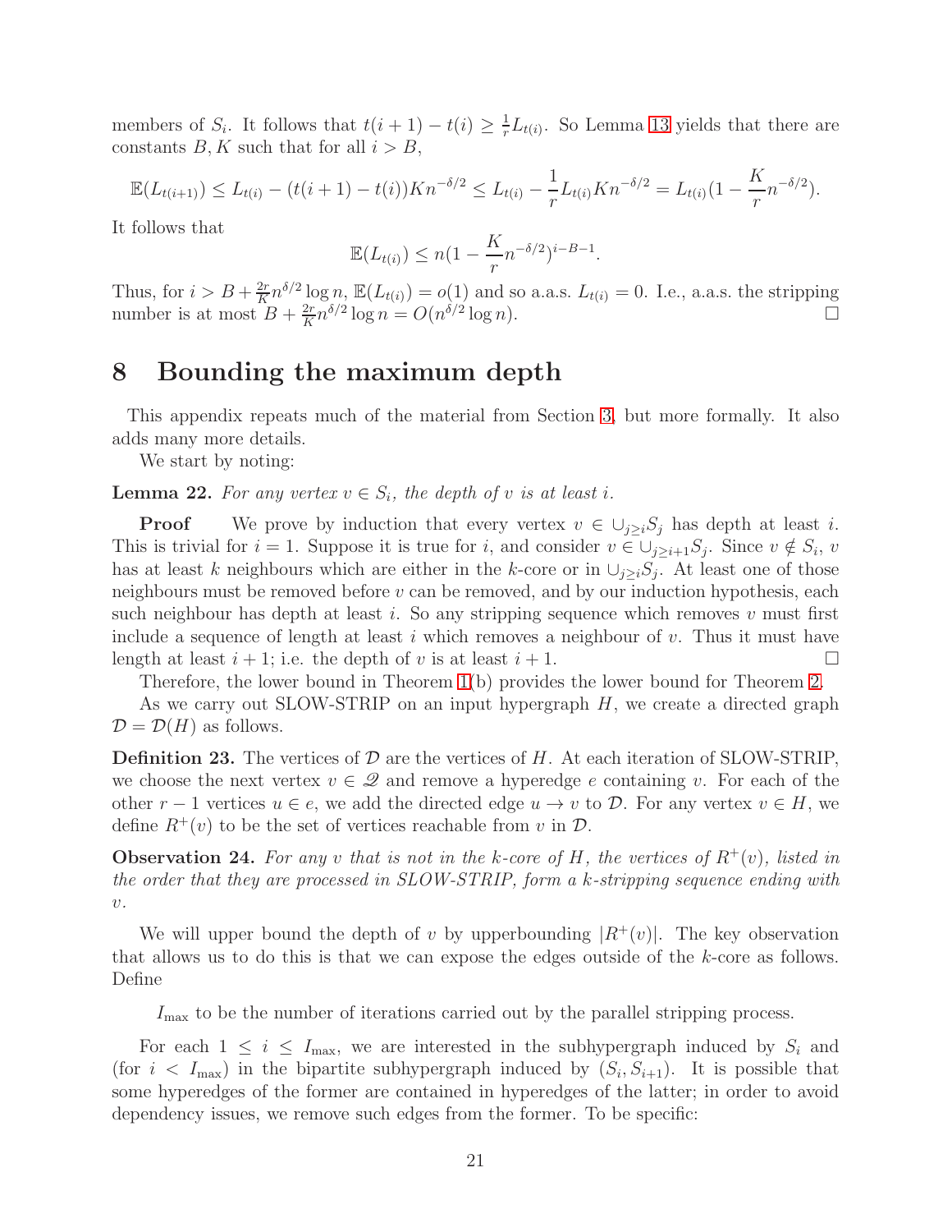members of $S_i$. It follows that $t(i+1) - t(i) \geq \frac{1}{r} L_{t(i)}$. So Lemma 13 yields that there are constants $B, K$ such that for all $i > B$,

$$\mathbb{E}(L_{t(i+1)}) \leq L_{t(i)} - (t(i+1) - t(i))Kn^{-\delta/2} \leq L_{t(i)} - \frac{1}{r} L_{t(i)} Kn^{-\delta/2} = L_{t(i)}(1 - \frac{K}{r} n^{-\delta/2}).$$

It follows that

$$\mathbb{E}(L_{t(i)}) \leq n(1 - \frac{K}{r} n^{-\delta/2})^{i-B-1}.$$

Thus, for $i > B + \frac{2r}{K} n^{\delta/2} \log n$, $\mathbb{E}(L_{t(i)}) = o(1)$ and so a.a.s. $L_{t(i)} = 0$. I.e., a.a.s. the stripping number is at most $B + \frac{2r}{K} n^{\delta/2} \log n = O(n^{\delta/2} \log n)$. □

# 8 Bounding the maximum depth

This appendix repeats much of the material from Section 3, but more formally. It also adds many more details.

We start by noting:

**Lemma 22.** *For any vertex $v \in S_i$, the depth of $v$ is at least $i$.*

**Proof** We prove by induction that every vertex $v \in \cup_{j \geq i} S_j$ has depth at least $i$. This is trivial for $i = 1$. Suppose it is true for $i$, and consider $v \in \cup_{j \geq i+1} S_j$. Since $v \notin S_i$, $v$ has at least $k$ neighbours which are either in the $k$-core or in $\cup_{j \geq i} S_j$. At least one of those neighbours must be removed before $v$ can be removed, and by our induction hypothesis, each such neighbour has depth at least $i$. So any stripping sequence which removes $v$ must first include a sequence of length at least $i$ which removes a neighbour of $v$. Thus it must have length at least $i+1$; i.e. the depth of $v$ is at least $i+1$. □

Therefore, the lower bound in Theorem 1(b) provides the lower bound for Theorem 2.

As we carry out SLOW-STRIP on an input hypergraph $H$, we create a directed graph $\mathcal{D} = \mathcal{D}(H)$ as follows.

**Definition 23.** The vertices of $\mathcal{D}$ are the vertices of $H$. At each iteration of SLOW-STRIP, we choose the next vertex $v \in \mathscr{Q}$ and remove a hyperedge $e$ containing $v$. For each of the other $r-1$ vertices $u \in e$, we add the directed edge $u \to v$ to $\mathcal{D}$. For any vertex $v \in H$, we define $R^+(v)$ to be the set of vertices reachable from $v$ in $\mathcal{D}$.

**Observation 24.** *For any $v$ that is not in the $k$-core of $H$, the vertices of $R^+(v)$, listed in the order that they are processed in SLOW-STRIP, form a $k$-stripping sequence ending with $v$.*

We will upper bound the depth of $v$ by upperbounding $|R^+(v)|$. The key observation that allows us to do this is that we can expose the edges outside of the $k$-core as follows. Define

$I_{\max}$ to be the number of iterations carried out by the parallel stripping process.

For each $1 \leq i \leq I_{\max}$, we are interested in the subhypergraph induced by $S_i$ and (for $i < I_{\max}$) in the bipartite subhypergraph induced by $(S_i, S_{i+1})$. It is possible that some hyperedges of the former are contained in hyperedges of the latter; in order to avoid dependency issues, we remove such edges from the former. To be specific: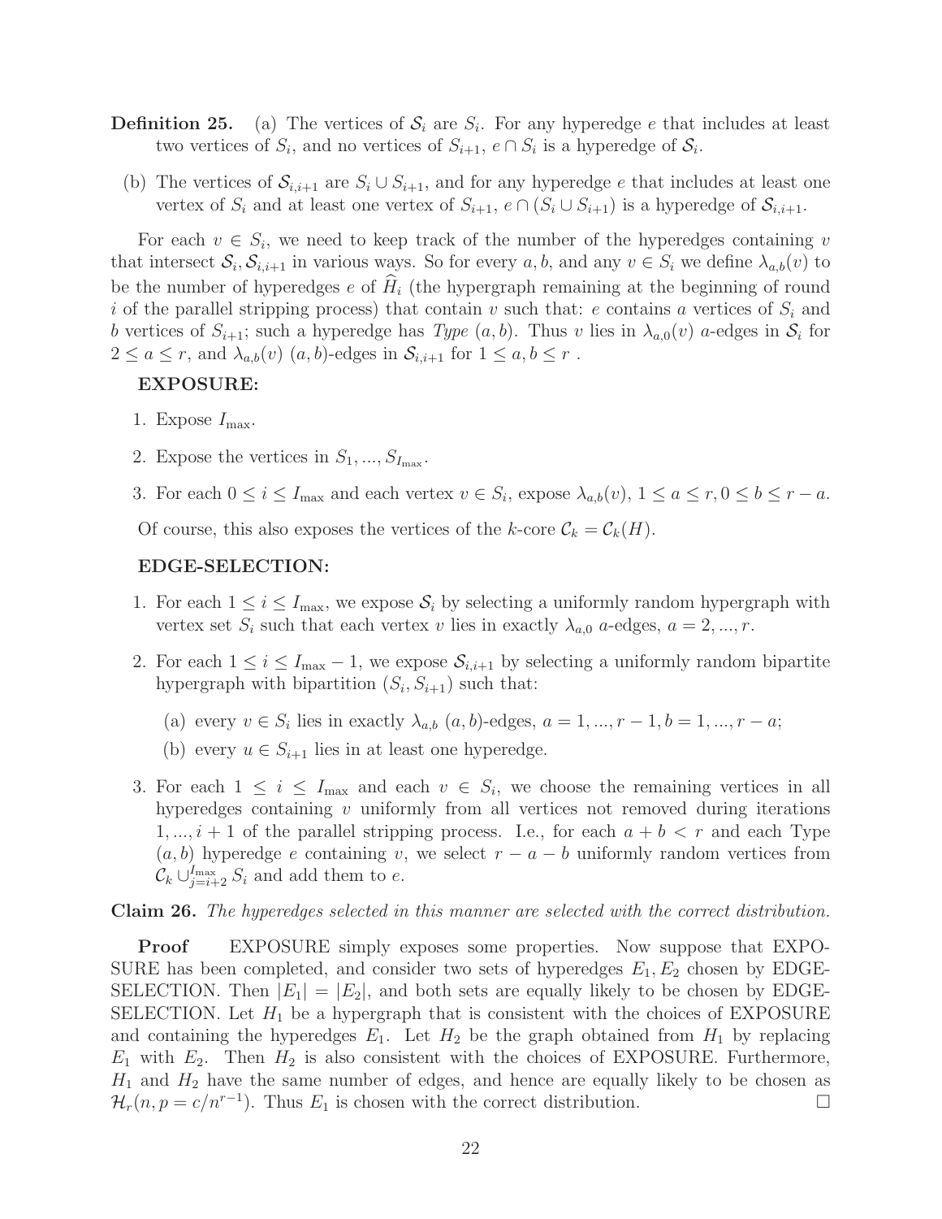**Definition 25.** (a) The vertices of $\mathcal{S}_i$ are $S_i$. For any hyperedge $e$ that includes at least two vertices of $S_i$, and no vertices of $S_{i+1}$, $e \cap S_i$ is a hyperedge of $\mathcal{S}_i$.

(b) The vertices of $\mathcal{S}_{i,i+1}$ are $S_i \cup S_{i+1}$, and for any hyperedge $e$ that includes at least one vertex of $S_i$ and at least one vertex of $S_{i+1}$, $e \cap (S_i \cup S_{i+1})$ is a hyperedge of $\mathcal{S}_{i,i+1}$.

For each $v \in S_i$, we need to keep track of the number of the hyperedges containing $v$ that intersect $\mathcal{S}_i, \mathcal{S}_{i,i+1}$ in various ways. So for every $a, b$, and any $v \in S_i$ we define $\lambda_{a,b}(v)$ to be the number of hyperedges $e$ of $\widehat{H}_i$ (the hypergraph remaining at the beginning of round $i$ of the parallel stripping process) that contain $v$ such that: $e$ contains $a$ vertices of $S_i$ and $b$ vertices of $S_{i+1}$; such a hyperedge has *Type* $(a, b)$. Thus $v$ lies in $\lambda_{a,0}(v)$ $a$-edges in $\mathcal{S}_i$ for $2 \leq a \leq r$, and $\lambda_{a,b}(v)$ $(a, b)$-edges in $\mathcal{S}_{i,i+1}$ for $1 \leq a, b \leq r$ .

**EXPOSURE:**

1. Expose $I_{\max}$.
2. Expose the vertices in $S_1, ..., S_{I_{\max}}$.
3. For each $0 \leq i \leq I_{\max}$ and each vertex $v \in S_i$, expose $\lambda_{a,b}(v)$, $1 \leq a \leq r, 0 \leq b \leq r-a$.

Of course, this also exposes the vertices of the $k$-core $\mathcal{C}_k = \mathcal{C}_k(H)$.

**EDGE-SELECTION:**

1. For each $1 \leq i \leq I_{\max}$, we expose $\mathcal{S}_i$ by selecting a uniformly random hypergraph with vertex set $S_i$ such that each vertex $v$ lies in exactly $\lambda_{a,0}$ $a$-edges, $a = 2, ..., r$.
2. For each $1 \leq i \leq I_{\max} - 1$, we expose $\mathcal{S}_{i,i+1}$ by selecting a uniformly random bipartite hypergraph with bipartition $(S_i, S_{i+1})$ such that:
   (a) every $v \in S_i$ lies in exactly $\lambda_{a,b}$ $(a, b)$-edges, $a = 1, ..., r-1, b = 1, ..., r-a$;
   (b) every $u \in S_{i+1}$ lies in at least one hyperedge.
3. For each $1 \leq i \leq I_{\max}$ and each $v \in S_i$, we choose the remaining vertices in all hyperedges containing $v$ uniformly from all vertices not removed during iterations $1, ..., i+1$ of the parallel stripping process. I.e., for each $a + b < r$ and each Type $(a, b)$ hyperedge $e$ containing $v$, we select $r - a - b$ uniformly random vertices from $\mathcal{C}_k \cup_{j=i+2}^{I_{\max}} S_i$ and add them to $e$.

**Claim 26.** *The hyperedges selected in this manner are selected with the correct distribution.*

**Proof** EXPOSURE simply exposes some properties. Now suppose that EXPOSURE has been completed, and consider two sets of hyperedges $E_1, E_2$ chosen by EDGE-SELECTION. Then $|E_1| = |E_2|$, and both sets are equally likely to be chosen by EDGE-SELECTION. Let $H_1$ be a hypergraph that is consistent with the choices of EXPOSURE and containing the hyperedges $E_1$. Let $H_2$ be the graph obtained from $H_1$ by replacing $E_1$ with $E_2$. Then $H_2$ is also consistent with the choices of EXPOSURE. Furthermore, $H_1$ and $H_2$ have the same number of edges, and hence are equally likely to be chosen as $\mathcal{H}_r(n, p = c/n^{r-1})$. Thus $E_1$ is chosen with the correct distribution. □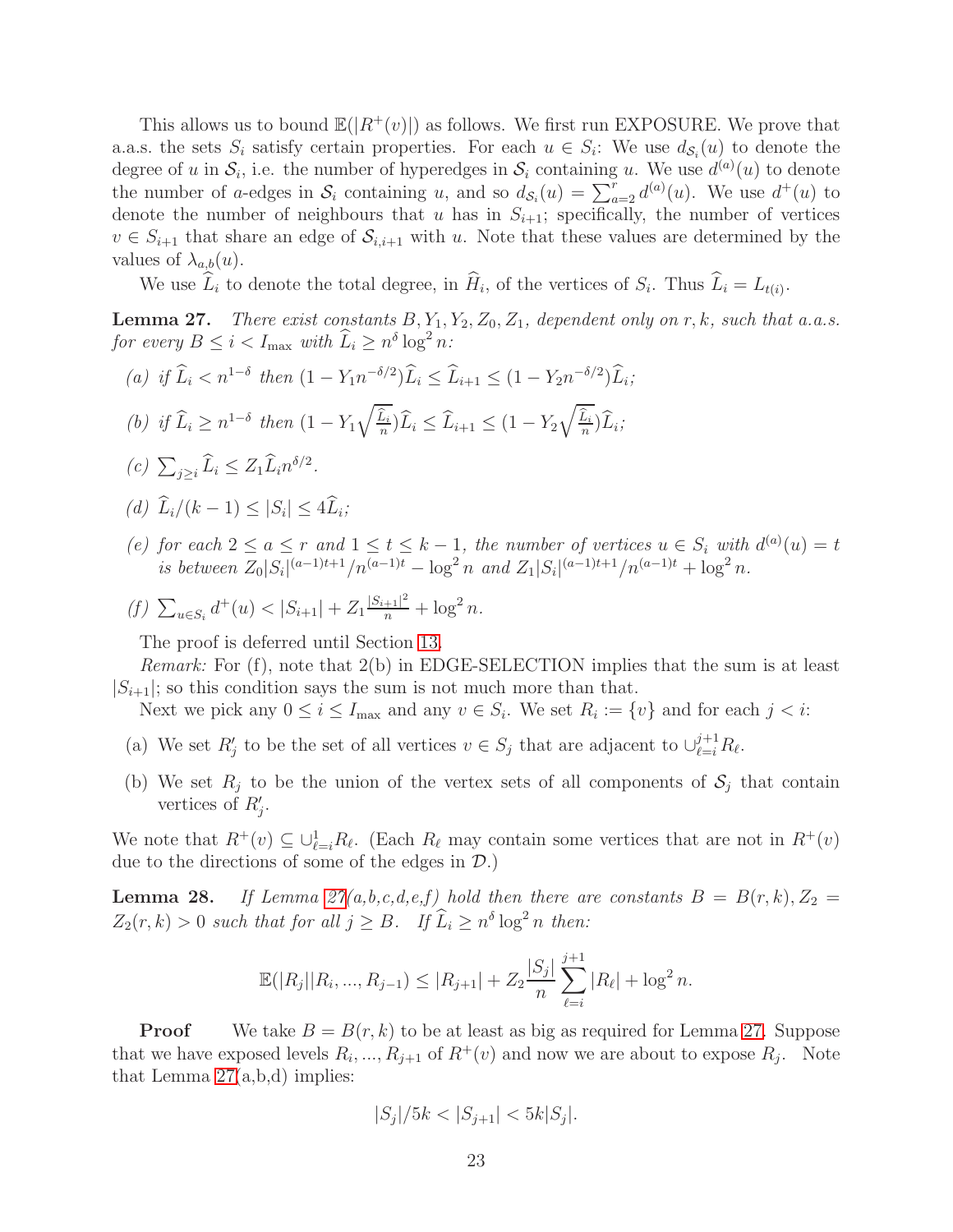This allows us to bound $\mathbb{E}(|R^+(v)|)$ as follows. We first run EXPOSURE. We prove that a.a.s. the sets $S_i$ satisfy certain properties. For each $u \in S_i$: We use $d_{\mathcal{S}_i}(u)$ to denote the degree of $u$ in $\mathcal{S}_i$, i.e. the number of hyperedges in $\mathcal{S}_i$ containing $u$. We use $d^{(a)}(u)$ to denote the number of $a$-edges in $\mathcal{S}_i$ containing $u$, and so $d_{\mathcal{S}_i}(u) = \sum_{a=2}^{r} d^{(a)}(u)$. We use $d^+(u)$ to denote the number of neighbours that $u$ has in $S_{i+1}$; specifically, the number of vertices $v \in S_{i+1}$ that share an edge of $\mathcal{S}_{i,i+1}$ with $u$. Note that these values are determined by the values of $\lambda_{a,b}(u)$.

We use $\widehat{L}_i$ to denote the total degree, in $\widehat{H}_i$, of the vertices of $S_i$. Thus $\widehat{L}_i = L_{t(i)}$.

**Lemma 27.** *There exist constants $B, Y_1, Y_2, Z_0, Z_1$, dependent only on $r, k$, such that a.a.s. for every $B \le i < I_{\max}$ with $\widehat{L}_i \ge n^{\delta} \log^2 n$:*

*(a) if $\widehat{L}_i < n^{1-\delta}$ then $(1 - Y_1 n^{-\delta/2})\widehat{L}_i \le \widehat{L}_{i+1} \le (1 - Y_2 n^{-\delta/2})\widehat{L}_i$;*

*(b) if $\widehat{L}_i \ge n^{1-\delta}$ then $(1 - Y_1\sqrt{\frac{\widehat{L}_i}{n}})\widehat{L}_i \le \widehat{L}_{i+1} \le (1 - Y_2\sqrt{\frac{\widehat{L}_i}{n}})\widehat{L}_i$;*

*(c) $\sum_{j \ge i} \widehat{L}_i \le Z_1 \widehat{L}_i n^{\delta/2}$.*

*(d) $\widehat{L}_i/(k-1) \le |S_i| \le 4\widehat{L}_i$;*

*(e) for each $2 \le a \le r$ and $1 \le t \le k-1$, the number of vertices $u \in S_i$ with $d^{(a)}(u) = t$ is between $Z_0 |S_i|^{(a-1)t+1}/n^{(a-1)t} - \log^2 n$ and $Z_1 |S_i|^{(a-1)t+1}/n^{(a-1)t} + \log^2 n$.*

*(f) $\sum_{u \in S_i} d^+(u) < |S_{i+1}| + Z_1 \frac{|S_{i+1}|^2}{n} + \log^2 n$.*

The proof is deferred until Section 13.

*Remark:* For (f), note that 2(b) in EDGE-SELECTION implies that the sum is at least $|S_{i+1}|$; so this condition says the sum is not much more than that.

Next we pick any $0 \le i \le I_{\max}$ and any $v \in S_i$. We set $R_i := \{v\}$ and for each $j < i$:

(a) We set $R'_j$ to be the set of all vertices $v \in S_j$ that are adjacent to $\cup_{\ell=i}^{j+1} R_\ell$.

(b) We set $R_j$ to be the union of the vertex sets of all components of $\mathcal{S}_j$ that contain vertices of $R'_j$.

We note that $R^+(v) \subseteq \cup_{\ell=i}^{1} R_\ell$. (Each $R_\ell$ may contain some vertices that are not in $R^+(v)$ due to the directions of some of the edges in $\mathcal{D}$.)

**Lemma 28.** *If Lemma 27(a,b,c,d,e,f) hold then there are constants $B = B(r,k), Z_2 = Z_2(r,k) > 0$ such that for all $j \ge B$. If $\widehat{L}_i \ge n^{\delta} \log^2 n$ then:*

$$\mathbb{E}(|R_j||R_i, ..., R_{j-1}) \le |R_{j+1}| + Z_2 \frac{|S_j|}{n} \sum_{\ell=i}^{j+1} |R_\ell| + \log^2 n.$$

**Proof** We take $B = B(r,k)$ to be at least as big as required for Lemma 27. Suppose that we have exposed levels $R_i, ..., R_{j+1}$ of $R^+(v)$ and now we are about to expose $R_j$. Note that Lemma 27(a,b,d) implies:

$$|S_j|/5k < |S_{j+1}| < 5k|S_j|.$$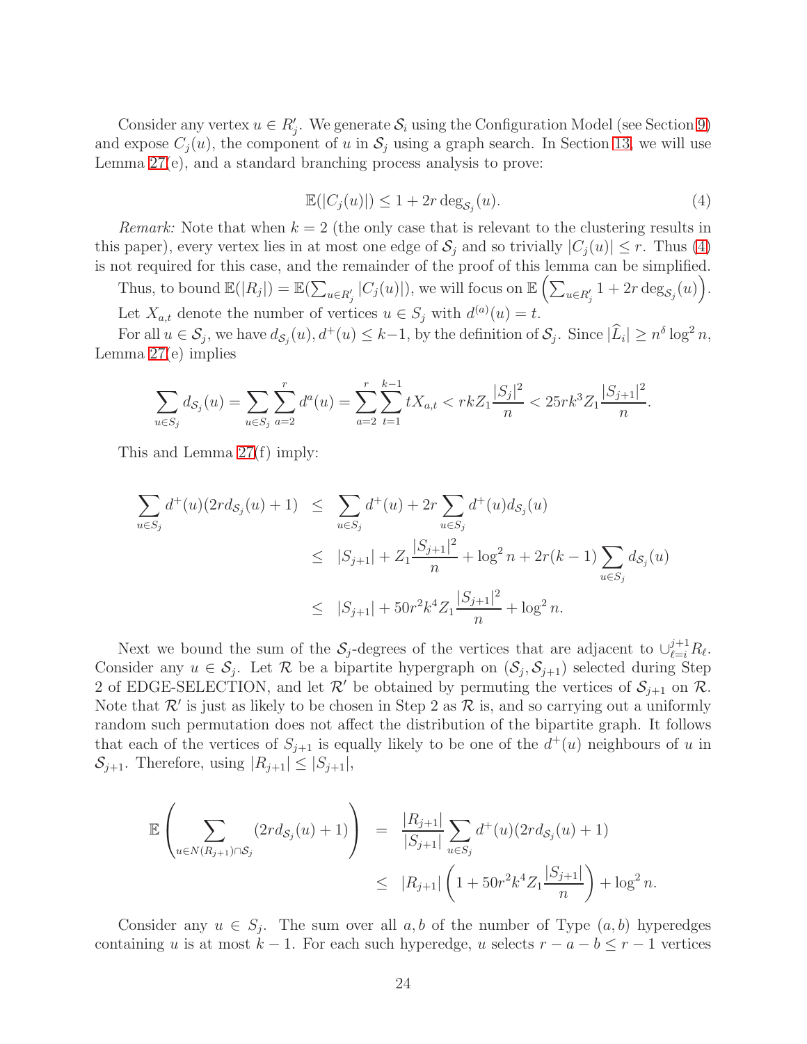Consider any vertex $u \in R'_j$. We generate $\mathcal{S}_i$ using the Configuration Model (see Section 9) and expose $C_j(u)$, the component of $u$ in $\mathcal{S}_j$ using a graph search. In Section 13, we will use Lemma 27(e), and a standard branching process analysis to prove:

$$\mathbb{E}(|C_j(u)|) \leq 1 + 2r \deg_{\mathcal{S}_j}(u). \tag{4}$$

*Remark:* Note that when $k = 2$ (the only case that is relevant to the clustering results in this paper), every vertex lies in at most one edge of $\mathcal{S}_j$ and so trivially $|C_j(u)| \leq r$. Thus (4) is not required for this case, and the remainder of the proof of this lemma can be simplified.

Thus, to bound $\mathbb{E}(|R_j|) = \mathbb{E}(\sum_{u \in R'_j} |C_j(u)|)$, we will focus on $\mathbb{E}\left(\sum_{u \in R'_j} 1 + 2r \deg_{\mathcal{S}_j}(u)\right)$.

Let $X_{a,t}$ denote the number of vertices $u \in S_j$ with $d^{(a)}(u) = t$.

For all $u \in \mathcal{S}_j$, we have $d_{\mathcal{S}_j}(u), d^+(u) \leq k-1$, by the definition of $\mathcal{S}_j$. Since $|\widehat{L}_i| \geq n^\delta \log^2 n$, Lemma 27(e) implies

$$\sum_{u \in S_j} d_{\mathcal{S}_j}(u) = \sum_{u \in S_j} \sum_{a=2}^{r} d^a(u) = \sum_{a=2}^{r} \sum_{t=1}^{k-1} t X_{a,t} < rkZ_1 \frac{|S_j|^2}{n} < 25rk^3 Z_1 \frac{|S_{j+1}|^2}{n}.$$

This and Lemma 27(f) imply:

$$\begin{aligned}
\sum_{u \in S_j} d^+(u)(2rd_{\mathcal{S}_j}(u) + 1) &\leq \sum_{u \in S_j} d^+(u) + 2r \sum_{u \in S_j} d^+(u) d_{\mathcal{S}_j}(u) \\
&\leq |S_{j+1}| + Z_1 \frac{|S_{j+1}|^2}{n} + \log^2 n + 2r(k-1) \sum_{u \in S_j} d_{\mathcal{S}_j}(u) \\
&\leq |S_{j+1}| + 50r^2k^4 Z_1 \frac{|S_{j+1}|^2}{n} + \log^2 n.
\end{aligned}$$

Next we bound the sum of the $\mathcal{S}_j$-degrees of the vertices that are adjacent to $\cup_{\ell=i}^{j+1} R_\ell$. Consider any $u \in \mathcal{S}_j$. Let $\mathcal{R}$ be a bipartite hypergraph on $(\mathcal{S}_j, \mathcal{S}_{j+1})$ selected during Step 2 of EDGE-SELECTION, and let $\mathcal{R}'$ be obtained by permuting the vertices of $\mathcal{S}_{j+1}$ on $\mathcal{R}$. Note that $\mathcal{R}'$ is just as likely to be chosen in Step 2 as $\mathcal{R}$ is, and so carrying out a uniformly random such permutation does not affect the distribution of the bipartite graph. It follows that each of the vertices of $S_{j+1}$ is equally likely to be one of the $d^+(u)$ neighbours of $u$ in $\mathcal{S}_{j+1}$. Therefore, using $|R_{j+1}| \leq |S_{j+1}|$,

$$\begin{aligned}
\mathbb{E}\left(\sum_{u \in N(R_{j+1}) \cap \mathcal{S}_j} (2rd_{\mathcal{S}_j}(u) + 1)\right) &= \frac{|R_{j+1}|}{|S_{j+1}|} \sum_{u \in S_j} d^+(u)(2rd_{\mathcal{S}_j}(u) + 1) \\
&\leq |R_{j+1}| \left(1 + 50r^2k^4 Z_1 \frac{|S_{j+1}|}{n}\right) + \log^2 n.
\end{aligned}$$

Consider any $u \in S_j$. The sum over all $a, b$ of the number of Type $(a, b)$ hyperedges containing $u$ is at most $k - 1$. For each such hyperedge, $u$ selects $r - a - b \leq r - 1$ vertices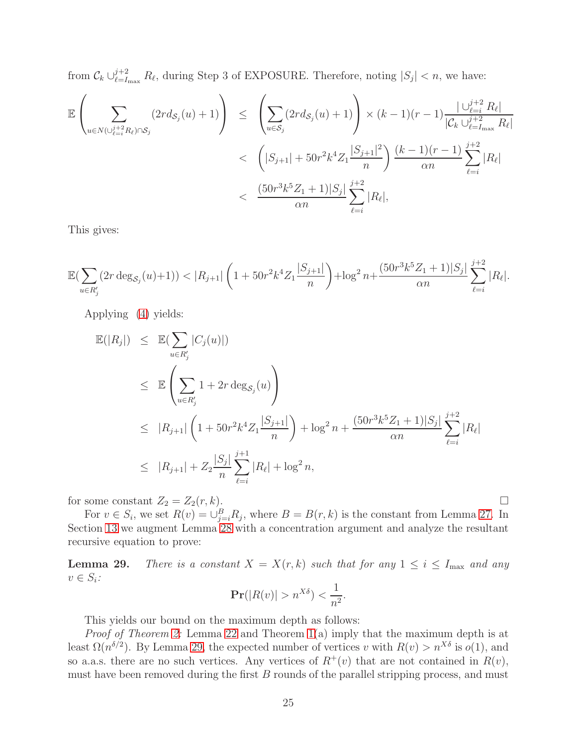from $\mathcal{C}_k \cup_{\ell=I_{\max}}^{j+2} R_\ell$, during Step 3 of EXPOSURE. Therefore, noting $|S_j| < n$, we have:

$$
\begin{aligned}
\mathbb{E}\left(\sum_{u \in N(\cup_{\ell=i}^{j+2} R_\ell) \cap \mathcal{S}_j} (2rd_{\mathcal{S}_j}(u)+1)\right) &\leq \left(\sum_{u \in \mathcal{S}_j} (2rd_{\mathcal{S}_j}(u)+1)\right) \times (k-1)(r-1) \frac{|\cup_{\ell=i}^{j+2} R_\ell|}{|\mathcal{C}_k \cup_{\ell=I_{\max}}^{j+2} R_\ell|} \\
&< \left(|S_{j+1}| + 50r^2k^4 Z_1 \frac{|S_{j+1}|^2}{n}\right) \frac{(k-1)(r-1)}{\alpha n} \sum_{\ell=i}^{j+2} |R_\ell| \\
&< \frac{(50r^3k^5Z_1+1)|S_j|}{\alpha n} \sum_{\ell=i}^{j+2} |R_\ell|,
\end{aligned}
$$

This gives:

$$
\mathbb{E}\left(\sum_{u \in R_j'} (2r \deg_{\mathcal{S}_j}(u)+1)\right) < |R_{j+1}| \left(1 + 50r^2k^4Z_1 \frac{|S_{j+1}|}{n}\right) + \log^2 n + \frac{(50r^3k^5Z_1+1)|S_j|}{\alpha n} \sum_{\ell=i}^{j+2} |R_\ell|.
$$

Applying (4) yields:

$$
\begin{aligned}
\mathbb{E}(|R_j|) &\leq \mathbb{E}\left(\sum_{u \in R_j'} |C_j(u)|\right) \\
&\leq \mathbb{E}\left(\sum_{u \in R_j'} 1 + 2r \deg_{\mathcal{S}_j}(u)\right) \\
&\leq |R_{j+1}| \left(1 + 50r^2k^4Z_1 \frac{|S_{j+1}|}{n}\right) + \log^2 n + \frac{(50r^3k^5Z_1+1)|S_j|}{\alpha n} \sum_{\ell=i}^{j+2} |R_\ell| \\
&\leq |R_{j+1}| + Z_2 \frac{|S_j|}{n} \sum_{\ell=i}^{j+1} |R_\ell| + \log^2 n,
\end{aligned}
$$

for some constant $Z_2 = Z_2(r,k)$. □

For $v \in S_i$, we set $R(v) = \cup_{j=i}^{B} R_j$, where $B = B(r,k)$ is the constant from Lemma 27. In Section 13 we augment Lemma 28 with a concentration argument and analyze the resultant recursive equation to prove:

**Lemma 29.** *There is a constant $X = X(r,k)$ such that for any $1 \leq i \leq I_{\max}$ and any $v \in S_i$:*

$$
\mathbf{Pr}(|R(v)| > n^{X\delta}) < \frac{1}{n^2}.
$$

This yields our bound on the maximum depth as follows:

*Proof of Theorem 2:* Lemma 22 and Theorem 1(a) imply that the maximum depth is at least $\Omega(n^{\delta/2})$. By Lemma 29, the expected number of vertices $v$ with $R(v) > n^{X\delta}$ is $o(1)$, and so a.a.s. there are no such vertices. Any vertices of $R^+(v)$ that are not contained in $R(v)$, must have been removed during the first $B$ rounds of the parallel stripping process, and must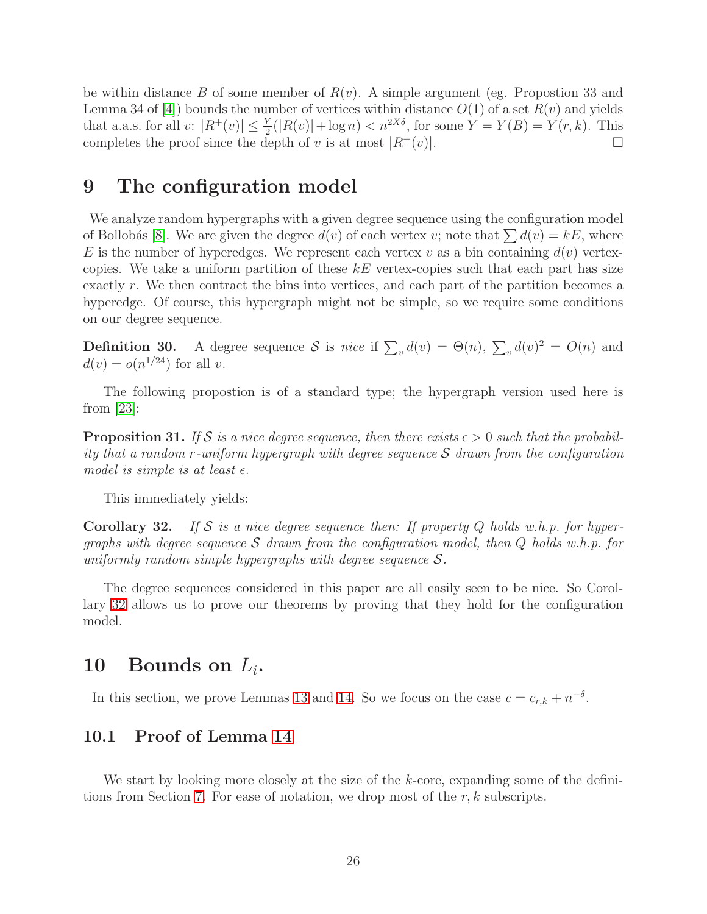be within distance $B$ of some member of $R(v)$. A simple argument (eg. Propostion 33 and Lemma 34 of [4]) bounds the number of vertices within distance $O(1)$ of a set $R(v)$ and yields that a.a.s. for all $v$: $|R^+(v)| \leq \frac{Y}{2}(|R(v)| + \log n) < n^{2X\delta}$, for some $Y = Y(B) = Y(r,k)$. This completes the proof since the depth of $v$ is at most $|R^+(v)|$. □

# 9 The configuration model

We analyze random hypergraphs with a given degree sequence using the configuration model of Bollobás [8]. We are given the degree $d(v)$ of each vertex $v$; note that $\sum d(v) = kE$, where $E$ is the number of hyperedges. We represent each vertex $v$ as a bin containing $d(v)$ vertex-copies. We take a uniform partition of these $kE$ vertex-copies such that each part has size exactly $r$. We then contract the bins into vertices, and each part of the partition becomes a hyperedge. Of course, this hypergraph might not be simple, so we require some conditions on our degree sequence.

**Definition 30.** A degree sequence $\mathcal{S}$ is *nice* if $\sum_v d(v) = \Theta(n)$, $\sum_v d(v)^2 = O(n)$ and $d(v) = o(n^{1/24})$ for all $v$.

The following propostion is of a standard type; the hypergraph version used here is from [23]:

**Proposition 31.** *If $\mathcal{S}$ is a nice degree sequence, then there exists $\epsilon > 0$ such that the probability that a random $r$-uniform hypergraph with degree sequence $\mathcal{S}$ drawn from the configuration model is simple is at least $\epsilon$.*

This immediately yields:

**Corollary 32.** *If $\mathcal{S}$ is a nice degree sequence then: If property $Q$ holds w.h.p. for hypergraphs with degree sequence $\mathcal{S}$ drawn from the configuration model, then $Q$ holds w.h.p. for uniformly random simple hypergraphs with degree sequence $\mathcal{S}$.*

The degree sequences considered in this paper are all easily seen to be nice. So Corollary 32 allows us to prove our theorems by proving that they hold for the configuration model.

# 10 Bounds on $L_i$.

In this section, we prove Lemmas 13 and 14. So we focus on the case $c = c_{r,k} + n^{-\delta}$.

## 10.1 Proof of Lemma 14

We start by looking more closely at the size of the $k$-core, expanding some of the definitions from Section 7. For ease of notation, we drop most of the $r, k$ subscripts.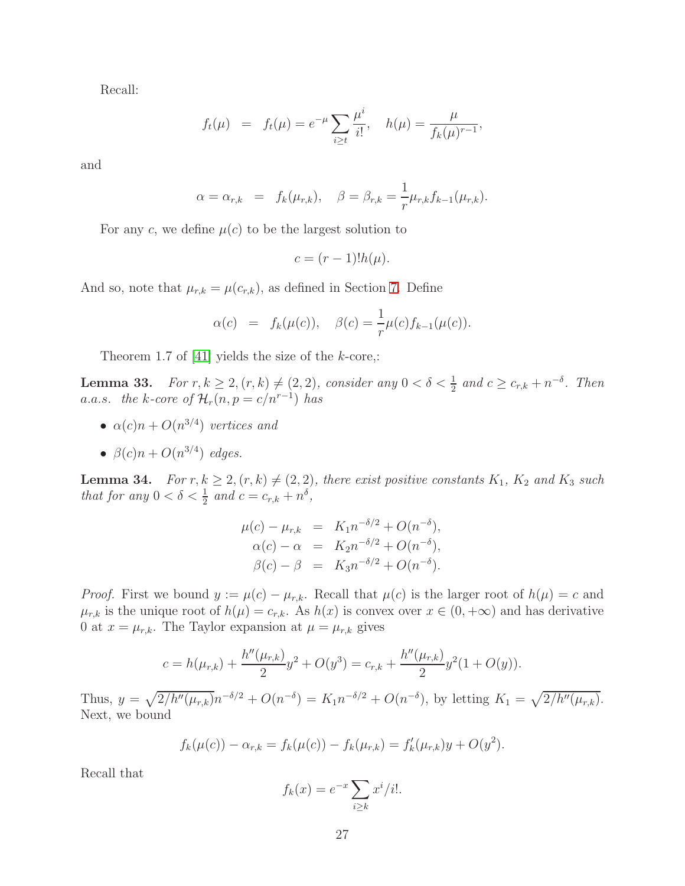Recall:

$$f_t(\mu) \;=\; f_t(\mu) = e^{-\mu}\sum_{i\geq t}\frac{\mu^i}{i!}, \quad h(\mu) = \frac{\mu}{f_k(\mu)^{r-1}},$$

and

$$\alpha = \alpha_{r,k} \;=\; f_k(\mu_{r,k}), \quad \beta = \beta_{r,k} = \frac{1}{r}\mu_{r,k}f_{k-1}(\mu_{r,k}).$$

For any $c$, we define $\mu(c)$ to be the largest solution to

$$c = (r-1)!h(\mu).$$

And so, note that $\mu_{r,k} = \mu(c_{r,k})$, as defined in Section 7. Define

$$\alpha(c) \;=\; f_k(\mu(c)), \quad \beta(c) = \frac{1}{r}\mu(c)f_{k-1}(\mu(c)).$$

Theorem 1.7 of [41] yields the size of the $k$-core,:

**Lemma 33.** *For $r,k\geq 2, (r,k)\neq(2,2)$, consider any $0<\delta<\frac{1}{2}$ and $c\geq c_{r,k}+n^{-\delta}$. Then a.a.s. the $k$-core of $\mathcal{H}_r(n,p=c/n^{r-1})$ has*

- *$\alpha(c)n + O(n^{3/4})$ vertices and*
- *$\beta(c)n + O(n^{3/4})$ edges.*

**Lemma 34.** *For $r,k\geq 2, (r,k)\neq(2,2)$, there exist positive constants $K_1$, $K_2$ and $K_3$ such that for any $0<\delta<\frac{1}{2}$ and $c = c_{r,k}+n^{\delta}$,*

$$\begin{aligned}
\mu(c) - \mu_{r,k} &= K_1 n^{-\delta/2} + O(n^{-\delta}),\\
\alpha(c) - \alpha &= K_2 n^{-\delta/2} + O(n^{-\delta}),\\
\beta(c) - \beta &= K_3 n^{-\delta/2} + O(n^{-\delta}).
\end{aligned}$$

*Proof.* First we bound $y := \mu(c)-\mu_{r,k}$. Recall that $\mu(c)$ is the larger root of $h(\mu)=c$ and $\mu_{r,k}$ is the unique root of $h(\mu)=c_{r,k}$. As $h(x)$ is convex over $x\in(0,+\infty)$ and has derivative 0 at $x=\mu_{r,k}$. The Taylor expansion at $\mu=\mu_{r,k}$ gives

$$c = h(\mu_{r,k}) + \frac{h''(\mu_{r,k})}{2}y^2 + O(y^3) = c_{r,k} + \frac{h''(\mu_{r,k})}{2}y^2(1+O(y)).$$

Thus, $y = \sqrt{2/h''(\mu_{r,k})}n^{-\delta/2} + O(n^{-\delta}) = K_1 n^{-\delta/2} + O(n^{-\delta})$, by letting $K_1 = \sqrt{2/h''(\mu_{r,k})}$. Next, we bound

$$f_k(\mu(c)) - \alpha_{r,k} = f_k(\mu(c)) - f_k(\mu_{r,k}) = f_k'(\mu_{r,k})y + O(y^2).$$

Recall that

$$f_k(x) = e^{-x}\sum_{i\geq k} x^i/i!.$$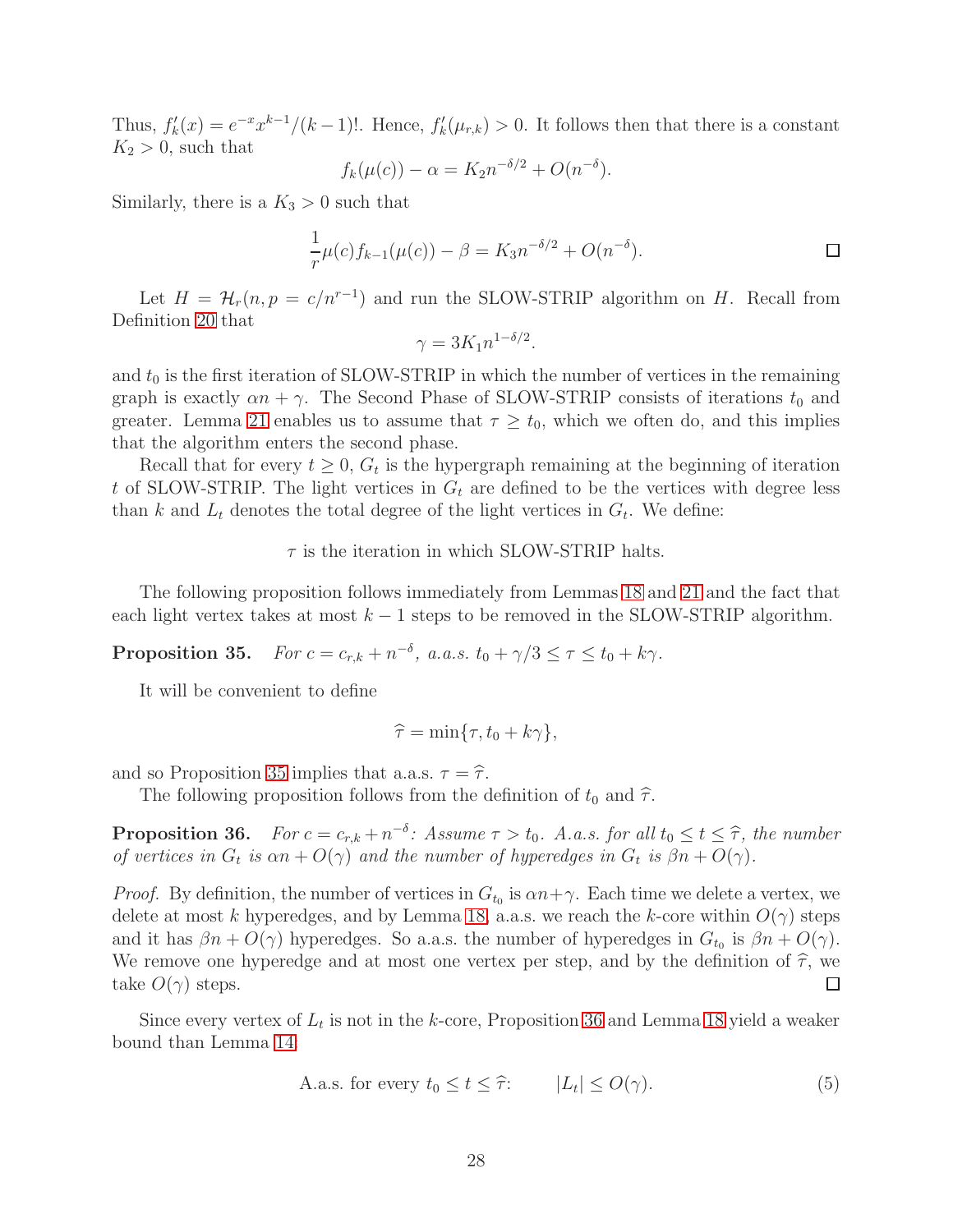Thus, $f_k'(x) = e^{-x}x^{k-1}/(k-1)!$. Hence, $f_k'(\mu_{r,k}) > 0$. It follows then that there is a constant $K_2 > 0$, such that

$$f_k(\mu(c)) - \alpha = K_2 n^{-\delta/2} + O(n^{-\delta}).$$

Similarly, there is a $K_3 > 0$ such that

$$\frac{1}{r}\mu(c) f_{k-1}(\mu(c)) - \beta = K_3 n^{-\delta/2} + O(n^{-\delta}).$$

□

Let $H = \mathcal{H}_r(n, p = c/n^{r-1})$ and run the SLOW-STRIP algorithm on $H$. Recall from Definition 20 that

$$\gamma = 3K_1 n^{1-\delta/2}.$$

and $t_0$ is the first iteration of SLOW-STRIP in which the number of vertices in the remaining graph is exactly $\alpha n + \gamma$. The Second Phase of SLOW-STRIP consists of iterations $t_0$ and greater. Lemma 21 enables us to assume that $\tau \geq t_0$, which we often do, and this implies that the algorithm enters the second phase.

Recall that for every $t \geq 0$, $G_t$ is the hypergraph remaining at the beginning of iteration $t$ of SLOW-STRIP. The light vertices in $G_t$ are defined to be the vertices with degree less than $k$ and $L_t$ denotes the total degree of the light vertices in $G_t$. We define:

$\tau$ is the iteration in which SLOW-STRIP halts.

The following proposition follows immediately from Lemmas 18 and 21 and the fact that each light vertex takes at most $k-1$ steps to be removed in the SLOW-STRIP algorithm.

**Proposition 35.** *For $c = c_{r,k} + n^{-\delta}$, a.a.s. $t_0 + \gamma/3 \leq \tau \leq t_0 + k\gamma$.*

It will be convenient to define

$$\widehat{\tau} = \min\{\tau, t_0 + k\gamma\},$$

and so Proposition 35 implies that a.a.s. $\tau = \widehat{\tau}$.

The following proposition follows from the definition of $t_0$ and $\widehat{\tau}$.

**Proposition 36.** *For $c = c_{r,k} + n^{-\delta}$: Assume $\tau > t_0$. A.a.s. for all $t_0 \leq t \leq \widehat{\tau}$, the number of vertices in $G_t$ is $\alpha n + O(\gamma)$ and the number of hyperedges in $G_t$ is $\beta n + O(\gamma)$.*

*Proof.* By definition, the number of vertices in $G_{t_0}$ is $\alpha n + \gamma$. Each time we delete a vertex, we delete at most $k$ hyperedges, and by Lemma 18, a.a.s. we reach the $k$-core within $O(\gamma)$ steps and it has $\beta n + O(\gamma)$ hyperedges. So a.a.s. the number of hyperedges in $G_{t_0}$ is $\beta n + O(\gamma)$. We remove one hyperedge and at most one vertex per step, and by the definition of $\widehat{\tau}$, we take $O(\gamma)$ steps. □

Since every vertex of $L_t$ is not in the $k$-core, Proposition 36 and Lemma 18 yield a weaker bound than Lemma 14:

$$\text{A.a.s. for every } t_0 \leq t \leq \widehat{\tau}: \qquad |L_t| \leq O(\gamma). \tag{5}$$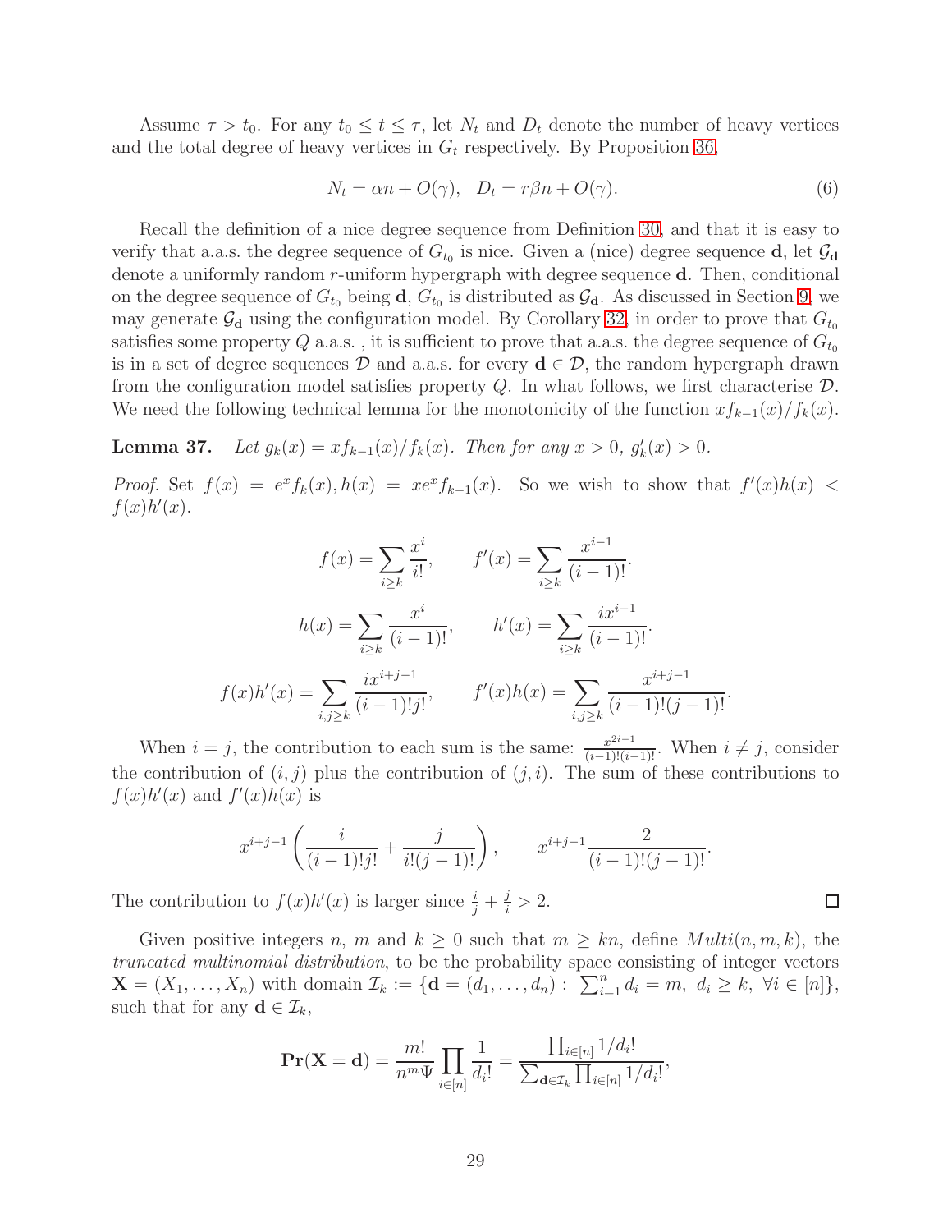Assume $\tau > t_0$. For any $t_0 \le t \le \tau$, let $N_t$ and $D_t$ denote the number of heavy vertices and the total degree of heavy vertices in $G_t$ respectively. By Proposition 36,

$$N_t = \alpha n + O(\gamma), \quad D_t = r\beta n + O(\gamma). \tag{6}$$

Recall the definition of a nice degree sequence from Definition 30, and that it is easy to verify that a.a.s. the degree sequence of $G_{t_0}$ is nice. Given a (nice) degree sequence $\mathbf{d}$, let $\mathcal{G}_{\mathbf{d}}$ denote a uniformly random $r$-uniform hypergraph with degree sequence $\mathbf{d}$. Then, conditional on the degree sequence of $G_{t_0}$ being $\mathbf{d}$, $G_{t_0}$ is distributed as $\mathcal{G}_{\mathbf{d}}$. As discussed in Section 9, we may generate $\mathcal{G}_{\mathbf{d}}$ using the configuration model. By Corollary 32, in order to prove that $G_{t_0}$ satisfies some property $Q$ a.a.s. , it is sufficient to prove that a.a.s. the degree sequence of $G_{t_0}$ is in a set of degree sequences $\mathcal{D}$ and a.a.s. for every $\mathbf{d} \in \mathcal{D}$, the random hypergraph drawn from the configuration model satisfies property $Q$. In what follows, we first characterise $\mathcal{D}$. We need the following technical lemma for the monotonicity of the function $xf_{k-1}(x)/f_k(x)$.

**Lemma 37.** *Let $g_k(x) = xf_{k-1}(x)/f_k(x)$. Then for any $x > 0$, $g_k'(x) > 0$.*

*Proof.* Set $f(x) = e^x f_k(x), h(x) = xe^x f_{k-1}(x)$. So we wish to show that $f'(x)h(x) < f(x)h'(x)$.

$$f(x) = \sum_{i\ge k} \frac{x^i}{i!}, \qquad f'(x) = \sum_{i\ge k} \frac{x^{i-1}}{(i-1)!}.$$

$$h(x) = \sum_{i\ge k} \frac{x^i}{(i-1)!}, \qquad h'(x) = \sum_{i\ge k} \frac{ix^{i-1}}{(i-1)!}.$$

$$f(x)h'(x) = \sum_{i,j\ge k} \frac{ix^{i+j-1}}{(i-1)!j!}, \qquad f'(x)h(x) = \sum_{i,j\ge k} \frac{x^{i+j-1}}{(i-1)!(j-1)!}.$$

When $i = j$, the contribution to each sum is the same: $\frac{x^{2i-1}}{(i-1)!(i-1)!}$. When $i \neq j$, consider the contribution of $(i, j)$ plus the contribution of $(j, i)$. The sum of these contributions to $f(x)h'(x)$ and $f'(x)h(x)$ is

$$x^{i+j-1}\left(\frac{i}{(i-1)!j!} + \frac{j}{i!(j-1)!}\right), \qquad x^{i+j-1}\frac{2}{(i-1)!(j-1)!}.$$

The contribution to $f(x)h'(x)$ is larger since $\frac{i}{j} + \frac{j}{i} > 2$. $\square$

Given positive integers $n$, $m$ and $k \ge 0$ such that $m \ge kn$, define $Multi(n, m, k)$, the *truncated multinomial distribution*, to be the probability space consisting of integer vectors $\mathbf{X} = (X_1, \ldots, X_n)$ with domain $\mathcal{I}_k := \{\mathbf{d} = (d_1, \ldots, d_n) : \sum_{i=1}^n d_i = m,\ d_i \ge k,\ \forall i \in [n]\}$, such that for any $\mathbf{d} \in \mathcal{I}_k$,

$$\mathbf{Pr}(\mathbf{X} = \mathbf{d}) = \frac{m!}{n^m \Psi} \prod_{i\in[n]} \frac{1}{d_i!} = \frac{\prod_{i\in[n]} 1/d_i!}{\sum_{\mathbf{d}\in\mathcal{I}_k} \prod_{i\in[n]} 1/d_i!},$$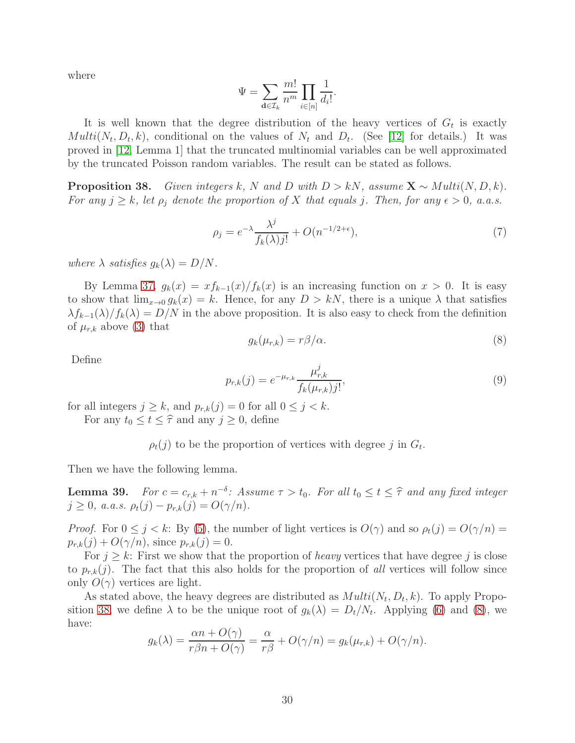where

$$\Psi = \sum_{\mathbf{d}\in\mathcal{I}_k} \frac{m!}{n^m} \prod_{i\in[n]} \frac{1}{d_i!}.$$

It is well known that the degree distribution of the heavy vertices of $G_t$ is exactly $Multi(N_t, D_t, k)$, conditional on the values of $N_t$ and $D_t$. (See [12] for details.) It was proved in [12, Lemma 1] that the truncated multinomial variables can be well approximated by the truncated Poisson random variables. The result can be stated as follows.

**Proposition 38.** *Given integers $k$, $N$ and $D$ with $D > kN$, assume $\mathbf{X} \sim Multi(N, D, k)$. For any $j \geq k$, let $\rho_j$ denote the proportion of $X$ that equals $j$. Then, for any $\epsilon > 0$, a.a.s.*

$$\rho_j = e^{-\lambda} \frac{\lambda^j}{f_k(\lambda) j!} + O(n^{-1/2+\epsilon}), \tag{7}$$

*where $\lambda$ satisfies $g_k(\lambda) = D/N$.*

By Lemma 37, $g_k(x) = x f_{k-1}(x)/f_k(x)$ is an increasing function on $x > 0$. It is easy to show that $\lim_{x\to 0} g_k(x) = k$. Hence, for any $D > kN$, there is a unique $\lambda$ that satisfies $\lambda f_{k-1}(\lambda)/f_k(\lambda) = D/N$ in the above proposition. It is also easy to check from the definition of $\mu_{r,k}$ above (3) that

$$g_k(\mu_{r,k}) = r\beta/\alpha. \tag{8}$$

Define

$$p_{r,k}(j) = e^{-\mu_{r,k}} \frac{\mu_{r,k}^j}{f_k(\mu_{r,k}) j!}, \tag{9}$$

for all integers $j \geq k$, and $p_{r,k}(j) = 0$ for all $0 \leq j < k$.

For any $t_0 \leq t \leq \widehat{\tau}$ and any $j \geq 0$, define

$\rho_t(j)$ to be the proportion of vertices with degree $j$ in $G_t$.

Then we have the following lemma.

**Lemma 39.** *For $c = c_{r,k} + n^{-\delta}$: Assume $\tau > t_0$. For all $t_0 \leq t \leq \widehat{\tau}$ and any fixed integer $j \geq 0$, a.a.s. $\rho_t(j) - p_{r,k}(j) = O(\gamma/n)$.*

*Proof.* For $0 \leq j < k$: By (5), the number of light vertices is $O(\gamma)$ and so $\rho_t(j) = O(\gamma/n) = p_{r,k}(j) + O(\gamma/n)$, since $p_{r,k}(j) = 0$.

For $j \geq k$: First we show that the proportion of *heavy* vertices that have degree $j$ is close to $p_{r,k}(j)$. The fact that this also holds for the proportion of *all* vertices will follow since only $O(\gamma)$ vertices are light.

As stated above, the heavy degrees are distributed as $Multi(N_t, D_t, k)$. To apply Proposition 38, we define $\lambda$ to be the unique root of $g_k(\lambda) = D_t/N_t$. Applying (6) and (8), we have:

$$g_k(\lambda) = \frac{\alpha n + O(\gamma)}{r\beta n + O(\gamma)} = \frac{\alpha}{r\beta} + O(\gamma/n) = g_k(\mu_{r,k}) + O(\gamma/n).$$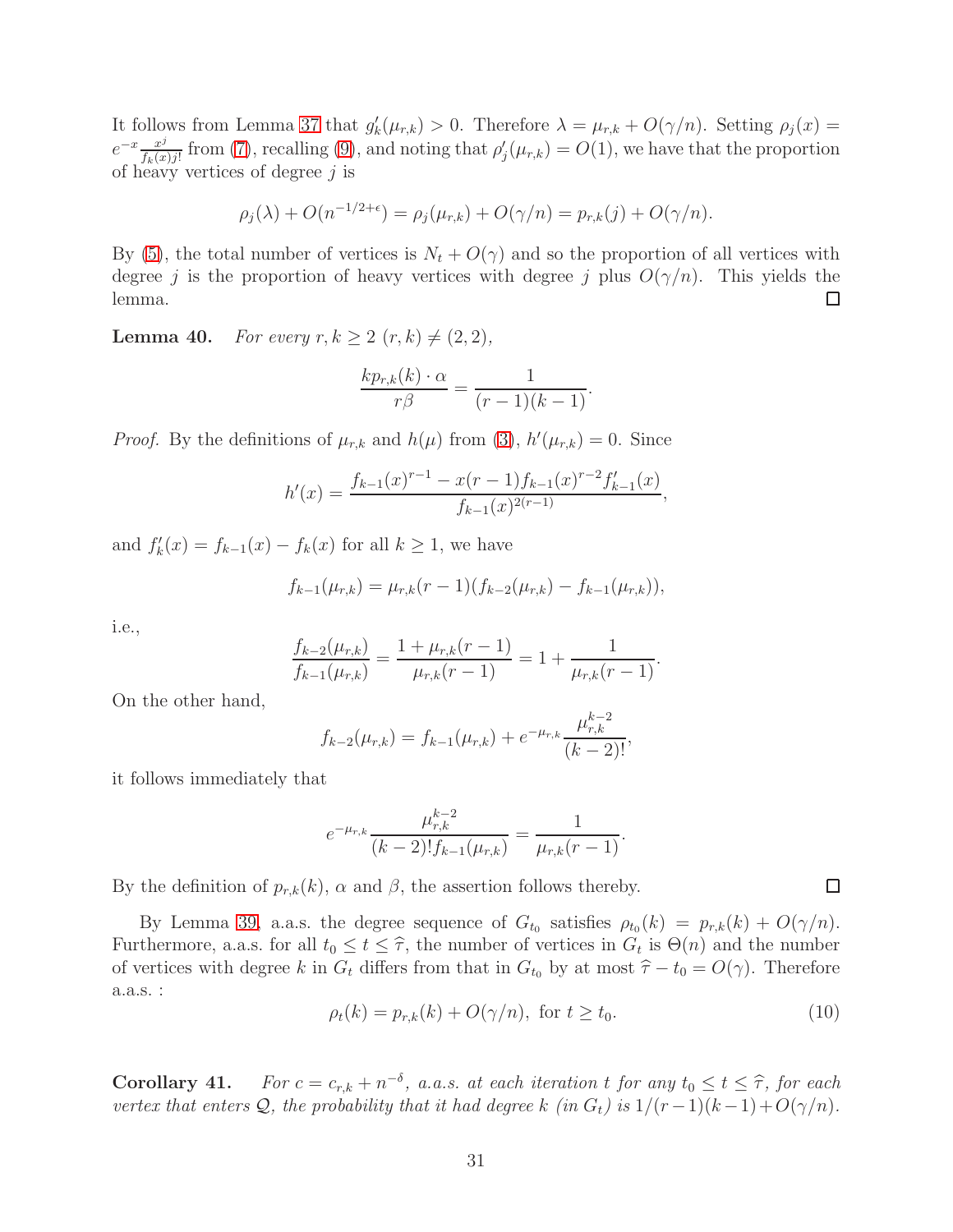It follows from Lemma 37 that $g_k'(\mu_{r,k}) > 0$. Therefore $\lambda = \mu_{r,k} + O(\gamma/n)$. Setting $\rho_j(x) = e^{-x}\frac{x^j}{f_k(x)j!}$ from (7), recalling (9), and noting that $\rho_j'(\mu_{r,k}) = O(1)$, we have that the proportion of heavy vertices of degree $j$ is

$$\rho_j(\lambda) + O(n^{-1/2+\epsilon}) = \rho_j(\mu_{r,k}) + O(\gamma/n) = p_{r,k}(j) + O(\gamma/n).$$

By (5), the total number of vertices is $N_t + O(\gamma)$ and so the proportion of all vertices with degree $j$ is the proportion of heavy vertices with degree $j$ plus $O(\gamma/n)$. This yields the lemma. □

**Lemma 40.** *For every $r, k \geq 2$ $(r, k) \neq (2, 2)$,*

$$\frac{kp_{r,k}(k) \cdot \alpha}{r\beta} = \frac{1}{(r-1)(k-1)}.$$

*Proof.* By the definitions of $\mu_{r,k}$ and $h(\mu)$ from (3), $h'(\mu_{r,k}) = 0$. Since

$$h'(x) = \frac{f_{k-1}(x)^{r-1} - x(r-1)f_{k-1}(x)^{r-2}f_{k-1}'(x)}{f_{k-1}(x)^{2(r-1)}},$$

and $f_k'(x) = f_{k-1}(x) - f_k(x)$ for all $k \geq 1$, we have

$$f_{k-1}(\mu_{r,k}) = \mu_{r,k}(r-1)(f_{k-2}(\mu_{r,k}) - f_{k-1}(\mu_{r,k})),$$

i.e.,

$$\frac{f_{k-2}(\mu_{r,k})}{f_{k-1}(\mu_{r,k})} = \frac{1 + \mu_{r,k}(r-1)}{\mu_{r,k}(r-1)} = 1 + \frac{1}{\mu_{r,k}(r-1)}.$$

On the other hand,

$$f_{k-2}(\mu_{r,k}) = f_{k-1}(\mu_{r,k}) + e^{-\mu_{r,k}}\frac{\mu_{r,k}^{k-2}}{(k-2)!},$$

it follows immediately that

$$e^{-\mu_{r,k}}\frac{\mu_{r,k}^{k-2}}{(k-2)!f_{k-1}(\mu_{r,k})} = \frac{1}{\mu_{r,k}(r-1)}.$$

By the definition of $p_{r,k}(k)$, $\alpha$ and $\beta$, the assertion follows thereby. □

By Lemma 39, a.a.s. the degree sequence of $G_{t_0}$ satisfies $\rho_{t_0}(k) = p_{r,k}(k) + O(\gamma/n)$. Furthermore, a.a.s. for all $t_0 \leq t \leq \widehat{\tau}$, the number of vertices in $G_t$ is $\Theta(n)$ and the number of vertices with degree $k$ in $G_t$ differs from that in $G_{t_0}$ by at most $\widehat{\tau} - t_0 = O(\gamma)$. Therefore a.a.s. :

$$\rho_t(k) = p_{r,k}(k) + O(\gamma/n), \text{ for } t \geq t_0. \tag{10}$$

**Corollary 41.** *For $c = c_{r,k} + n^{-\delta}$, a.a.s. at each iteration $t$ for any $t_0 \leq t \leq \widehat{\tau}$, for each vertex that enters $\mathcal{Q}$, the probability that it had degree $k$ (in $G_t$) is $1/(r-1)(k-1) + O(\gamma/n)$.*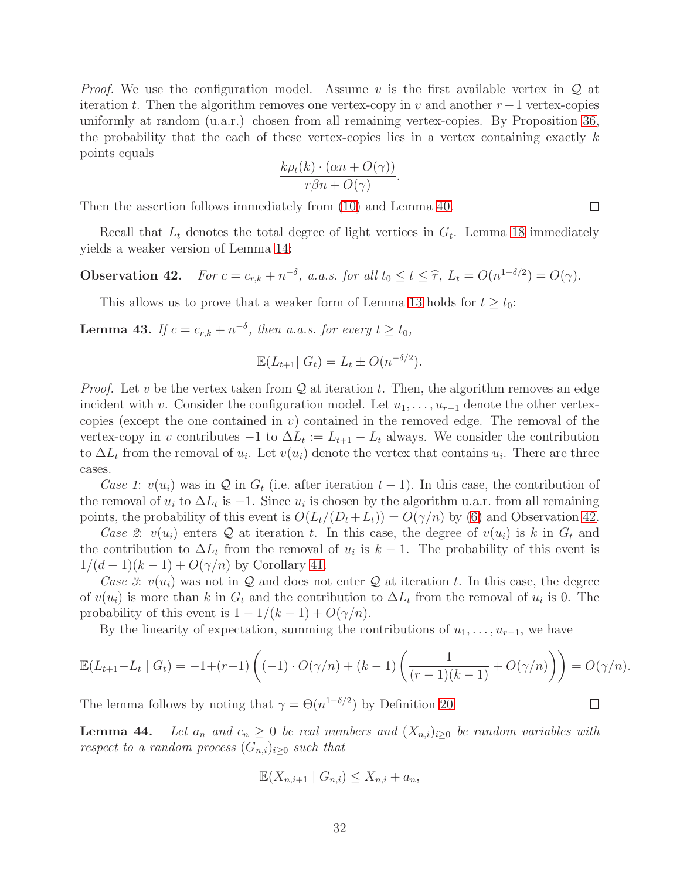*Proof.* We use the configuration model. Assume $v$ is the first available vertex in $\mathcal{Q}$ at iteration $t$. Then the algorithm removes one vertex-copy in $v$ and another $r-1$ vertex-copies uniformly at random (u.a.r.) chosen from all remaining vertex-copies. By Proposition 36, the probability that the each of these vertex-copies lies in a vertex containing exactly $k$ points equals

$$\frac{k\rho_t(k)\cdot(\alpha n+O(\gamma))}{r\beta n+O(\gamma)}.$$

Then the assertion follows immediately from (10) and Lemma 40. $\square$

Recall that $L_t$ denotes the total degree of light vertices in $G_t$. Lemma 18 immediately yields a weaker version of Lemma 14:

**Observation 42.** *For $c = c_{r,k}+n^{-\delta}$, a.a.s. for all $t_0 \le t \le \widehat{\tau}$, $L_t = O(n^{1-\delta/2}) = O(\gamma)$.*

This allows us to prove that a weaker form of Lemma 13 holds for $t \ge t_0$:

**Lemma 43.** *If $c = c_{r,k}+n^{-\delta}$, then a.a.s. for every $t \ge t_0$,*

$$\mathbb{E}(L_{t+1}|\, G_t) = L_t \pm O(n^{-\delta/2}).$$

*Proof.* Let $v$ be the vertex taken from $\mathcal{Q}$ at iteration $t$. Then, the algorithm removes an edge incident with $v$. Consider the configuration model. Let $u_1,\ldots,u_{r-1}$ denote the other vertex-copies (except the one contained in $v$) contained in the removed edge. The removal of the vertex-copy in $v$ contributes $-1$ to $\Delta L_t := L_{t+1}-L_t$ always. We consider the contribution to $\Delta L_t$ from the removal of $u_i$. Let $v(u_i)$ denote the vertex that contains $u_i$. There are three cases.

*Case 1*: $v(u_i)$ was in $\mathcal{Q}$ in $G_t$ (i.e. after iteration $t-1$). In this case, the contribution of the removal of $u_i$ to $\Delta L_t$ is $-1$. Since $u_i$ is chosen by the algorithm u.a.r. from all remaining points, the probability of this event is $O(L_t/(D_t+L_t)) = O(\gamma/n)$ by (6) and Observation 42.

*Case 2*: $v(u_i)$ enters $\mathcal{Q}$ at iteration $t$. In this case, the degree of $v(u_i)$ is $k$ in $G_t$ and the contribution to $\Delta L_t$ from the removal of $u_i$ is $k-1$. The probability of this event is $1/(d-1)(k-1)+O(\gamma/n)$ by Corollary 41.

*Case 3*: $v(u_i)$ was not in $\mathcal{Q}$ and does not enter $\mathcal{Q}$ at iteration $t$. In this case, the degree of $v(u_i)$ is more than $k$ in $G_t$ and the contribution to $\Delta L_t$ from the removal of $u_i$ is 0. The probability of this event is $1-1/(k-1)+O(\gamma/n)$.

By the linearity of expectation, summing the contributions of $u_1,\ldots,u_{r-1}$, we have

$$\mathbb{E}(L_{t+1}-L_t \mid G_t) = -1+(r-1)\left((-1)\cdot O(\gamma/n)+(k-1)\left(\frac{1}{(r-1)(k-1)}+O(\gamma/n)\right)\right) = O(\gamma/n).$$

The lemma follows by noting that $\gamma = \Theta(n^{1-\delta/2})$ by Definition 20. $\square$

**Lemma 44.** *Let $a_n$ and $c_n \ge 0$ be real numbers and $(X_{n,i})_{i\ge 0}$ be random variables with respect to a random process $(G_{n,i})_{i\ge 0}$ such that*

$$\mathbb{E}(X_{n,i+1} \mid G_{n,i}) \le X_{n,i}+a_n,$$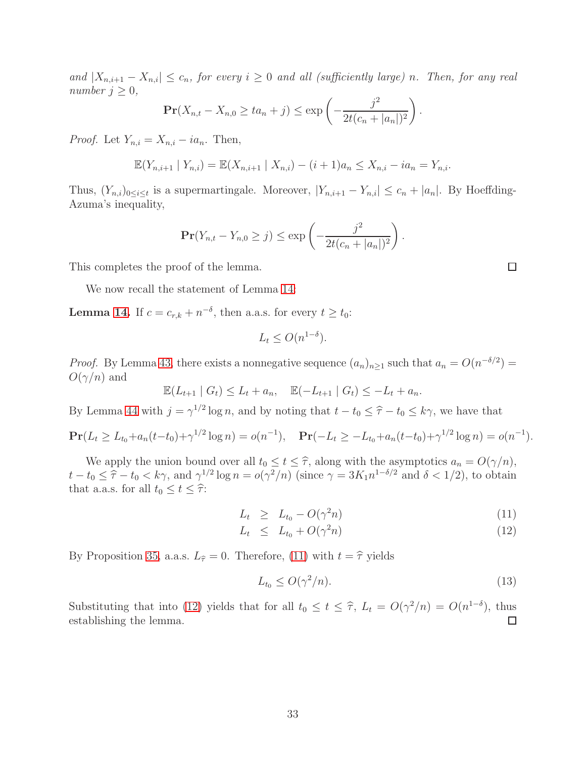*and $|X_{n,i+1} - X_{n,i}| \leq c_n$, for every $i \geq 0$ and all (sufficiently large) $n$. Then, for any real number $j \geq 0$,*

$$\mathbf{Pr}(X_{n,t} - X_{n,0} \geq ta_n + j) \leq \exp\left(-\frac{j^2}{2t(c_n + |a_n|)^2}\right).$$

*Proof.* Let $Y_{n,i} = X_{n,i} - ia_n$. Then,

$$\mathbb{E}(Y_{n,i+1} \mid Y_{n,i}) = \mathbb{E}(X_{n,i+1} \mid X_{n,i}) - (i+1)a_n \leq X_{n,i} - ia_n = Y_{n,i}.$$

Thus, $(Y_{n,i})_{0 \leq i \leq t}$ is a supermartingale. Moreover, $|Y_{n,i+1} - Y_{n,i}| \leq c_n + |a_n|$. By Hoeffding-Azuma's inequality,

$$\mathbf{Pr}(Y_{n,t} - Y_{n,0} \geq j) \leq \exp\left(-\frac{j^2}{2t(c_n + |a_n|)^2}\right).$$

This completes the proof of the lemma. ◻

We now recall the statement of Lemma 14:

**Lemma 14.** If $c = c_{r,k} + n^{-\delta}$, then a.a.s. for every $t \geq t_0$:

$$L_t \leq O(n^{1-\delta}).$$

*Proof.* By Lemma 43, there exists a nonnegative sequence $(a_n)_{n\geq 1}$ such that $a_n = O(n^{-\delta/2}) = O(\gamma/n)$ and

$$\mathbb{E}(L_{t+1} \mid G_t) \leq L_t + a_n, \quad \mathbb{E}(-L_{t+1} \mid G_t) \leq -L_t + a_n.$$

By Lemma 44 with $j = \gamma^{1/2}\log n$, and by noting that $t - t_0 \leq \widehat{\tau} - t_0 \leq k\gamma$, we have that

$$\mathbf{Pr}(L_t \geq L_{t_0} + a_n(t-t_0) + \gamma^{1/2}\log n) = o(n^{-1}), \quad \mathbf{Pr}(-L_t \geq -L_{t_0} + a_n(t-t_0) + \gamma^{1/2}\log n) = o(n^{-1}).$$

We apply the union bound over all $t_0 \leq t \leq \widehat{\tau}$, along with the asymptotics $a_n = O(\gamma/n)$, $t - t_0 \leq \widehat{\tau} - t_0 < k\gamma$, and $\gamma^{1/2}\log n = o(\gamma^2/n)$ (since $\gamma = 3K_1 n^{1-\delta/2}$ and $\delta < 1/2$), to obtain that a.a.s. for all $t_0 \leq t \leq \widehat{\tau}$:

$$L_t \geq L_{t_0} - O(\gamma^2 n) \tag{11}$$
$$L_t \leq L_{t_0} + O(\gamma^2 n) \tag{12}$$

By Proposition 35, a.a.s. $L_{\widehat{\tau}} = 0$. Therefore, (11) with $t = \widehat{\tau}$ yields

$$L_{t_0} \leq O(\gamma^2/n). \tag{13}$$

Substituting that into (12) yields that for all $t_0 \leq t \leq \widehat{\tau}$, $L_t = O(\gamma^2/n) = O(n^{1-\delta})$, thus establishing the lemma. ◻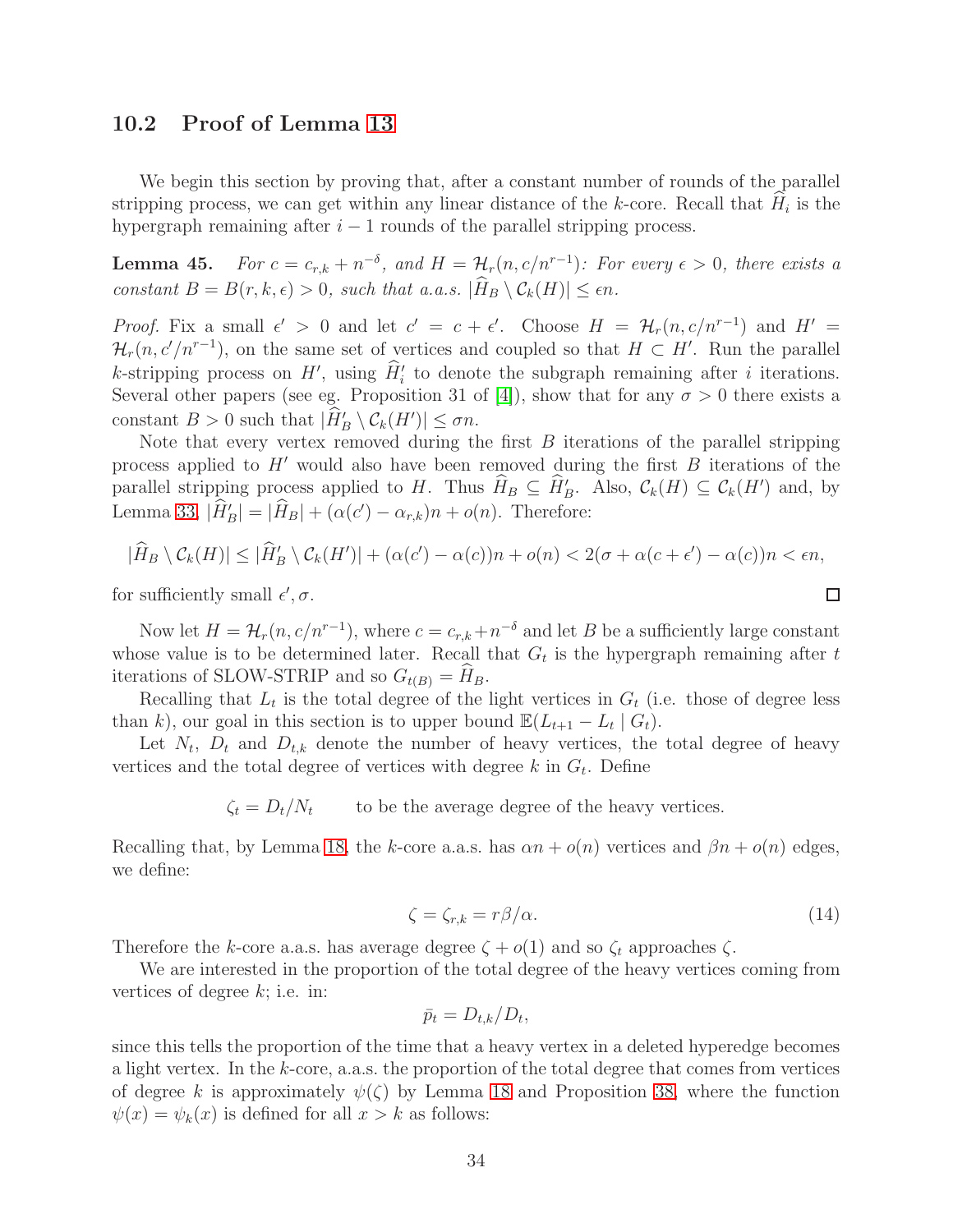### 10.2 Proof of Lemma 13

We begin this section by proving that, after a constant number of rounds of the parallel stripping process, we can get within any linear distance of the $k$-core. Recall that $\widehat{H}_i$ is the hypergraph remaining after $i-1$ rounds of the parallel stripping process.

**Lemma 45.** *For $c = c_{r,k} + n^{-\delta}$, and $H = \mathcal{H}_r(n, c/n^{r-1})$: For every $\epsilon > 0$, there exists a constant $B = B(r, k, \epsilon) > 0$, such that a.a.s. $|\widehat{H}_B \setminus \mathcal{C}_k(H)| \le \epsilon n$.*

*Proof.* Fix a small $\epsilon' > 0$ and let $c' = c + \epsilon'$. Choose $H = \mathcal{H}_r(n, c/n^{r-1})$ and $H' = \mathcal{H}_r(n, c'/n^{r-1})$, on the same set of vertices and coupled so that $H \subset H'$. Run the parallel $k$-stripping process on $H'$, using $\widehat{H}'_i$ to denote the subgraph remaining after $i$ iterations. Several other papers (see eg. Proposition 31 of [4]), show that for any $\sigma > 0$ there exists a constant $B > 0$ such that $|\widehat{H}'_B \setminus \mathcal{C}_k(H')| \le \sigma n$.

Note that every vertex removed during the first $B$ iterations of the parallel stripping process applied to $H'$ would also have been removed during the first $B$ iterations of the parallel stripping process applied to $H$. Thus $\widehat{H}_B \subseteq \widehat{H}'_B$. Also, $\mathcal{C}_k(H) \subseteq \mathcal{C}_k(H')$ and, by Lemma 33, $|\widehat{H}'_B| = |\widehat{H}_B| + (\alpha(c') - \alpha_{r,k})n + o(n)$. Therefore:

$$|\widehat{H}_B \setminus \mathcal{C}_k(H)| \le |\widehat{H}'_B \setminus \mathcal{C}_k(H')| + (\alpha(c') - \alpha(c))n + o(n) < 2(\sigma + \alpha(c + \epsilon') - \alpha(c))n < \epsilon n,$$

for sufficiently small $\epsilon', \sigma$. $\square$

Now let $H = \mathcal{H}_r(n, c/n^{r-1})$, where $c = c_{r,k} + n^{-\delta}$ and let $B$ be a sufficiently large constant whose value is to be determined later. Recall that $G_t$ is the hypergraph remaining after $t$ iterations of SLOW-STRIP and so $G_{t(B)} = \widehat{H}_B$.

Recalling that $L_t$ is the total degree of the light vertices in $G_t$ (i.e. those of degree less than $k$), our goal in this section is to upper bound $\mathbb{E}(L_{t+1} - L_t \mid G_t)$.

Let $N_t$, $D_t$ and $D_{t,k}$ denote the number of heavy vertices, the total degree of heavy vertices and the total degree of vertices with degree $k$ in $G_t$. Define

$$\zeta_t = D_t/N_t \qquad \text{to be the average degree of the heavy vertices.}$$

Recalling that, by Lemma 18, the $k$-core a.a.s. has $\alpha n + o(n)$ vertices and $\beta n + o(n)$ edges, we define:

$$\zeta = \zeta_{r,k} = r\beta/\alpha. \tag{14}$$

Therefore the $k$-core a.a.s. has average degree $\zeta + o(1)$ and so $\zeta_t$ approaches $\zeta$.

We are interested in the proportion of the total degree of the heavy vertices coming from vertices of degree $k$; i.e. in:

$$\bar{p}_t = D_{t,k}/D_t,$$

since this tells the proportion of the time that a heavy vertex in a deleted hyperedge becomes a light vertex. In the $k$-core, a.a.s. the proportion of the total degree that comes from vertices of degree $k$ is approximately $\psi(\zeta)$ by Lemma 18 and Proposition 38, where the function $\psi(x) = \psi_k(x)$ is defined for all $x > k$ as follows: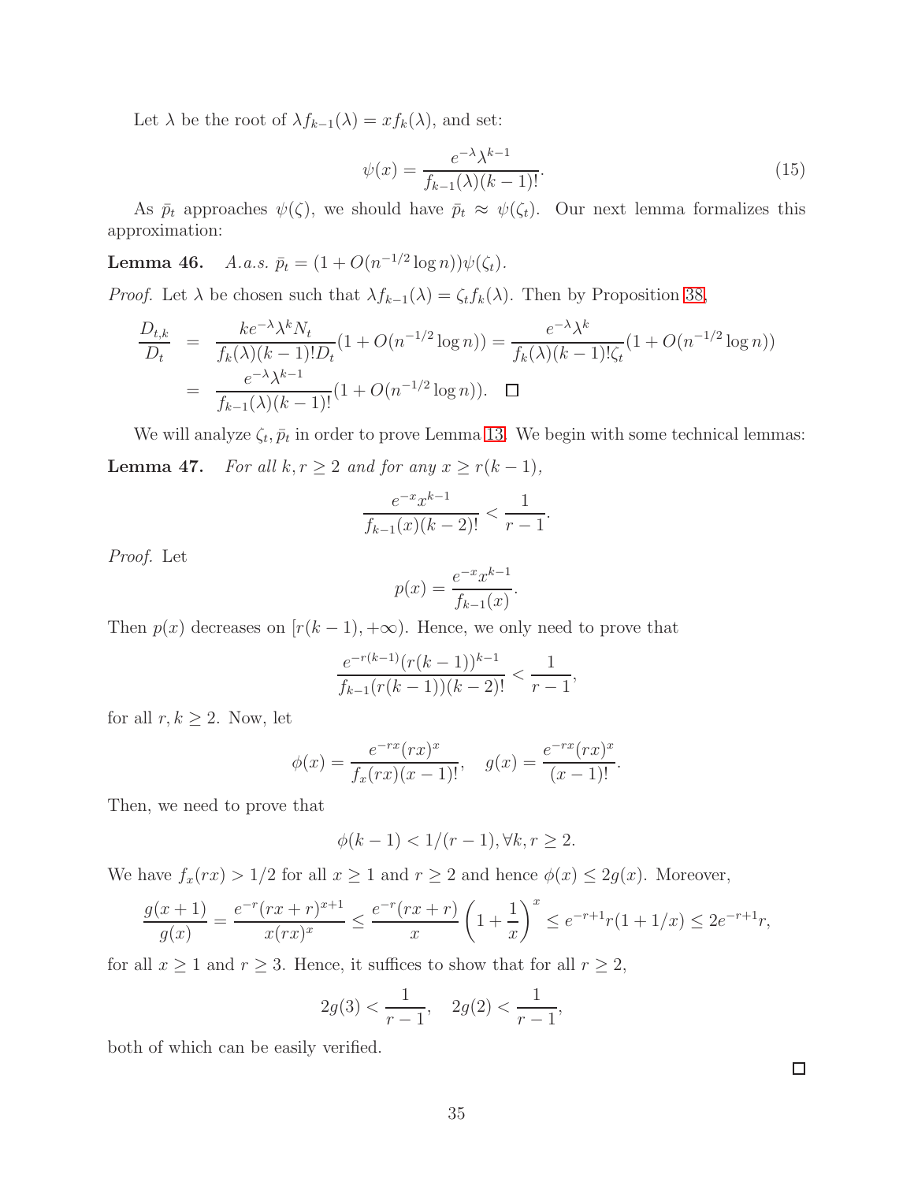Let $\lambda$ be the root of $\lambda f_{k-1}(\lambda) = x f_k(\lambda)$, and set:

$$\psi(x) = \frac{e^{-\lambda}\lambda^{k-1}}{f_{k-1}(\lambda)(k-1)!}. \tag{15}$$

As $\bar{p}_t$ approaches $\psi(\zeta)$, we should have $\bar{p}_t \approx \psi(\zeta_t)$. Our next lemma formalizes this approximation:

**Lemma 46.** *A.a.s.* $\bar{p}_t = (1 + O(n^{-1/2}\log n))\psi(\zeta_t)$.

*Proof.* Let $\lambda$ be chosen such that $\lambda f_{k-1}(\lambda) = \zeta_t f_k(\lambda)$. Then by Proposition 38,

$$\begin{aligned}
\frac{D_{t,k}}{D_t} &= \frac{k e^{-\lambda}\lambda^k N_t}{f_k(\lambda)(k-1)! D_t}(1 + O(n^{-1/2}\log n)) = \frac{e^{-\lambda}\lambda^k}{f_k(\lambda)(k-1)!\zeta_t}(1 + O(n^{-1/2}\log n)) \\
&= \frac{e^{-\lambda}\lambda^{k-1}}{f_{k-1}(\lambda)(k-1)!}(1 + O(n^{-1/2}\log n)). \quad \square
\end{aligned}$$

We will analyze $\zeta_t, \bar{p}_t$ in order to prove Lemma 13. We begin with some technical lemmas:

**Lemma 47.** *For all* $k, r \geq 2$ *and for any* $x \geq r(k-1)$,

$$\frac{e^{-x}x^{k-1}}{f_{k-1}(x)(k-2)!} < \frac{1}{r-1}.$$

*Proof.* Let

$$p(x) = \frac{e^{-x}x^{k-1}}{f_{k-1}(x)}.$$

Then $p(x)$ decreases on $[r(k-1), +\infty)$. Hence, we only need to prove that

$$\frac{e^{-r(k-1)}(r(k-1))^{k-1}}{f_{k-1}(r(k-1))(k-2)!} < \frac{1}{r-1},$$

for all $r, k \geq 2$. Now, let

$$\phi(x) = \frac{e^{-rx}(rx)^x}{f_x(rx)(x-1)!}, \quad g(x) = \frac{e^{-rx}(rx)^x}{(x-1)!}.$$

Then, we need to prove that

$$\phi(k-1) < 1/(r-1), \forall k, r \geq 2.$$

We have $f_x(rx) > 1/2$ for all $x \geq 1$ and $r \geq 2$ and hence $\phi(x) \leq 2g(x)$. Moreover,

$$\frac{g(x+1)}{g(x)} = \frac{e^{-r}(rx+r)^{x+1}}{x(rx)^x} \leq \frac{e^{-r}(rx+r)}{x}\left(1 + \frac{1}{x}\right)^x \leq e^{-r+1}r(1 + 1/x) \leq 2e^{-r+1}r,$$

for all $x \geq 1$ and $r \geq 3$. Hence, it suffices to show that for all $r \geq 2$,

$$2g(3) < \frac{1}{r-1}, \quad 2g(2) < \frac{1}{r-1},$$

both of which can be easily verified.

$\square$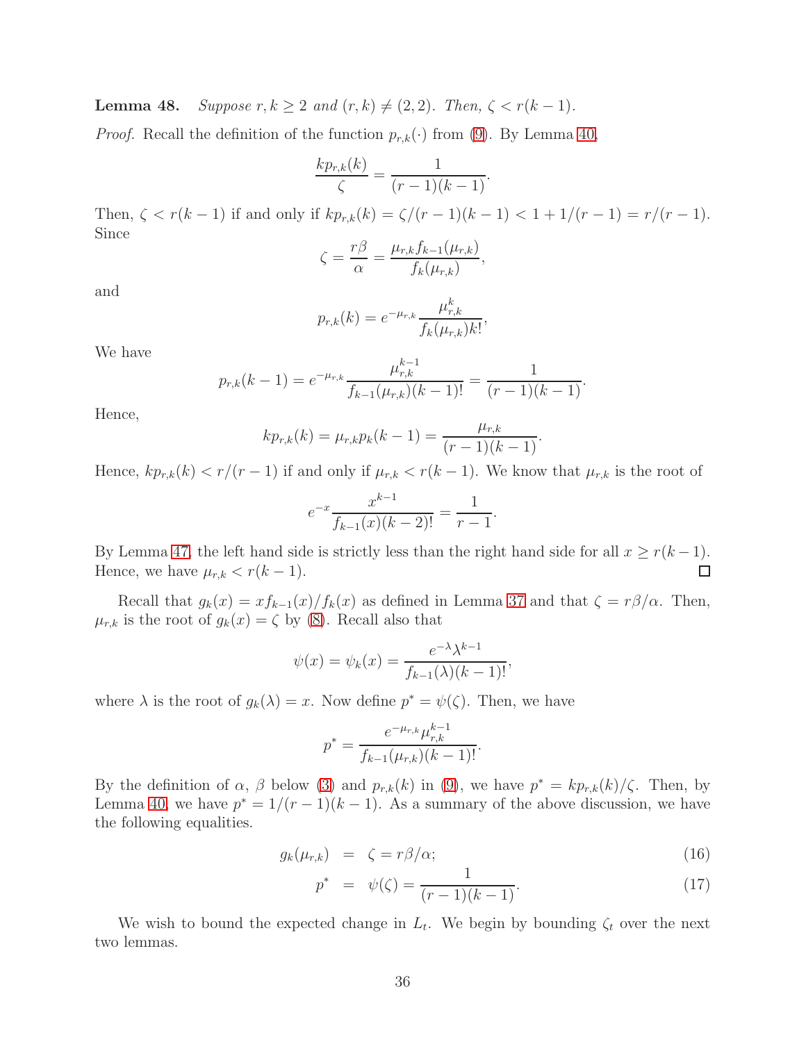**Lemma 48.** *Suppose $r, k \geq 2$ and $(r, k) \neq (2, 2)$. Then, $\zeta < r(k-1)$.*

*Proof.* Recall the definition of the function $p_{r,k}(\cdot)$ from (9). By Lemma 40,

$$\frac{kp_{r,k}(k)}{\zeta} = \frac{1}{(r-1)(k-1)}.$$

Then, $\zeta < r(k-1)$ if and only if $kp_{r,k}(k) = \zeta/(r-1)(k-1) < 1 + 1/(r-1) = r/(r-1)$. Since

$$\zeta = \frac{r\beta}{\alpha} = \frac{\mu_{r,k} f_{k-1}(\mu_{r,k})}{f_k(\mu_{r,k})},$$

and

$$p_{r,k}(k) = e^{-\mu_{r,k}} \frac{\mu_{r,k}^k}{f_k(\mu_{r,k})k!},$$

We have

$$p_{r,k}(k-1) = e^{-\mu_{r,k}} \frac{\mu_{r,k}^{k-1}}{f_{k-1}(\mu_{r,k})(k-1)!} = \frac{1}{(r-1)(k-1)}.$$

Hence,

$$kp_{r,k}(k) = \mu_{r,k} p_k(k-1) = \frac{\mu_{r,k}}{(r-1)(k-1)}.$$

Hence, $kp_{r,k}(k) < r/(r-1)$ if and only if $\mu_{r,k} < r(k-1)$. We know that $\mu_{r,k}$ is the root of

$$e^{-x}\frac{x^{k-1}}{f_{k-1}(x)(k-2)!} = \frac{1}{r-1}.$$

By Lemma 47, the left hand side is strictly less than the right hand side for all $x \geq r(k-1)$. Hence, we have $\mu_{r,k} < r(k-1)$. $\square$

Recall that $g_k(x) = xf_{k-1}(x)/f_k(x)$ as defined in Lemma 37 and that $\zeta = r\beta/\alpha$. Then, $\mu_{r,k}$ is the root of $g_k(x) = \zeta$ by (8). Recall also that

$$\psi(x) = \psi_k(x) = \frac{e^{-\lambda}\lambda^{k-1}}{f_{k-1}(\lambda)(k-1)!},$$

where $\lambda$ is the root of $g_k(\lambda) = x$. Now define $p^* = \psi(\zeta)$. Then, we have

$$p^* = \frac{e^{-\mu_{r,k}}\mu_{r,k}^{k-1}}{f_{k-1}(\mu_{r,k})(k-1)!}.$$

By the definition of $\alpha$, $\beta$ below (3) and $p_{r,k}(k)$ in (9), we have $p^* = kp_{r,k}(k)/\zeta$. Then, by Lemma 40, we have $p^* = 1/(r-1)(k-1)$. As a summary of the above discussion, we have the following equalities.

$$g_k(\mu_{r,k}) \;=\; \zeta = r\beta/\alpha; \tag{16}$$

$$p^* \;=\; \psi(\zeta) = \frac{1}{(r-1)(k-1)}. \tag{17}$$

We wish to bound the expected change in $L_t$. We begin by bounding $\zeta_t$ over the next two lemmas.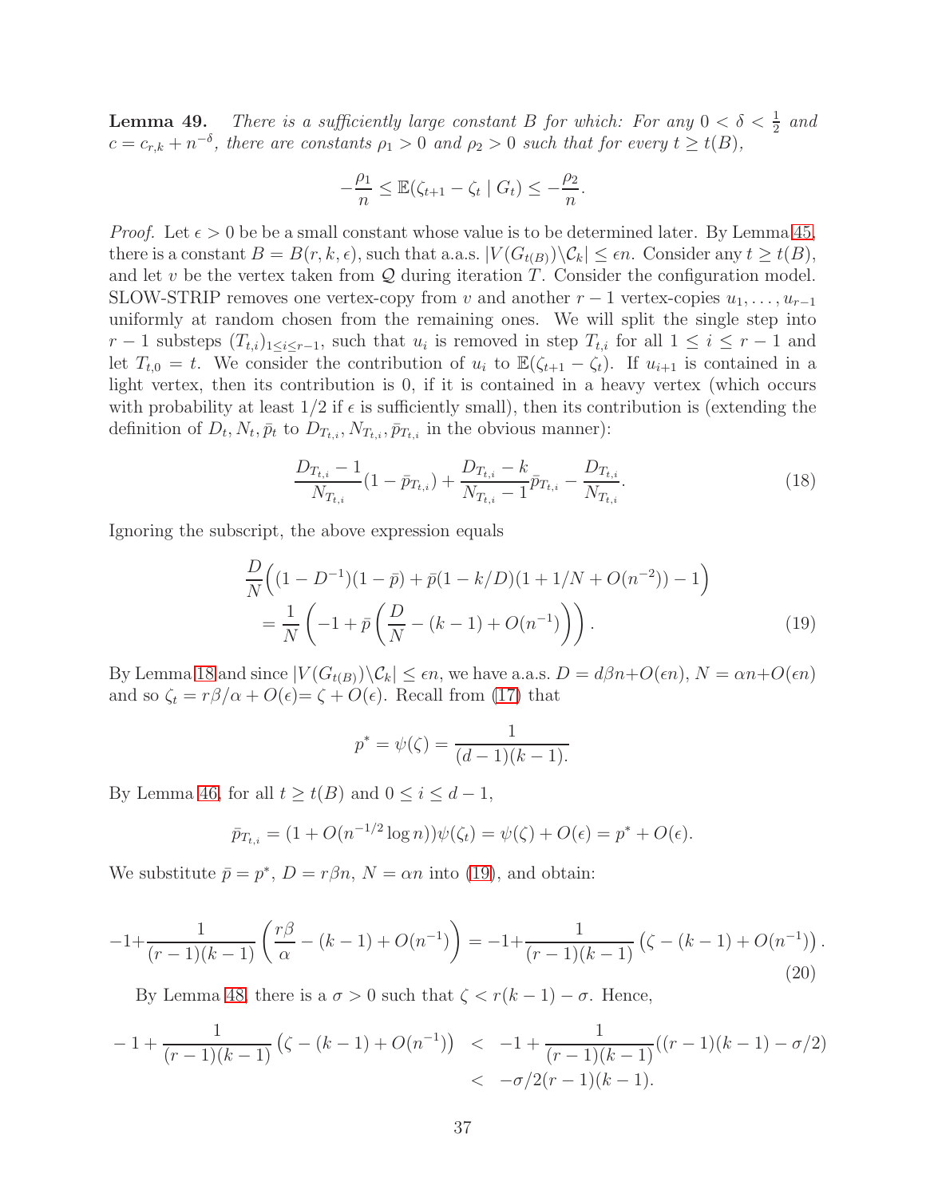**Lemma 49.** *There is a sufficiently large constant $B$ for which: For any $0 < \delta < \frac{1}{2}$ and $c = c_{r,k} + n^{-\delta}$, there are constants $\rho_1 > 0$ and $\rho_2 > 0$ such that for every $t \geq t(B)$,*

$$-\frac{\rho_1}{n} \leq \mathbb{E}(\zeta_{t+1} - \zeta_t \mid G_t) \leq -\frac{\rho_2}{n}.$$

*Proof.* Let $\epsilon > 0$ be be a small constant whose value is to be determined later. By Lemma 45, there is a constant $B = B(r, k, \epsilon)$, such that a.a.s. $|V(G_{t(B)}) \backslash \mathcal{C}_k| \leq \epsilon n$. Consider any $t \geq t(B)$, and let $v$ be the vertex taken from $\mathcal{Q}$ during iteration $T$. Consider the configuration model. SLOW-STRIP removes one vertex-copy from $v$ and another $r-1$ vertex-copies $u_1, \ldots, u_{r-1}$ uniformly at random chosen from the remaining ones. We will split the single step into $r-1$ substeps $(T_{t,i})_{1 \leq i \leq r-1}$, such that $u_i$ is removed in step $T_{t,i}$ for all $1 \leq i \leq r-1$ and let $T_{t,0} = t$. We consider the contribution of $u_i$ to $\mathbb{E}(\zeta_{t+1} - \zeta_t)$. If $u_{i+1}$ is contained in a light vertex, then its contribution is 0, if it is contained in a heavy vertex (which occurs with probability at least 1/2 if $\epsilon$ is sufficiently small), then its contribution is (extending the definition of $D_t, N_t, \bar{p}_t$ to $D_{T_{t,i}}, N_{T_{t,i}}, \bar{p}_{T_{t,i}}$ in the obvious manner):

$$\frac{D_{T_{t,i}} - 1}{N_{T_{t,i}}}(1 - \bar{p}_{T_{t,i}}) + \frac{D_{T_{t,i}} - k}{N_{T_{t,i}} - 1}\bar{p}_{T_{t,i}} - \frac{D_{T_{t,i}}}{N_{T_{t,i}}}. \tag{18}$$

Ignoring the subscript, the above expression equals

$$\begin{aligned}
&\frac{D}{N}\Big((1 - D^{-1})(1 - \bar{p}) + \bar{p}(1 - k/D)(1 + 1/N + O(n^{-2})) - 1\Big) \\
&\quad = \frac{1}{N}\left(-1 + \bar{p}\left(\frac{D}{N} - (k-1) + O(n^{-1})\right)\right). 
\end{aligned} \tag{19}$$

By Lemma 18 and since $|V(G_{t(B)}) \backslash \mathcal{C}_k| \leq \epsilon n$, we have a.a.s. $D = d\beta n + O(\epsilon n)$, $N = \alpha n + O(\epsilon n)$ and so $\zeta_t = r\beta/\alpha + O(\epsilon) = \zeta + O(\epsilon)$. Recall from (17) that

$$p^* = \psi(\zeta) = \frac{1}{(d-1)(k-1).}$$

By Lemma 46, for all $t \geq t(B)$ and $0 \leq i \leq d-1$,

$$\bar{p}_{T_{t,i}} = (1 + O(n^{-1/2}\log n))\psi(\zeta_t) = \psi(\zeta) + O(\epsilon) = p^* + O(\epsilon).$$

We substitute $\bar{p} = p^*$, $D = r\beta n$, $N = \alpha n$ into (19), and obtain:

$$-1 + \frac{1}{(r-1)(k-1)}\left(\frac{r\beta}{\alpha} - (k-1) + O(n^{-1})\right) = -1 + \frac{1}{(r-1)(k-1)}\left(\zeta - (k-1) + O(n^{-1})\right). \tag{20}$$

By Lemma 48, there is a $\sigma > 0$ such that $\zeta < r(k-1) - \sigma$. Hence,

$$\begin{aligned}
-1 + \frac{1}{(r-1)(k-1)}\left(\zeta - (k-1) + O(n^{-1})\right) &< -1 + \frac{1}{(r-1)(k-1)}((r-1)(k-1) - \sigma/2) \\
&< -\sigma/2(r-1)(k-1).
\end{aligned}$$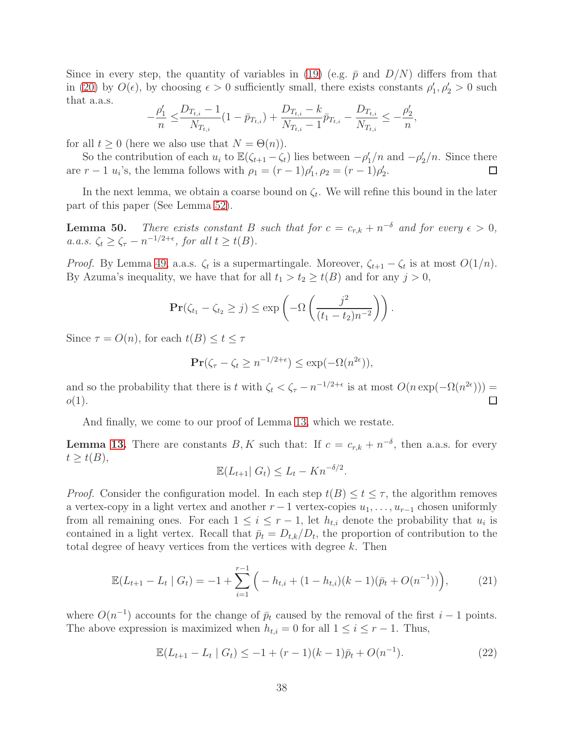Since in every step, the quantity of variables in (19) (e.g. $\bar{p}$ and $D/N$) differs from that in (20) by $O(\epsilon)$, by choosing $\epsilon > 0$ sufficiently small, there exists constants $\rho_1', \rho_2' > 0$ such that a.a.s.

$$-\frac{\rho_1'}{n} \leq \frac{D_{T_{t,i}} - 1}{N_{T_{t,i}}}(1 - \bar{p}_{T_{t,i}}) + \frac{D_{T_{t,i}} - k}{N_{T_{t,i}} - 1}\bar{p}_{T_{t,i}} - \frac{D_{T_{t,i}}}{N_{T_{t,i}}} \leq -\frac{\rho_2'}{n},$$

for all $t \geq 0$ (here we also use that $N = \Theta(n)$).

So the contribution of each $u_i$ to $\mathbb{E}(\zeta_{t+1} - \zeta_t)$ lies between $-\rho_1'/n$ and $-\rho_2'/n$. Since there are $r-1$ $u_i$'s, the lemma follows with $\rho_1 = (r-1)\rho_1', \rho_2 = (r-1)\rho_2'$. $\square$

In the next lemma, we obtain a coarse bound on $\zeta_t$. We will refine this bound in the later part of this paper (See Lemma 52).

**Lemma 50.** *There exists constant $B$ such that for $c = c_{r,k} + n^{-\delta}$ and for every $\epsilon > 0$, a.a.s. $\zeta_t \geq \zeta_\tau - n^{-1/2+\epsilon}$, for all $t \geq t(B)$.*

*Proof.* By Lemma 49, a.a.s. $\zeta_t$ is a supermartingale. Moreover, $\zeta_{t+1} - \zeta_t$ is at most $O(1/n)$. By Azuma's inequality, we have that for all $t_1 > t_2 \geq t(B)$ and for any $j > 0$,

$$\mathbf{Pr}(\zeta_{t_1} - \zeta_{t_2} \geq j) \leq \exp\left(-\Omega\left(\frac{j^2}{(t_1 - t_2)n^{-2}}\right)\right).$$

Since $\tau = O(n)$, for each $t(B) \leq t \leq \tau$

$$\mathbf{Pr}(\zeta_\tau - \zeta_t \geq n^{-1/2+\epsilon}) \leq \exp(-\Omega(n^{2\epsilon})),$$

and so the probability that there is $t$ with $\zeta_t < \zeta_\tau - n^{-1/2+\epsilon}$ is at most $O(n\exp(-\Omega(n^{2\epsilon}))) = o(1)$. $\square$

And finally, we come to our proof of Lemma 13, which we restate.

**Lemma 13.** There are constants $B, K$ such that: If $c = c_{r,k} + n^{-\delta}$, then a.a.s. for every $t \geq t(B)$,

$$\mathbb{E}(L_{t+1} | \, G_t) \leq L_t - Kn^{-\delta/2}.$$

*Proof.* Consider the configuration model. In each step $t(B) \leq t \leq \tau$, the algorithm removes a vertex-copy in a light vertex and another $r-1$ vertex-copies $u_1, \ldots, u_{r-1}$ chosen uniformly from all remaining ones. For each $1 \leq i \leq r-1$, let $h_{t,i}$ denote the probability that $u_i$ is contained in a light vertex. Recall that $\bar{p}_t = D_{t,k}/D_t$, the proportion of contribution to the total degree of heavy vertices from the vertices with degree $k$. Then

$$\mathbb{E}(L_{t+1} - L_t \mid G_t) = -1 + \sum_{i=1}^{r-1}\Big(-h_{t,i} + (1 - h_{t,i})(k-1)(\bar{p}_t + O(n^{-1}))\Big), \tag{21}$$

where $O(n^{-1})$ accounts for the change of $\bar{p}_t$ caused by the removal of the first $i-1$ points. The above expression is maximized when $h_{t,i} = 0$ for all $1 \leq i \leq r-1$. Thus,

$$\mathbb{E}(L_{t+1} - L_t \mid G_t) \leq -1 + (r-1)(k-1)\bar{p}_t + O(n^{-1}). \tag{22}$$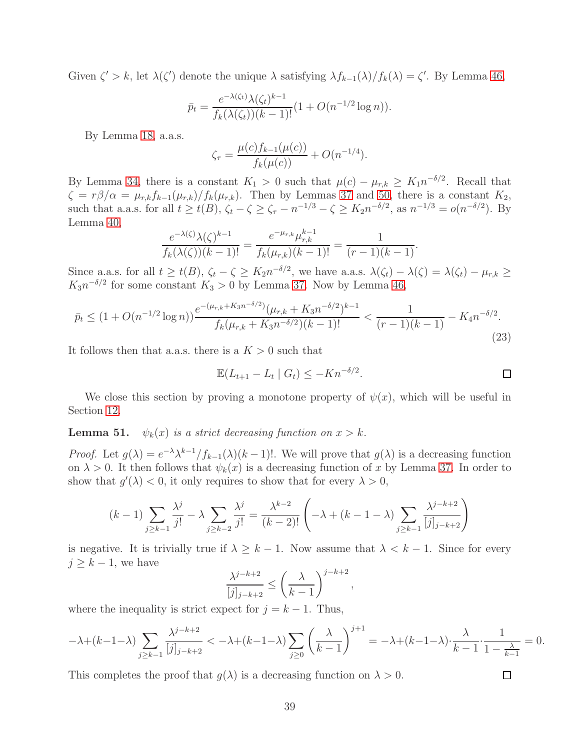Given $\zeta' > k$, let $\lambda(\zeta')$ denote the unique $\lambda$ satisfying $\lambda f_{k-1}(\lambda)/f_k(\lambda) = \zeta'$. By Lemma 46,

$$\bar{p}_t = \frac{e^{-\lambda(\zeta_t)}\lambda(\zeta_t)^{k-1}}{f_k(\lambda(\zeta_t))(k-1)!}(1 + O(n^{-1/2}\log n)).$$

By Lemma 18, a.a.s.

$$\zeta_\tau = \frac{\mu(c)f_{k-1}(\mu(c))}{f_k(\mu(c))} + O(n^{-1/4}).$$

By Lemma 34, there is a constant $K_1 > 0$ such that $\mu(c) - \mu_{r,k} \geq K_1 n^{-\delta/2}$. Recall that $\zeta = r\beta/\alpha = \mu_{r,k}f_{k-1}(\mu_{r,k})/f_k(\mu_{r,k})$. Then by Lemmas 37 and 50, there is a constant $K_2$, such that a.a.s. for all $t \geq t(B)$, $\zeta_t - \zeta \geq \zeta_\tau - n^{-1/3} - \zeta \geq K_2 n^{-\delta/2}$, as $n^{-1/3} = o(n^{-\delta/2})$. By Lemma 40,

$$\frac{e^{-\lambda(\zeta)}\lambda(\zeta)^{k-1}}{f_k(\lambda(\zeta))(k-1)!} = \frac{e^{-\mu_{r,k}}\mu_{r,k}^{k-1}}{f_k(\mu_{r,k})(k-1)!} = \frac{1}{(r-1)(k-1)}.$$

Since a.a.s. for all $t \geq t(B)$, $\zeta_t - \zeta \geq K_2 n^{-\delta/2}$, we have a.a.s. $\lambda(\zeta_t) - \lambda(\zeta) = \lambda(\zeta_t) - \mu_{r,k} \geq K_3 n^{-\delta/2}$ for some constant $K_3 > 0$ by Lemma 37. Now by Lemma 46,

$$\bar{p}_t \leq (1 + O(n^{-1/2}\log n))\frac{e^{-(\mu_{r,k}+K_3 n^{-\delta/2})}(\mu_{r,k} + K_3 n^{-\delta/2})^{k-1}}{f_k(\mu_{r,k} + K_3 n^{-\delta/2})(k-1)!} < \frac{1}{(r-1)(k-1)} - K_4 n^{-\delta/2}. \tag{23}$$

It follows then that a.a.s. there is a $K > 0$ such that

$$\mathbb{E}(L_{t+1} - L_t \mid G_t) \leq -K n^{-\delta/2}.$$

∎

We close this section by proving a monotone property of $\psi(x)$, which will be useful in Section 12.

**Lemma 51.** *$\psi_k(x)$ is a strict decreasing function on $x > k$.*

*Proof.* Let $g(\lambda) = e^{-\lambda}\lambda^{k-1}/f_{k-1}(\lambda)(k-1)!$. We will prove that $g(\lambda)$ is a decreasing function on $\lambda > 0$. It then follows that $\psi_k(x)$ is a decreasing function of $x$ by Lemma 37. In order to show that $g'(\lambda) < 0$, it only requires to show that for every $\lambda > 0$,

$$(k-1)\sum_{j\geq k-1}\frac{\lambda^j}{j!} - \lambda\sum_{j\geq k-2}\frac{\lambda^j}{j!} = \frac{\lambda^{k-2}}{(k-2)!}\left(-\lambda + (k-1-\lambda)\sum_{j\geq k-1}\frac{\lambda^{j-k+2}}{[j]_{j-k+2}}\right)$$

is negative. It is trivially true if $\lambda \geq k-1$. Now assume that $\lambda < k-1$. Since for every $j \geq k-1$, we have

$$\frac{\lambda^{j-k+2}}{[j]_{j-k+2}} \leq \left(\frac{\lambda}{k-1}\right)^{j-k+2},$$

where the inequality is strict expect for $j = k-1$. Thus,

$$-\lambda+(k-1-\lambda)\sum_{j\geq k-1}\frac{\lambda^{j-k+2}}{[j]_{j-k+2}} < -\lambda+(k-1-\lambda)\sum_{j\geq 0}\left(\frac{\lambda}{k-1}\right)^{j+1} = -\lambda+(k-1-\lambda)\cdot\frac{\lambda}{k-1}\cdot\frac{1}{1-\frac{\lambda}{k-1}} = 0.$$

This completes the proof that $g(\lambda)$ is a decreasing function on $\lambda > 0$. ∎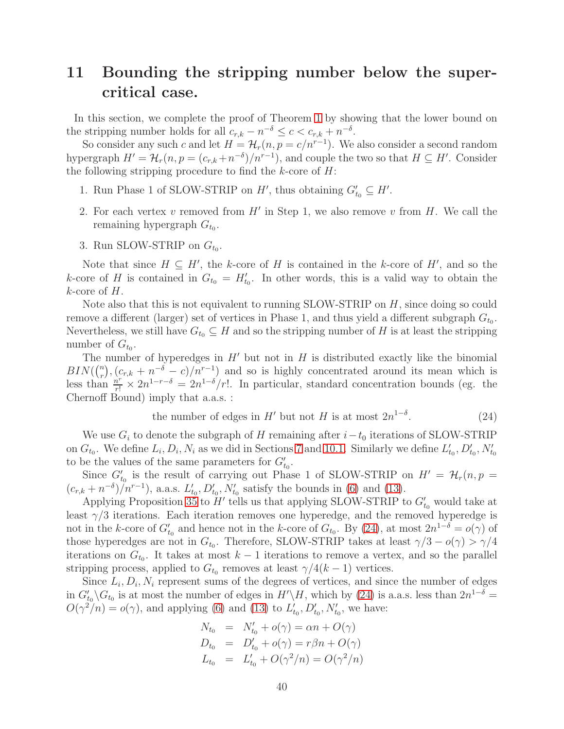# 11 Bounding the stripping number below the supercritical case.

In this section, we complete the proof of Theorem 1 by showing that the lower bound on the stripping number holds for all $c_{r,k} - n^{-\delta} \leq c < c_{r,k} + n^{-\delta}$.

So consider any such $c$ and let $H = \mathcal{H}_r(n, p = c/n^{r-1})$. We also consider a second random hypergraph $H' = \mathcal{H}_r(n, p = (c_{r,k}+n^{-\delta})/n^{r-1})$, and couple the two so that $H \subseteq H'$. Consider the following stripping procedure to find the $k$-core of $H$:

1. Run Phase 1 of SLOW-STRIP on $H'$, thus obtaining $G'_{t_0} \subseteq H'$.
2. For each vertex $v$ removed from $H'$ in Step 1, we also remove $v$ from $H$. We call the remaining hypergraph $G_{t_0}$.
3. Run SLOW-STRIP on $G_{t_0}$.

Note that since $H \subseteq H'$, the $k$-core of $H$ is contained in the $k$-core of $H'$, and so the $k$-core of $H$ is contained in $G_{t_0} = H'_{t_0}$. In other words, this is a valid way to obtain the $k$-core of $H$.

Note also that this is not equivalent to running SLOW-STRIP on $H$, since doing so could remove a different (larger) set of vertices in Phase 1, and thus yield a different subgraph $G_{t_0}$. Nevertheless, we still have $G_{t_0} \subseteq H$ and so the stripping number of $H$ is at least the stripping number of $G_{t_0}$.

The number of hyperedges in $H'$ but not in $H$ is distributed exactly like the binomial $BIN(\binom{n}{r}, (c_{r,k} + n^{-\delta} - c)/n^{r-1})$ and so is highly concentrated around its mean which is less than $\frac{n^r}{r!} \times 2n^{1-r-\delta} = 2n^{1-\delta}/r!$. In particular, standard concentration bounds (eg. the Chernoff Bound) imply that a.a.s. :

$$\text{the number of edges in } H' \text{ but not } H \text{ is at most } 2n^{1-\delta}. \tag{24}$$

We use $G_i$ to denote the subgraph of $H$ remaining after $i-t_0$ iterations of SLOW-STRIP on $G_{t_0}$. We define $L_i, D_i, N_i$ as we did in Sections 7 and 10.1. Similarly we define $L'_{t_0}, D'_{t_0}, N'_{t_0}$ to be the values of the same parameters for $G'_{t_0}$.

Since $G'_{t_0}$ is the result of carrying out Phase 1 of SLOW-STRIP on $H' = \mathcal{H}_r(n, p = (c_{r,k} + n^{-\delta})/n^{r-1})$, a.a.s. $L'_{t_0}, D'_{t_0}, N'_{t_0}$ satisfy the bounds in (6) and (13).

Applying Proposition 35 to $H'$ tells us that applying SLOW-STRIP to $G'_{t_0}$ would take at least $\gamma/3$ iterations. Each iteration removes one hyperedge, and the removed hyperedge is not in the $k$-core of $G'_{t_0}$ and hence not in the $k$-core of $G_{t_0}$. By (24), at most $2n^{1-\delta} = o(\gamma)$ of those hyperedges are not in $G_{t_0}$. Therefore, SLOW-STRIP takes at least $\gamma/3 - o(\gamma) > \gamma/4$ iterations on $G_{t_0}$. It takes at most $k-1$ iterations to remove a vertex, and so the parallel stripping process, applied to $G_{t_0}$ removes at least $\gamma/4(k-1)$ vertices.

Since $L_i, D_i, N_i$ represent sums of the degrees of vertices, and since the number of edges in $G'_{t_0} \backslash G_{t_0}$ is at most the number of edges in $H' \backslash H$, which by (24) is a.a.s. less than $2n^{1-\delta} = O(\gamma^2/n) = o(\gamma)$, and applying (6) and (13) to $L'_{t_0}, D'_{t_0}, N'_{t_0}$, we have:

$$\begin{aligned}
N_{t_0} &= N'_{t_0} + o(\gamma) = \alpha n + O(\gamma) \\
D_{t_0} &= D'_{t_0} + o(\gamma) = r\beta n + O(\gamma) \\
L_{t_0} &= L'_{t_0} + O(\gamma^2/n) = O(\gamma^2/n)
\end{aligned}$$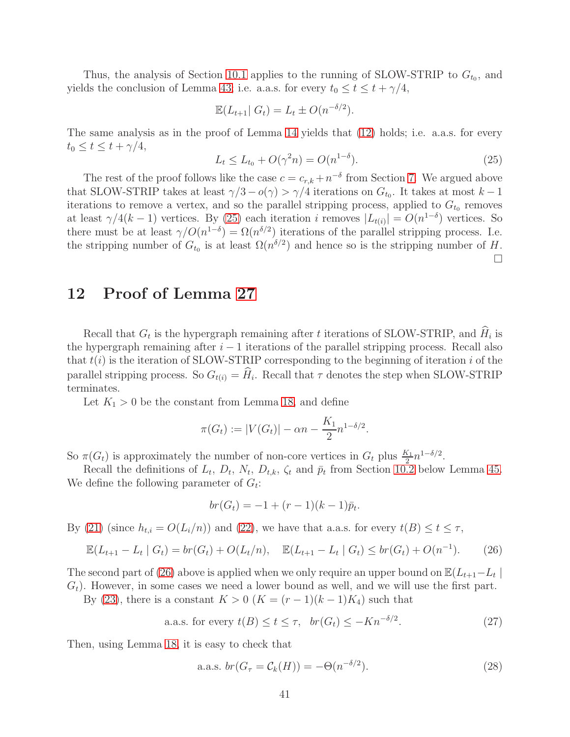Thus, the analysis of Section 10.1 applies to the running of SLOW-STRIP to $G_{t_0}$, and yields the conclusion of Lemma 43; i.e. a.a.s. for every $t_0 \le t \le t + \gamma/4$,

$$\mathbb{E}(L_{t+1} | \, G_t) = L_t \pm O(n^{-\delta/2}).$$

The same analysis as in the proof of Lemma 14 yields that (12) holds; i.e. a.a.s. for every $t_0 \le t \le t + \gamma/4$,

$$L_t \le L_{t_0} + O(\gamma^2 n) = O(n^{1-\delta}). \tag{25}$$

The rest of the proof follows like the case $c = c_{r,k} + n^{-\delta}$ from Section 7. We argued above that SLOW-STRIP takes at least $\gamma/3 - o(\gamma) > \gamma/4$ iterations on $G_{t_0}$. It takes at most $k-1$ iterations to remove a vertex, and so the parallel stripping process, applied to $G_{t_0}$ removes at least $\gamma/4(k-1)$ vertices. By (25) each iteration $i$ removes $|L_{t(i)}| = O(n^{1-\delta})$ vertices. So there must be at least $\gamma/O(n^{1-\delta}) = \Omega(n^{\delta/2})$ iterations of the parallel stripping process. I.e. the stripping number of $G_{t_0}$ is at least $\Omega(n^{\delta/2})$ and hence so is the stripping number of $H$. □

## 12 Proof of Lemma 27

Recall that $G_t$ is the hypergraph remaining after $t$ iterations of SLOW-STRIP, and $\widehat{H}_i$ is the hypergraph remaining after $i-1$ iterations of the parallel stripping process. Recall also that $t(i)$ is the iteration of SLOW-STRIP corresponding to the beginning of iteration $i$ of the parallel stripping process. So $G_{t(i)} = \widehat{H}_i$. Recall that $\tau$ denotes the step when SLOW-STRIP terminates.

Let $K_1 > 0$ be the constant from Lemma 18, and define

$$\pi(G_t) := |V(G_t)| - \alpha n - \frac{K_1}{2} n^{1-\delta/2}.$$

So $\pi(G_t)$ is approximately the number of non-core vertices in $G_t$ plus $\frac{K_1}{2} n^{1-\delta/2}$.

Recall the definitions of $L_t$, $D_t$, $N_t$, $D_{t,k}$, $\zeta_t$ and $\bar{p}_t$ from Section 10.2 below Lemma 45. We define the following parameter of $G_t$:

$$br(G_t) = -1 + (r-1)(k-1)\bar{p}_t.$$

By (21) (since $h_{t,i} = O(L_i/n)$) and (22), we have that a.a.s. for every $t(B) \le t \le \tau$,

$$\mathbb{E}(L_{t+1} - L_t \mid G_t) = br(G_t) + O(L_t/n), \quad \mathbb{E}(L_{t+1} - L_t \mid G_t) \le br(G_t) + O(n^{-1}). \tag{26}$$

The second part of (26) above is applied when we only require an upper bound on $\mathbb{E}(L_{t+1} - L_t \mid G_t)$. However, in some cases we need a lower bound as well, and we will use the first part.

By (23), there is a constant $K > 0$ ($K = (r-1)(k-1)K_4$) such that

$$\text{a.a.s. for every } t(B) \le t \le \tau, \;\; br(G_t) \le -Kn^{-\delta/2}. \tag{27}$$

Then, using Lemma 18, it is easy to check that

$$\text{a.a.s. } br(G_\tau = \mathcal{C}_k(H)) = -\Theta(n^{-\delta/2}). \tag{28}$$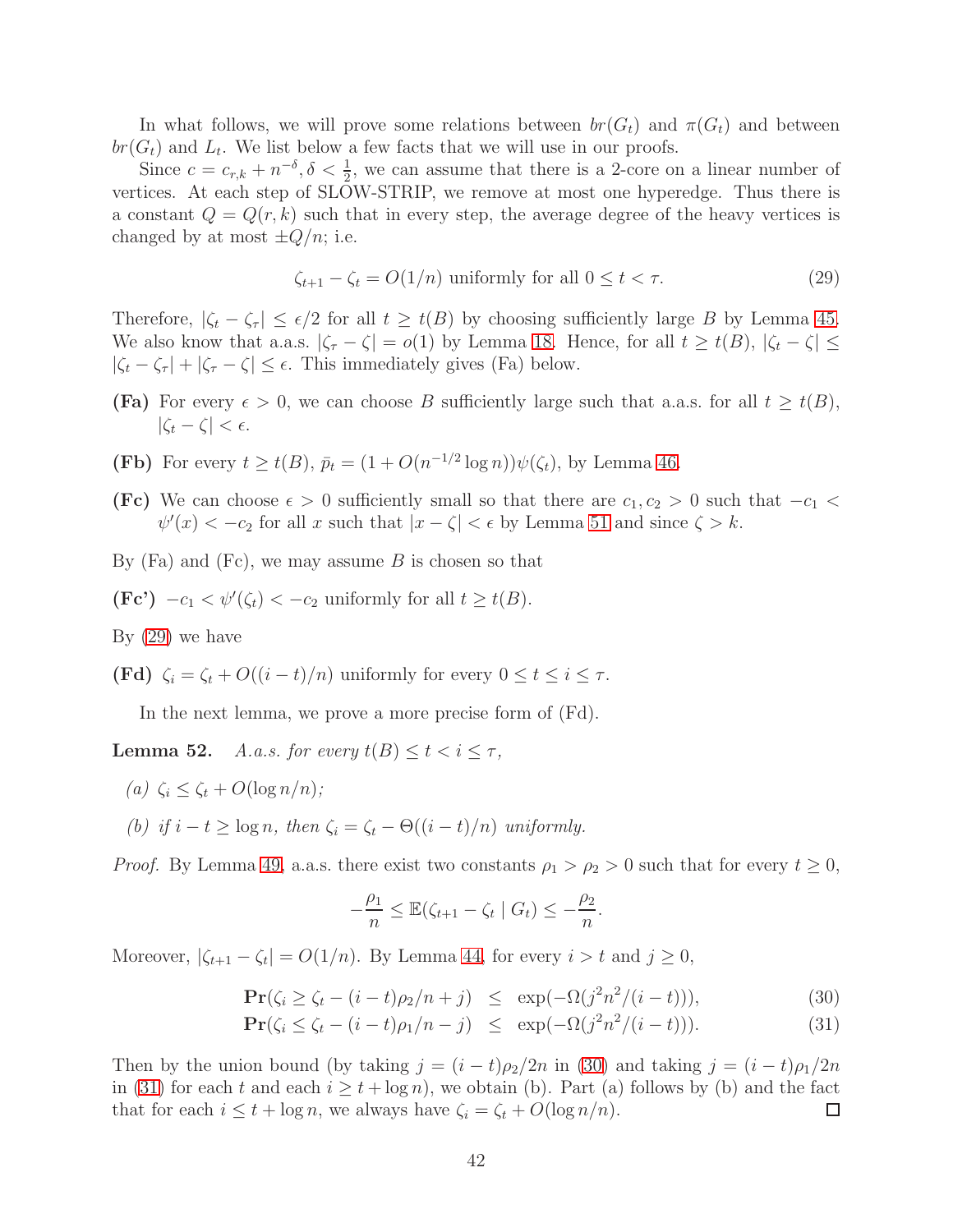In what follows, we will prove some relations between $br(G_t)$ and $\pi(G_t)$ and between $br(G_t)$ and $L_t$. We list below a few facts that we will use in our proofs.

Since $c = c_{r,k} + n^{-\delta}, \delta < \frac{1}{2}$, we can assume that there is a 2-core on a linear number of vertices. At each step of SLOW-STRIP, we remove at most one hyperedge. Thus there is a constant $Q = Q(r,k)$ such that in every step, the average degree of the heavy vertices is changed by at most $\pm Q/n$; i.e.

$$\zeta_{t+1} - \zeta_t = O(1/n) \text{ uniformly for all } 0 \le t < \tau. \tag{29}$$

Therefore, $|\zeta_t - \zeta_\tau| \le \epsilon/2$ for all $t \ge t(B)$ by choosing sufficiently large $B$ by Lemma 45. We also know that a.a.s. $|\zeta_\tau - \zeta| = o(1)$ by Lemma 18. Hence, for all $t \ge t(B)$, $|\zeta_t - \zeta| \le |\zeta_t - \zeta_\tau| + |\zeta_\tau - \zeta| \le \epsilon$. This immediately gives (Fa) below.

**(Fa)** For every $\epsilon > 0$, we can choose $B$ sufficiently large such that a.a.s. for all $t \ge t(B)$, $|\zeta_t - \zeta| < \epsilon$.

**(Fb)** For every $t \ge t(B)$, $\bar{p}_t = (1 + O(n^{-1/2}\log n))\psi(\zeta_t)$, by Lemma 46.

**(Fc)** We can choose $\epsilon > 0$ sufficiently small so that there are $c_1, c_2 > 0$ such that $-c_1 < \psi'(x) < -c_2$ for all $x$ such that $|x - \zeta| < \epsilon$ by Lemma 51 and since $\zeta > k$.

By (Fa) and (Fc), we may assume $B$ is chosen so that

**(Fc')** $-c_1 < \psi'(\zeta_t) < -c_2$ uniformly for all $t \ge t(B)$.

By (29) we have

**(Fd)** $\zeta_i = \zeta_t + O((i-t)/n)$ uniformly for every $0 \le t \le i \le \tau$.

In the next lemma, we prove a more precise form of (Fd).

**Lemma 52.** *A.a.s. for every $t(B) \le t < i \le \tau$,*

*(a) $\zeta_i \le \zeta_t + O(\log n/n)$;*

*(b) if $i - t \ge \log n$, then $\zeta_i = \zeta_t - \Theta((i-t)/n)$ uniformly.*

*Proof.* By Lemma 49, a.a.s. there exist two constants $\rho_1 > \rho_2 > 0$ such that for every $t \ge 0$,

$$-\frac{\rho_1}{n} \le \mathbb{E}(\zeta_{t+1} - \zeta_t \mid G_t) \le -\frac{\rho_2}{n}.$$

Moreover, $|\zeta_{t+1} - \zeta_t| = O(1/n)$. By Lemma 44, for every $i > t$ and $j \ge 0$,

$$\mathbf{Pr}(\zeta_i \ge \zeta_t - (i-t)\rho_2/n + j) \le \exp(-\Omega(j^2 n^2/(i-t))), \tag{30}$$

$$\mathbf{Pr}(\zeta_i \le \zeta_t - (i-t)\rho_1/n - j) \le \exp(-\Omega(j^2 n^2/(i-t))). \tag{31}$$

Then by the union bound (by taking $j = (i-t)\rho_2/2n$ in (30) and taking $j = (i-t)\rho_1/2n$ in (31) for each $t$ and each $i \ge t + \log n$), we obtain (b). Part (a) follows by (b) and the fact that for each $i \le t + \log n$, we always have $\zeta_i = \zeta_t + O(\log n/n)$. $\square$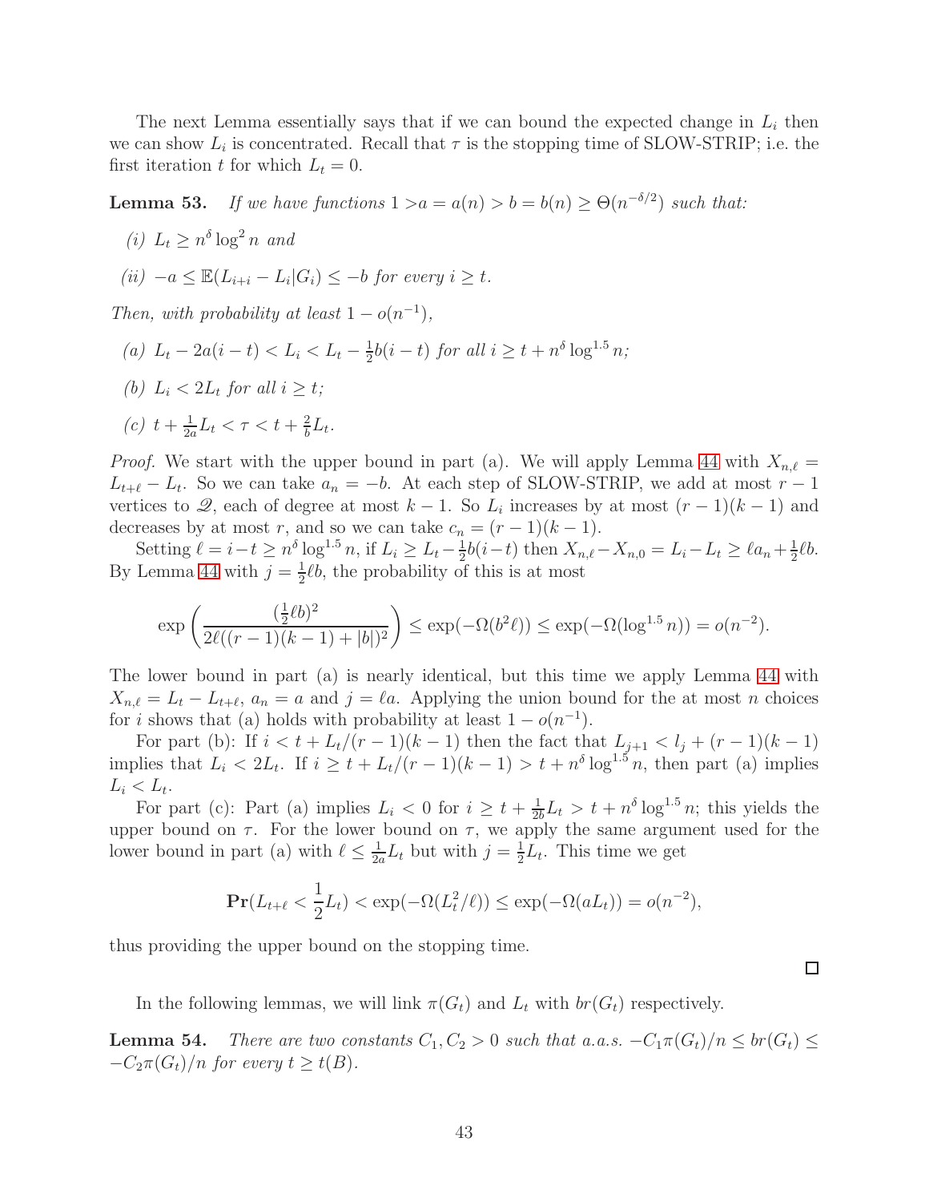The next Lemma essentially says that if we can bound the expected change in $L_i$ then we can show $L_i$ is concentrated. Recall that $\tau$ is the stopping time of SLOW-STRIP; i.e. the first iteration $t$ for which $L_t = 0$.

**Lemma 53.** *If we have functions $1 > a = a(n) > b = b(n) \geq \Theta(n^{-\delta/2})$ such that:*

*(i) $L_t \geq n^\delta \log^2 n$ and*

*(ii) $-a \leq \mathbb{E}(L_{i+i} - L_i | G_i) \leq -b$ for every $i \geq t$.*

*Then, with probability at least $1 - o(n^{-1})$,*

*(a) $L_t - 2a(i-t) < L_i < L_t - \frac{1}{2}b(i-t)$ for all $i \geq t + n^\delta \log^{1.5} n$;*

*(b) $L_i < 2L_t$ for all $i \geq t$;*

*(c) $t + \frac{1}{2a}L_t < \tau < t + \frac{2}{b}L_t$.*

*Proof.* We start with the upper bound in part (a). We will apply Lemma 44 with $X_{n,\ell} = L_{t+\ell} - L_t$. So we can take $a_n = -b$. At each step of SLOW-STRIP, we add at most $r-1$ vertices to $\mathcal{Q}$, each of degree at most $k-1$. So $L_i$ increases by at most $(r-1)(k-1)$ and decreases by at most $r$, and so we can take $c_n = (r-1)(k-1)$.

Setting $\ell = i-t \geq n^\delta \log^{1.5} n$, if $L_i \geq L_t - \frac{1}{2}b(i-t)$ then $X_{n,\ell} - X_{n,0} = L_i - L_t \geq \ell a_n + \frac{1}{2}\ell b$. By Lemma 44 with $j = \frac{1}{2}\ell b$, the probability of this is at most

$$\exp\left(\frac{(\frac{1}{2}\ell b)^2}{2\ell((r-1)(k-1) + |b|)^2}\right) \leq \exp(-\Omega(b^2\ell)) \leq \exp(-\Omega(\log^{1.5} n)) = o(n^{-2}).$$

The lower bound in part (a) is nearly identical, but this time we apply Lemma 44 with $X_{n,\ell} = L_t - L_{t+\ell}$, $a_n = a$ and $j = \ell a$. Applying the union bound for the at most $n$ choices for $i$ shows that (a) holds with probability at least $1 - o(n^{-1})$.

For part (b): If $i < t + L_t/(r-1)(k-1)$ then the fact that $L_{j+1} < l_j + (r-1)(k-1)$ implies that $L_i < 2L_t$. If $i \geq t + L_t/(r-1)(k-1) > t + n^\delta \log^{1.5} n$, then part (a) implies $L_i < L_t$.

For part (c): Part (a) implies $L_i < 0$ for $i \geq t + \frac{1}{2b}L_t > t + n^\delta \log^{1.5} n$; this yields the upper bound on $\tau$. For the lower bound on $\tau$, we apply the same argument used for the lower bound in part (a) with $\ell \leq \frac{1}{2a}L_t$ but with $j = \frac{1}{2}L_t$. This time we get

$$\mathbf{Pr}(L_{t+\ell} < \frac{1}{2}L_t) < \exp(-\Omega(L_t^2/\ell)) \leq \exp(-\Omega(aL_t)) = o(n^{-2}),$$

thus providing the upper bound on the stopping time. $\square$

In the following lemmas, we will link $\pi(G_t)$ and $L_t$ with $br(G_t)$ respectively.

**Lemma 54.** *There are two constants $C_1, C_2 > 0$ such that a.a.s. $-C_1\pi(G_t)/n \leq br(G_t) \leq -C_2\pi(G_t)/n$ for every $t \geq t(B)$.*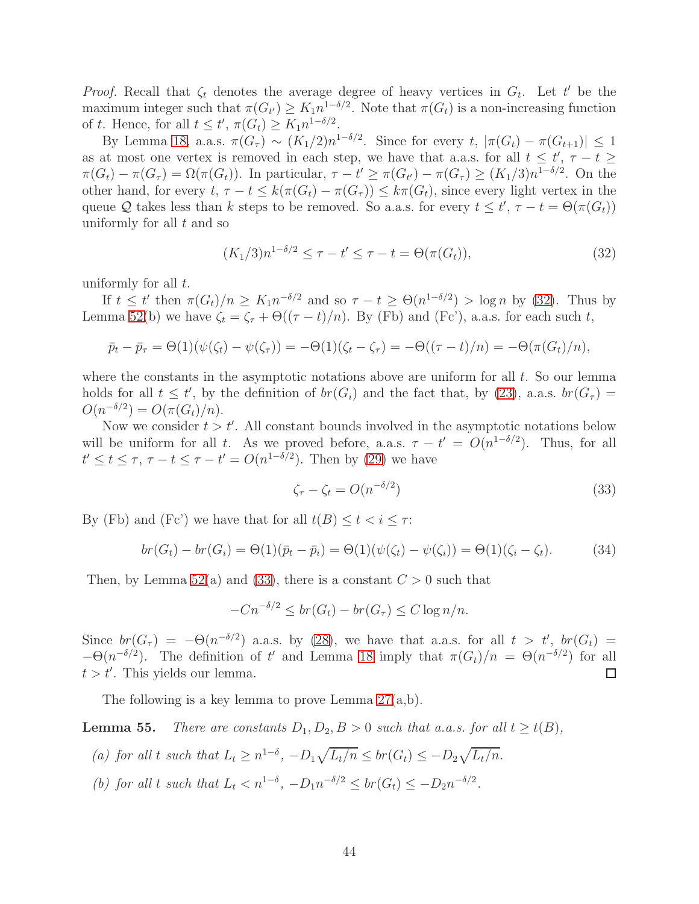*Proof.* Recall that $\zeta_t$ denotes the average degree of heavy vertices in $G_t$. Let $t'$ be the maximum integer such that $\pi(G_{t'}) \geq K_1 n^{1-\delta/2}$. Note that $\pi(G_t)$ is a non-increasing function of $t$. Hence, for all $t \leq t'$, $\pi(G_t) \geq K_1 n^{1-\delta/2}$.

By Lemma 18, a.a.s. $\pi(G_\tau) \sim (K_1/2)n^{1-\delta/2}$. Since for every $t$, $|\pi(G_t) - \pi(G_{t+1})| \leq 1$ as at most one vertex is removed in each step, we have that a.a.s. for all $t \leq t'$, $\tau - t \geq \pi(G_t) - \pi(G_\tau) = \Omega(\pi(G_t))$. In particular, $\tau - t' \geq \pi(G_{t'}) - \pi(G_\tau) \geq (K_1/3)n^{1-\delta/2}$. On the other hand, for every $t$, $\tau - t \leq k(\pi(G_t) - \pi(G_\tau)) \leq k\pi(G_t)$, since every light vertex in the queue $\mathcal{Q}$ takes less than $k$ steps to be removed. So a.a.s. for every $t \leq t'$, $\tau - t = \Theta(\pi(G_t))$ uniformly for all $t$ and so

$$(K_1/3)n^{1-\delta/2} \leq \tau - t' \leq \tau - t = \Theta(\pi(G_t)), \tag{32}$$

uniformly for all $t$.

If $t \leq t'$ then $\pi(G_t)/n \geq K_1 n^{-\delta/2}$ and so $\tau - t \geq \Theta(n^{1-\delta/2}) > \log n$ by (32). Thus by Lemma 52(b) we have $\zeta_t = \zeta_\tau + \Theta((\tau - t)/n)$. By (Fb) and (Fc'), a.a.s. for each such $t$,

$$\bar{p}_t - \bar{p}_\tau = \Theta(1)(\psi(\zeta_t) - \psi(\zeta_\tau)) = -\Theta(1)(\zeta_t - \zeta_\tau) = -\Theta((\tau - t)/n) = -\Theta(\pi(G_t)/n),$$

where the constants in the asymptotic notations above are uniform for all $t$. So our lemma holds for all $t \leq t'$, by the definition of $br(G_i)$ and the fact that, by (23), a.a.s. $br(G_\tau) = O(n^{-\delta/2}) = O(\pi(G_t)/n)$.

Now we consider $t > t'$. All constant bounds involved in the asymptotic notations below will be uniform for all $t$. As we proved before, a.a.s. $\tau - t' = O(n^{1-\delta/2})$. Thus, for all $t' \leq t \leq \tau$, $\tau - t \leq \tau - t' = O(n^{1-\delta/2})$. Then by (29) we have

$$\zeta_\tau - \zeta_t = O(n^{-\delta/2}) \tag{33}$$

By (Fb) and (Fc') we have that for all $t(B) \leq t < i \leq \tau$:

$$br(G_t) - br(G_i) = \Theta(1)(\bar{p}_t - \bar{p}_i) = \Theta(1)(\psi(\zeta_t) - \psi(\zeta_i)) = \Theta(1)(\zeta_i - \zeta_t). \tag{34}$$

Then, by Lemma 52(a) and (33), there is a constant $C > 0$ such that

$$-Cn^{-\delta/2} \leq br(G_t) - br(G_\tau) \leq C \log n/n.$$

Since $br(G_\tau) = -\Theta(n^{-\delta/2})$ a.a.s. by (28), we have that a.a.s. for all $t > t'$, $br(G_t) = -\Theta(n^{-\delta/2})$. The definition of $t'$ and Lemma 18 imply that $\pi(G_t)/n = \Theta(n^{-\delta/2})$ for all $t > t'$. This yields our lemma. ◻

The following is a key lemma to prove Lemma 27(a,b).

**Lemma 55.** *There are constants $D_1, D_2, B > 0$ such that a.a.s. for all $t \geq t(B)$,*

*(a) for all $t$ such that $L_t \geq n^{1-\delta}$, $-D_1\sqrt{L_t/n} \leq br(G_t) \leq -D_2\sqrt{L_t/n}$.*

*(b) for all $t$ such that $L_t < n^{1-\delta}$, $-D_1 n^{-\delta/2} \leq br(G_t) \leq -D_2 n^{-\delta/2}$.*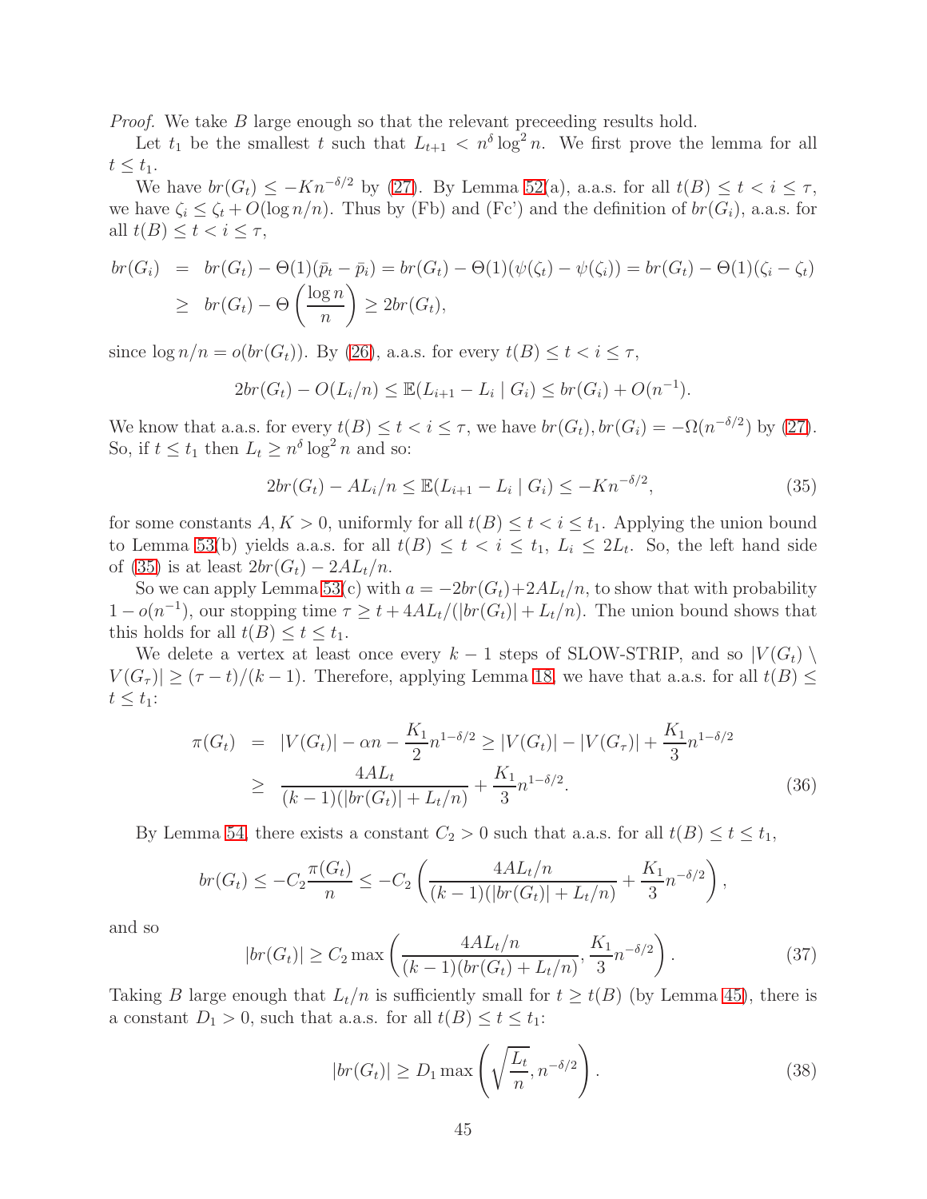*Proof.* We take $B$ large enough so that the relevant preceeding results hold.

Let $t_1$ be the smallest $t$ such that $L_{t+1} < n^{\delta}\log^2 n$. We first prove the lemma for all $t \le t_1$.

We have $br(G_t) \le -Kn^{-\delta/2}$ by (27). By Lemma 52(a), a.a.s. for all $t(B) \le t < i \le \tau$, we have $\zeta_i \le \zeta_t + O(\log n/n)$. Thus by (Fb) and (Fc') and the definition of $br(G_i)$, a.a.s. for all $t(B) \le t < i \le \tau$,

$$\begin{aligned} br(G_i) &= br(G_t) - \Theta(1)(\bar{p}_t - \bar{p}_i) = br(G_t) - \Theta(1)(\psi(\zeta_t) - \psi(\zeta_i)) = br(G_t) - \Theta(1)(\zeta_i - \zeta_t) \\ &\ge br(G_t) - \Theta\left(\frac{\log n}{n}\right) \ge 2br(G_t), \end{aligned}$$

since $\log n/n = o(br(G_t))$. By (26), a.a.s. for every $t(B) \le t < i \le \tau$,

$$2br(G_t) - O(L_i/n) \le \mathbb{E}(L_{i+1} - L_i \mid G_i) \le br(G_i) + O(n^{-1}).$$

We know that a.a.s. for every $t(B) \le t < i \le \tau$, we have $br(G_t), br(G_i) = -\Omega(n^{-\delta/2})$ by (27). So, if $t \le t_1$ then $L_t \ge n^{\delta}\log^2 n$ and so:

$$2br(G_t) - AL_i/n \le \mathbb{E}(L_{i+1} - L_i \mid G_i) \le -Kn^{-\delta/2}, \tag{35}$$

for some constants $A, K > 0$, uniformly for all $t(B) \le t < i \le t_1$. Applying the union bound to Lemma 53(b) yields a.a.s. for all $t(B) \le t < i \le t_1$, $L_i \le 2L_t$. So, the left hand side of (35) is at least $2br(G_t) - 2AL_t/n$.

So we can apply Lemma 53(c) with $a = -2br(G_t) + 2AL_t/n$, to show that with probability $1 - o(n^{-1})$, our stopping time $\tau \ge t + 4AL_t/(|br(G_t)| + L_t/n)$. The union bound shows that this holds for all $t(B) \le t \le t_1$.

We delete a vertex at least once every $k-1$ steps of SLOW-STRIP, and so $|V(G_t) \setminus V(G_\tau)| \ge (\tau - t)/(k-1)$. Therefore, applying Lemma 18, we have that a.a.s. for all $t(B) \le t \le t_1$:

$$\begin{aligned} \pi(G_t) &= |V(G_t)| - \alpha n - \frac{K_1}{2}n^{1-\delta/2} \ge |V(G_t)| - |V(G_\tau)| + \frac{K_1}{3}n^{1-\delta/2} \\ &\ge \frac{4AL_t}{(k-1)(|br(G_t)| + L_t/n)} + \frac{K_1}{3}n^{1-\delta/2}. \end{aligned} \tag{36}$$

By Lemma 54, there exists a constant $C_2 > 0$ such that a.a.s. for all $t(B) \le t \le t_1$,

$$br(G_t) \le -C_2\frac{\pi(G_t)}{n} \le -C_2\left(\frac{4AL_t/n}{(k-1)(|br(G_t)| + L_t/n)} + \frac{K_1}{3}n^{-\delta/2}\right),$$

and so

$$|br(G_t)| \ge C_2 \max\left(\frac{4AL_t/n}{(k-1)(br(G_t) + L_t/n)}, \frac{K_1}{3}n^{-\delta/2}\right). \tag{37}$$

Taking $B$ large enough that $L_t/n$ is sufficiently small for $t \ge t(B)$ (by Lemma 45), there is a constant $D_1 > 0$, such that a.a.s. for all $t(B) \le t \le t_1$:

$$|br(G_t)| \ge D_1 \max\left(\sqrt{\frac{L_t}{n}}, n^{-\delta/2}\right). \tag{38}$$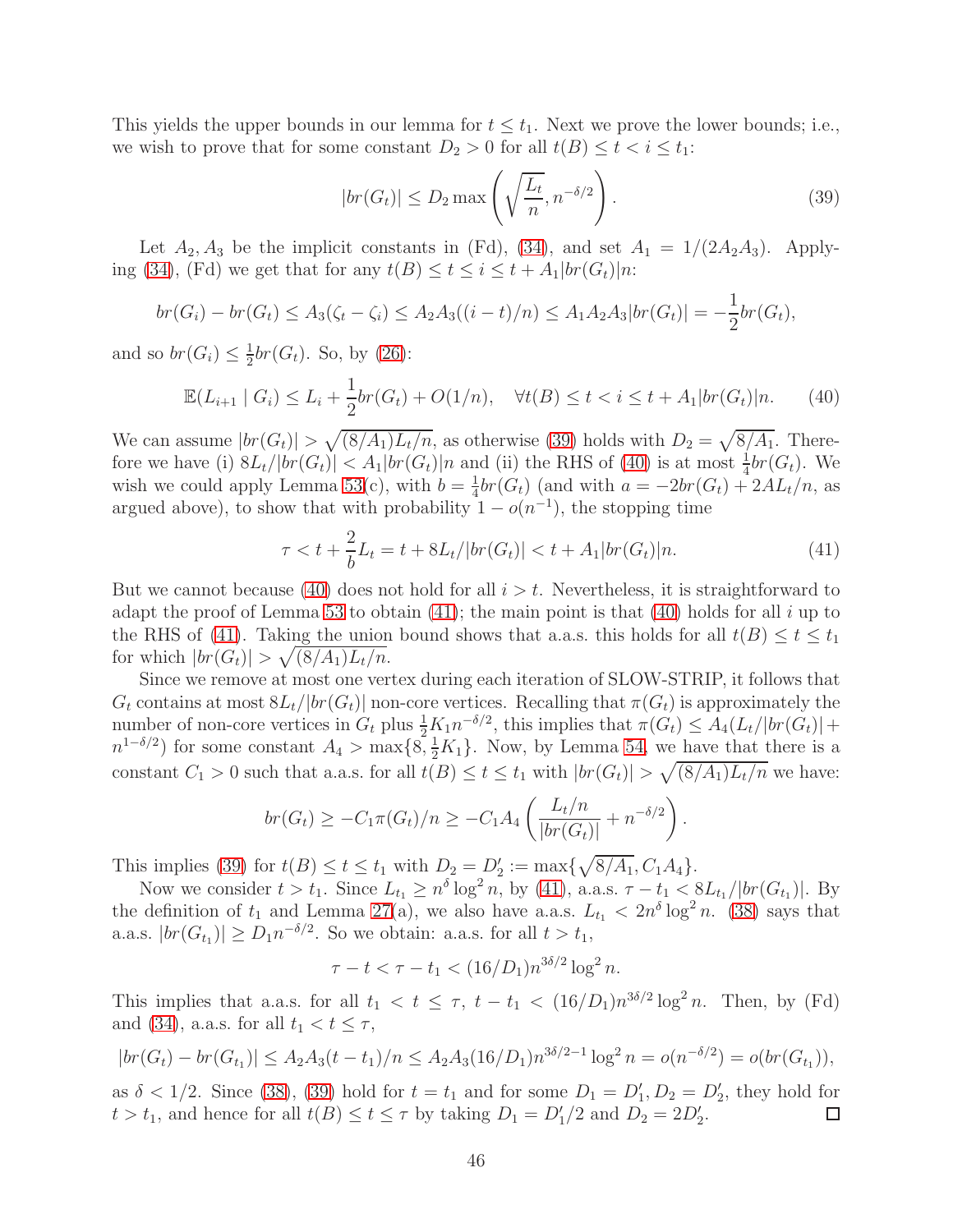This yields the upper bounds in our lemma for $t \leq t_1$. Next we prove the lower bounds; i.e., we wish to prove that for some constant $D_2 > 0$ for all $t(B) \leq t < i \leq t_1$:

$$|br(G_t)| \leq D_2 \max\left(\sqrt{\frac{L_t}{n}}, n^{-\delta/2}\right). \tag{39}$$

Let $A_2, A_3$ be the implicit constants in (Fd), (34), and set $A_1 = 1/(2A_2A_3)$. Applying (34), (Fd) we get that for any $t(B) \leq t \leq i \leq t + A_1|br(G_t)|n$:

$$br(G_i) - br(G_t) \leq A_3(\zeta_t - \zeta_i) \leq A_2A_3((i-t)/n) \leq A_1A_2A_3|br(G_t)| = -\frac{1}{2}br(G_t),$$

and so $br(G_i) \leq \frac{1}{2}br(G_t)$. So, by (26):

$$\mathbb{E}(L_{i+1} \mid G_i) \leq L_i + \frac{1}{2}br(G_t) + O(1/n), \quad \forall t(B) \leq t < i \leq t + A_1|br(G_t)|n. \tag{40}$$

We can assume $|br(G_t)| > \sqrt{(8/A_1)L_t/n}$, as otherwise (39) holds with $D_2 = \sqrt{8/A_1}$. Therefore we have (i) $8L_t/|br(G_t)| < A_1|br(G_t)|n$ and (ii) the RHS of (40) is at most $\frac{1}{4}br(G_t)$. We wish we could apply Lemma 53(c), with $b = \frac{1}{4}br(G_t)$ (and with $a = -2br(G_t) + 2AL_t/n$, as argued above), to show that with probability $1 - o(n^{-1})$, the stopping time

$$\tau < t + \frac{2}{b}L_t = t + 8L_t/|br(G_t)| < t + A_1|br(G_t)|n. \tag{41}$$

But we cannot because (40) does not hold for all $i > t$. Nevertheless, it is straightforward to adapt the proof of Lemma 53 to obtain (41); the main point is that (40) holds for all $i$ up to the RHS of (41). Taking the union bound shows that a.a.s. this holds for all $t(B) \leq t \leq t_1$ for which $|br(G_t)| > \sqrt{(8/A_1)L_t/n}$.

Since we remove at most one vertex during each iteration of SLOW-STRIP, it follows that $G_t$ contains at most $8L_t/|br(G_t)|$ non-core vertices. Recalling that $\pi(G_t)$ is approximately the number of non-core vertices in $G_t$ plus $\frac{1}{2}K_1n^{-\delta/2}$, this implies that $\pi(G_t) \leq A_4(L_t/|br(G_t)| + n^{1-\delta/2})$ for some constant $A_4 > \max\{8, \frac{1}{2}K_1\}$. Now, by Lemma 54, we have that there is a constant $C_1 > 0$ such that a.a.s. for all $t(B) \leq t \leq t_1$ with $|br(G_t)| > \sqrt{(8/A_1)L_t/n}$ we have:

$$br(G_t) \geq -C_1\pi(G_t)/n \geq -C_1A_4\left(\frac{L_t/n}{|br(G_t)|} + n^{-\delta/2}\right).$$

This implies (39) for $t(B) \leq t \leq t_1$ with $D_2 = D_2' := \max\{\sqrt{8/A_1}, C_1A_4\}$.

Now we consider $t > t_1$. Since $L_{t_1} \geq n^\delta \log^2 n$, by (41), a.a.s. $\tau - t_1 < 8L_{t_1}/|br(G_{t_1})|$. By the definition of $t_1$ and Lemma 27(a), we also have a.a.s. $L_{t_1} < 2n^\delta \log^2 n$. (38) says that a.a.s. $|br(G_{t_1})| \geq D_1n^{-\delta/2}$. So we obtain: a.a.s. for all $t > t_1$,

$$\tau - t < \tau - t_1 < (16/D_1)n^{3\delta/2}\log^2 n.$$

This implies that a.a.s. for all $t_1 < t \leq \tau$, $t - t_1 < (16/D_1)n^{3\delta/2}\log^2 n$. Then, by (Fd) and (34), a.a.s. for all $t_1 < t \leq \tau$,

$$|br(G_t) - br(G_{t_1})| \leq A_2A_3(t-t_1)/n \leq A_2A_3(16/D_1)n^{3\delta/2-1}\log^2 n = o(n^{-\delta/2}) = o(br(G_{t_1})),$$

as $\delta < 1/2$. Since (38), (39) hold for $t = t_1$ and for some $D_1 = D_1', D_2 = D_2'$, they hold for $t > t_1$, and hence for all $t(B) \leq t \leq \tau$ by taking $D_1 = D_1'/2$ and $D_2 = 2D_2'$. □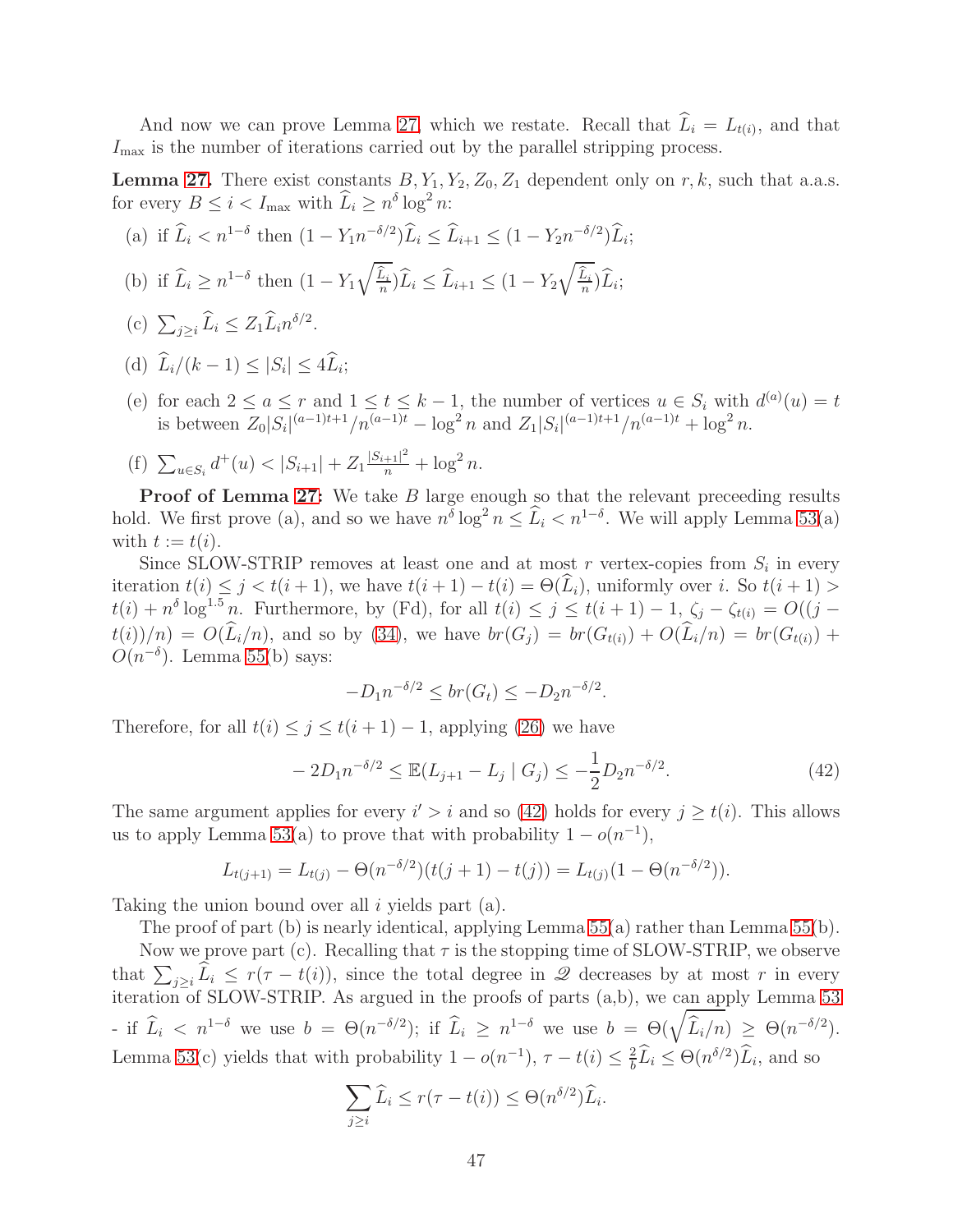And now we can prove Lemma 27, which we restate. Recall that $\widehat{L}_i = L_{t(i)}$, and that $I_{\max}$ is the number of iterations carried out by the parallel stripping process.

**Lemma 27.** There exist constants $B, Y_1, Y_2, Z_0, Z_1$ dependent only on $r, k$, such that a.a.s. for every $B \leq i < I_{\max}$ with $\widehat{L}_i \geq n^{\delta} \log^2 n$:

(a) if $\widehat{L}_i < n^{1-\delta}$ then $(1 - Y_1 n^{-\delta/2})\widehat{L}_i \leq \widehat{L}_{i+1} \leq (1 - Y_2 n^{-\delta/2})\widehat{L}_i$;

(b) if $\widehat{L}_i \geq n^{1-\delta}$ then $(1 - Y_1\sqrt{\frac{\widehat{L}_i}{n}})\widehat{L}_i \leq \widehat{L}_{i+1} \leq (1 - Y_2\sqrt{\frac{\widehat{L}_i}{n}})\widehat{L}_i$;

(c) $\sum_{j \geq i} \widehat{L}_i \leq Z_1 \widehat{L}_i n^{\delta/2}$.

(d) $\widehat{L}_i/(k-1) \leq |S_i| \leq 4\widehat{L}_i$;

(e) for each $2 \leq a \leq r$ and $1 \leq t \leq k-1$, the number of vertices $u \in S_i$ with $d^{(a)}(u) = t$ is between $Z_0|S_i|^{(a-1)t+1}/n^{(a-1)t} - \log^2 n$ and $Z_1|S_i|^{(a-1)t+1}/n^{(a-1)t} + \log^2 n$.

(f) $\sum_{u \in S_i} d^+(u) < |S_{i+1}| + Z_1\frac{|S_{i+1}|^2}{n} + \log^2 n$.

**Proof of Lemma 27:** We take $B$ large enough so that the relevant preceeding results hold. We first prove (a), and so we have $n^{\delta}\log^2 n \leq \widehat{L}_i < n^{1-\delta}$. We will apply Lemma 53(a) with $t := t(i)$.

Since SLOW-STRIP removes at least one and at most $r$ vertex-copies from $S_i$ in every iteration $t(i) \leq j < t(i+1)$, we have $t(i+1) - t(i) = \Theta(\widehat{L}_i)$, uniformly over $i$. So $t(i+1) > t(i) + n^{\delta}\log^{1.5} n$. Furthermore, by (Fd), for all $t(i) \leq j \leq t(i+1) - 1$, $\zeta_j - \zeta_{t(i)} = O((j - t(i))/n) = O(\widehat{L}_i/n)$, and so by (34), we have $br(G_j) = br(G_{t(i)}) + O(\widehat{L}_i/n) = br(G_{t(i)}) + O(n^{-\delta})$. Lemma 55(b) says:

$$-D_1 n^{-\delta/2} \leq br(G_t) \leq -D_2 n^{-\delta/2}.$$

Therefore, for all $t(i) \leq j \leq t(i+1) - 1$, applying (26) we have

$$-2D_1 n^{-\delta/2} \leq \mathbb{E}(L_{j+1} - L_j \mid G_j) \leq -\frac{1}{2}D_2 n^{-\delta/2}. \tag{42}$$

The same argument applies for every $i' > i$ and so (42) holds for every $j \geq t(i)$. This allows us to apply Lemma 53(a) to prove that with probability $1 - o(n^{-1})$,

$$L_{t(j+1)} = L_{t(j)} - \Theta(n^{-\delta/2})(t(j+1) - t(j)) = L_{t(j)}(1 - \Theta(n^{-\delta/2})).$$

Taking the union bound over all $i$ yields part (a).

The proof of part (b) is nearly identical, applying Lemma 55(a) rather than Lemma 55(b).

Now we prove part (c). Recalling that $\tau$ is the stopping time of SLOW-STRIP, we observe that $\sum_{j \geq i} \widehat{L}_i \leq r(\tau - t(i))$, since the total degree in $\mathscr{Q}$ decreases by at most $r$ in every iteration of SLOW-STRIP. As argued in the proofs of parts (a,b), we can apply Lemma 53 - if $\widehat{L}_i < n^{1-\delta}$ we use $b = \Theta(n^{-\delta/2})$; if $\widehat{L}_i \geq n^{1-\delta}$ we use $b = \Theta(\sqrt{\widehat{L}_i/n}) \geq \Theta(n^{-\delta/2})$. Lemma 53(c) yields that with probability $1 - o(n^{-1})$, $\tau - t(i) \leq \frac{2}{b}\widehat{L}_i \leq \Theta(n^{\delta/2})\widehat{L}_i$, and so

$$\sum_{j \geq i} \widehat{L}_i \leq r(\tau - t(i)) \leq \Theta(n^{\delta/2})\widehat{L}_i.$$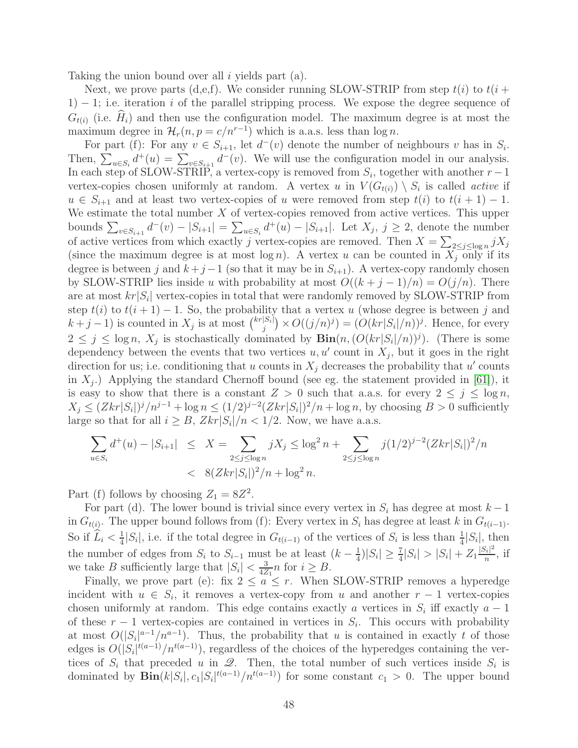Taking the union bound over all $i$ yields part (a).

Next, we prove parts (d,e,f). We consider running SLOW-STRIP from step $t(i)$ to $t(i+1)-1$; i.e. iteration $i$ of the parallel stripping process. We expose the degree sequence of $G_{t(i)}$ (i.e. $\widehat{H}_i$) and then use the configuration model. The maximum degree is at most the maximum degree in $\mathcal{H}_r(n, p = c/n^{r-1})$ which is a.a.s. less than $\log n$.

For part (f): For any $v \in S_{i+1}$, let $d^-(v)$ denote the number of neighbours $v$ has in $S_i$. Then, $\sum_{u\in S_i} d^+(u) = \sum_{v\in S_{i+1}} d^-(v)$. We will use the configuration model in our analysis. In each step of SLOW-STRIP, a vertex-copy is removed from $S_i$, together with another $r-1$ vertex-copies chosen uniformly at random. A vertex $u$ in $V(G_{t(i)}) \setminus S_i$ is called *active* if $u \in S_{i+1}$ and at least two vertex-copies of $u$ were removed from step $t(i)$ to $t(i+1)-1$. We estimate the total number $X$ of vertex-copies removed from active vertices. This upper bounds $\sum_{v\in S_{i+1}} d^-(v) - |S_{i+1}| = \sum_{u\in S_i} d^+(u) - |S_{i+1}|$. Let $X_j$, $j \geq 2$, denote the number of active vertices from which exactly $j$ vertex-copies are removed. Then $X = \sum_{2\leq j\leq \log n} jX_j$ (since the maximum degree is at most $\log n$). A vertex $u$ can be counted in $X_j$ only if its degree is between $j$ and $k+j-1$ (so that it may be in $S_{i+1}$). A vertex-copy randomly chosen by SLOW-STRIP lies inside $u$ with probability at most $O((k+j-1)/n) = O(j/n)$. There are at most $kr|S_i|$ vertex-copies in total that were randomly removed by SLOW-STRIP from step $t(i)$ to $t(i+1)-1$. So, the probability that a vertex $u$ (whose degree is between $j$ and $k+j-1$) is counted in $X_j$ is at most $\binom{kr|S_i|}{j} \times O((j/n)^j) = (O(kr|S_i|/n))^j$. Hence, for every $2 \leq j \leq \log n$, $X_j$ is stochastically dominated by $\mathbf{Bin}(n, (O(kr|S_i|/n))^j)$. (There is some dependency between the events that two vertices $u, u'$ count in $X_j$, but it goes in the right direction for us; i.e. conditioning that $u$ counts in $X_j$ decreases the probability that $u'$ counts in $X_j$.) Applying the standard Chernoff bound (see eg. the statement provided in [61]), it is easy to show that there is a constant $Z > 0$ such that a.a.s. for every $2 \leq j \leq \log n$, $X_j \leq (Zkr|S_i|)^j/n^{j-1} + \log n \leq (1/2)^{j-2}(Zkr|S_i|)^2/n + \log n$, by choosing $B > 0$ sufficiently large so that for all $i \geq B$, $Zkr|S_i|/n < 1/2$. Now, we have a.a.s.

$$
\begin{aligned}
\sum_{u\in S_i} d^+(u) - |S_{i+1}| &\leq X = \sum_{2\leq j\leq \log n} jX_j \leq \log^2 n + \sum_{2\leq j\leq \log n} j(1/2)^{j-2}(Zkr|S_i|)^2/n \\
&< 8(Zkr|S_i|)^2/n + \log^2 n.
\end{aligned}
$$

Part (f) follows by choosing $Z_1 = 8Z^2$.

For part (d). The lower bound is trivial since every vertex in $S_i$ has degree at most $k-1$ in $G_{t(i)}$. The upper bound follows from (f): Every vertex in $S_i$ has degree at least $k$ in $G_{t(i-1)}$. So if $\widehat{L}_i < \frac{1}{4}|S_i|$, i.e. if the total degree in $G_{t(i-1)}$ of the vertices of $S_i$ is less than $\frac{1}{4}|S_i|$, then the number of edges from $S_i$ to $S_{i-1}$ must be at least $(k-\frac{1}{4})|S_i| \geq \frac{7}{4}|S_i| > |S_i| + Z_1\frac{|S_i|^2}{n}$, if we take $B$ sufficiently large that $|S_i| < \frac{3}{4Z_1}n$ for $i \geq B$.

Finally, we prove part (e): fix $2 \leq a \leq r$. When SLOW-STRIP removes a hyperedge incident with $u \in S_i$, it removes a vertex-copy from $u$ and another $r-1$ vertex-copies chosen uniformly at random. This edge contains exactly $a$ vertices in $S_i$ iff exactly $a-1$ of these $r-1$ vertex-copies are contained in vertices in $S_i$. This occurs with probability at most $O(|S_i|^{a-1}/n^{a-1})$. Thus, the probability that $u$ is contained in exactly $t$ of those edges is $O(|S_i|^{t(a-1)}/n^{t(a-1)})$, regardless of the choices of the hyperedges containing the vertices of $S_i$ that preceded $u$ in $\mathscr{Q}$. Then, the total number of such vertices inside $S_i$ is dominated by $\mathbf{Bin}(k|S_i|, c_1|S_i|^{t(a-1)}/n^{t(a-1)})$ for some constant $c_1 > 0$. The upper bound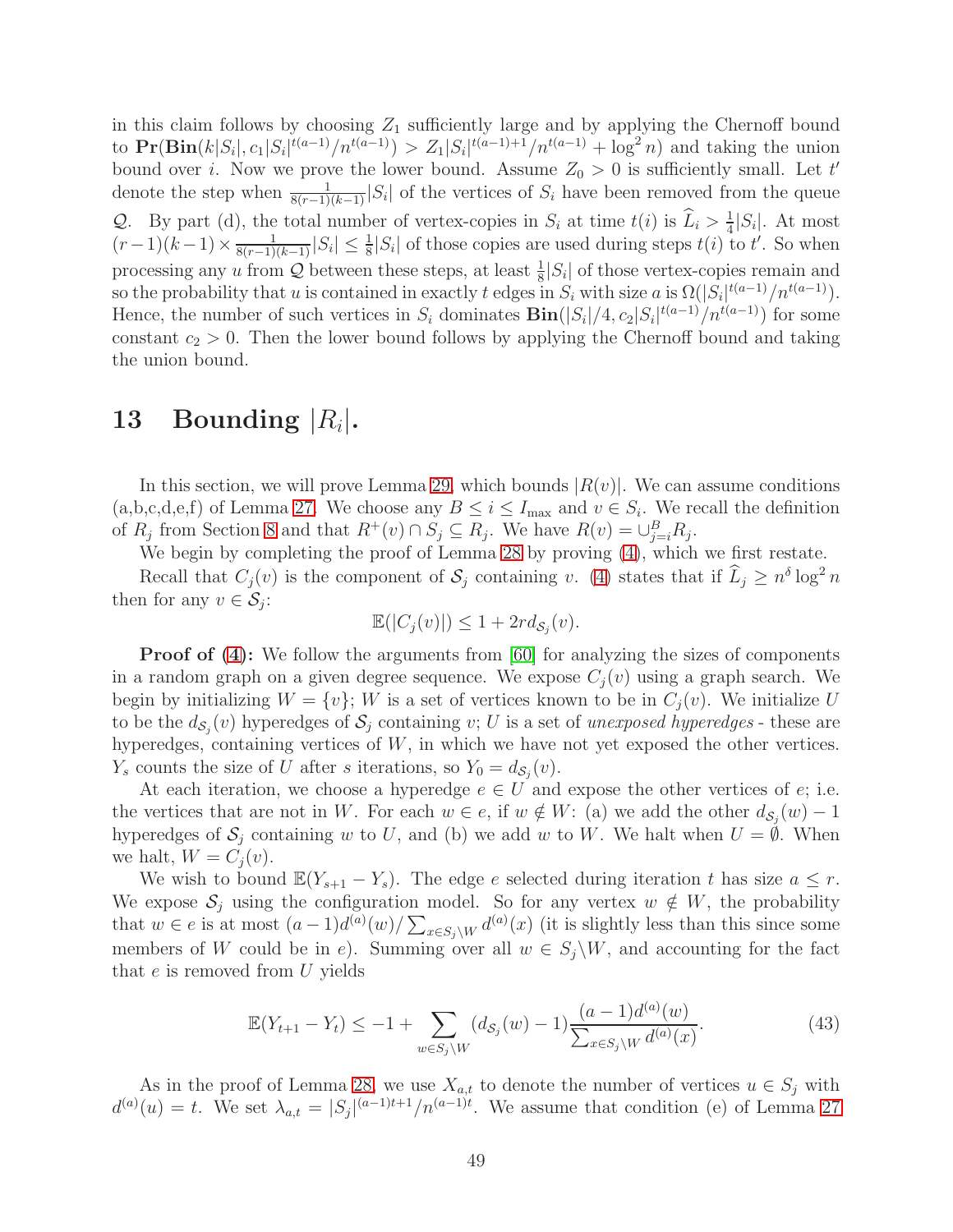in this claim follows by choosing $Z_1$ sufficiently large and by applying the Chernoff bound to $\mathbf{Pr}(\mathbf{Bin}(k|S_i|, c_1|S_i|^{t(a-1)}/n^{t(a-1)}) > Z_1|S_i|^{t(a-1)+1}/n^{t(a-1)} + \log^2 n)$ and taking the union bound over $i$. Now we prove the lower bound. Assume $Z_0 > 0$ is sufficiently small. Let $t'$ denote the step when $\frac{1}{8(r-1)(k-1)}|S_i|$ of the vertices of $S_i$ have been removed from the queue $\mathcal{Q}$. By part (d), the total number of vertex-copies in $S_i$ at time $t(i)$ is $\widehat{L}_i > \frac{1}{4}|S_i|$. At most $(r-1)(k-1) \times \frac{1}{8(r-1)(k-1)}|S_i| \le \frac{1}{8}|S_i|$ of those copies are used during steps $t(i)$ to $t'$. So when processing any $u$ from $\mathcal{Q}$ between these steps, at least $\frac{1}{8}|S_i|$ of those vertex-copies remain and so the probability that $u$ is contained in exactly $t$ edges in $S_i$ with size $a$ is $\Omega(|S_i|^{t(a-1)}/n^{t(a-1)})$. Hence, the number of such vertices in $S_i$ dominates $\mathbf{Bin}(|S_i|/4, c_2|S_i|^{t(a-1)}/n^{t(a-1)})$ for some constant $c_2 > 0$. Then the lower bound follows by applying the Chernoff bound and taking the union bound.

# 13 Bounding $|R_i|$.

In this section, we will prove Lemma 29, which bounds $|R(v)|$. We can assume conditions (a,b,c,d,e,f) of Lemma 27. We choose any $B \le i \le I_{\max}$ and $v \in S_i$. We recall the definition of $R_j$ from Section 8 and that $R^+(v) \cap S_j \subseteq R_j$. We have $R(v) = \cup_{j=i}^{B} R_j$.

We begin by completing the proof of Lemma 28 by proving (4), which we first restate.

Recall that $C_j(v)$ is the component of $\mathcal{S}_j$ containing $v$. (4) states that if $\widehat{L}_j \ge n^\delta \log^2 n$ then for any $v \in \mathcal{S}_j$:

$$\mathbb{E}(|C_j(v)|) \le 1 + 2rd_{\mathcal{S}_j}(v).$$

**Proof of (4):** We follow the arguments from [60] for analyzing the sizes of components in a random graph on a given degree sequence. We expose $C_j(v)$ using a graph search. We begin by initializing $W = \{v\}$; $W$ is a set of vertices known to be in $C_j(v)$. We initialize $U$ to be the $d_{\mathcal{S}_j}(v)$ hyperedges of $\mathcal{S}_j$ containing $v$; $U$ is a set of *unexposed hyperedges* - these are hyperedges, containing vertices of $W$, in which we have not yet exposed the other vertices. $Y_s$ counts the size of $U$ after $s$ iterations, so $Y_0 = d_{\mathcal{S}_j}(v)$.

At each iteration, we choose a hyperedge $e \in U$ and expose the other vertices of $e$; i.e. the vertices that are not in $W$. For each $w \in e$, if $w \notin W$: (a) we add the other $d_{\mathcal{S}_j}(w) - 1$ hyperedges of $\mathcal{S}_j$ containing $w$ to $U$, and (b) we add $w$ to $W$. We halt when $U = \emptyset$. When we halt, $W = C_j(v)$.

We wish to bound $\mathbb{E}(Y_{s+1} - Y_s)$. The edge $e$ selected during iteration $t$ has size $a \le r$. We expose $\mathcal{S}_j$ using the configuration model. So for any vertex $w \notin W$, the probability that $w \in e$ is at most $(a-1)d^{(a)}(w)/\sum_{x \in S_j \setminus W} d^{(a)}(x)$ (it is slightly less than this since some members of $W$ could be in $e$). Summing over all $w \in S_j \setminus W$, and accounting for the fact that $e$ is removed from $U$ yields

$$\mathbb{E}(Y_{t+1} - Y_t) \le -1 + \sum_{w \in S_j \setminus W} (d_{\mathcal{S}_j}(w) - 1) \frac{(a-1)d^{(a)}(w)}{\sum_{x \in S_j \setminus W} d^{(a)}(x)}. \tag{43}$$

As in the proof of Lemma 28, we use $X_{a,t}$ to denote the number of vertices $u \in S_j$ with $d^{(a)}(u) = t$. We set $\lambda_{a,t} = |S_j|^{(a-1)t+1}/n^{(a-1)t}$. We assume that condition (e) of Lemma 27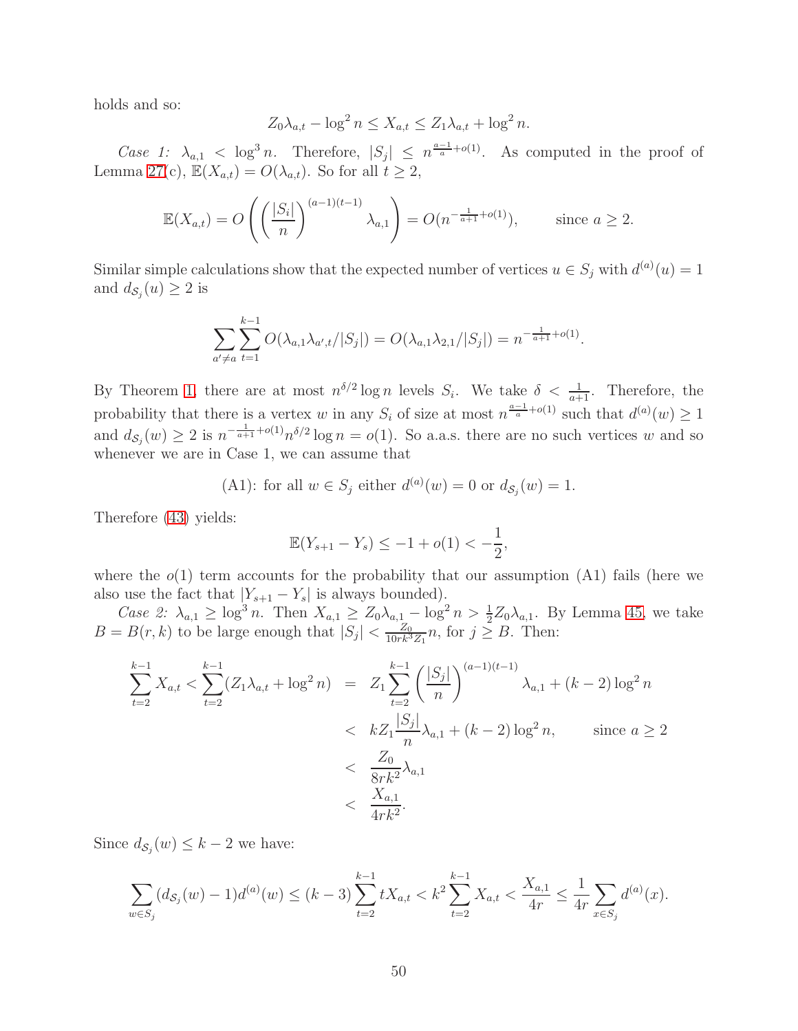holds and so:

$$Z_0\lambda_{a,t} - \log^2 n \le X_{a,t} \le Z_1\lambda_{a,t} + \log^2 n.$$

*Case 1:* $\lambda_{a,1} < \log^3 n$. Therefore, $|S_j| \le n^{\frac{a-1}{a}+o(1)}$. As computed in the proof of Lemma 27(c), $\mathbb{E}(X_{a,t}) = O(\lambda_{a,t})$. So for all $t \ge 2$,

$$\mathbb{E}(X_{a,t}) = O\left(\left(\frac{|S_i|}{n}\right)^{(a-1)(t-1)}\lambda_{a,1}\right) = O(n^{-\frac{1}{a+1}+o(1)}), \qquad \text{since } a \ge 2.$$

Similar simple calculations show that the expected number of vertices $u \in S_j$ with $d^{(a)}(u) = 1$ and $d_{\mathcal{S}_j}(u) \ge 2$ is

$$\sum_{a' \ne a}\sum_{t=1}^{k-1} O(\lambda_{a,1}\lambda_{a',t}/|S_j|) = O(\lambda_{a,1}\lambda_{2,1}/|S_j|) = n^{-\frac{1}{a+1}+o(1)}.$$

By Theorem 1, there are at most $n^{\delta/2}\log n$ levels $S_i$. We take $\delta < \frac{1}{a+1}$. Therefore, the probability that there is a vertex $w$ in any $S_i$ of size at most $n^{\frac{a-1}{a}+o(1)}$ such that $d^{(a)}(w) \ge 1$ and $d_{\mathcal{S}_j}(w) \ge 2$ is $n^{-\frac{1}{a+1}+o(1)}n^{\delta/2}\log n = o(1)$. So a.a.s. there are no such vertices $w$ and so whenever we are in Case 1, we can assume that

$$\text{(A1): for all } w \in S_j \text{ either } d^{(a)}(w) = 0 \text{ or } d_{\mathcal{S}_j}(w) = 1.$$

Therefore (43) yields:

$$\mathbb{E}(Y_{s+1} - Y_s) \le -1 + o(1) < -\frac{1}{2},$$

where the $o(1)$ term accounts for the probability that our assumption (A1) fails (here we also use the fact that $|Y_{s+1} - Y_s|$ is always bounded).

*Case 2:* $\lambda_{a,1} \ge \log^3 n$. Then $X_{a,1} \ge Z_0\lambda_{a,1} - \log^2 n > \frac{1}{2}Z_0\lambda_{a,1}$. By Lemma 45, we take $B = B(r,k)$ to be large enough that $|S_j| < \frac{Z_0}{10rk^3Z_1}n$, for $j \ge B$. Then:

$$\begin{aligned}
\sum_{t=2}^{k-1} X_{a,t} < \sum_{t=2}^{k-1}(Z_1\lambda_{a,t} + \log^2 n) &= Z_1\sum_{t=2}^{k-1}\left(\frac{|S_j|}{n}\right)^{(a-1)(t-1)}\lambda_{a,1} + (k-2)\log^2 n \\
&< kZ_1\frac{|S_j|}{n}\lambda_{a,1} + (k-2)\log^2 n, \qquad \text{since } a \ge 2 \\
&< \frac{Z_0}{8rk^2}\lambda_{a,1} \\
&< \frac{X_{a,1}}{4rk^2}.
\end{aligned}$$

Since $d_{\mathcal{S}_j}(w) \le k-2$ we have:

$$\sum_{w \in S_j}(d_{\mathcal{S}_j}(w) - 1)d^{(a)}(w) \le (k-3)\sum_{t=2}^{k-1} tX_{a,t} < k^2\sum_{t=2}^{k-1} X_{a,t} < \frac{X_{a,1}}{4r} \le \frac{1}{4r}\sum_{x \in S_j} d^{(a)}(x).$$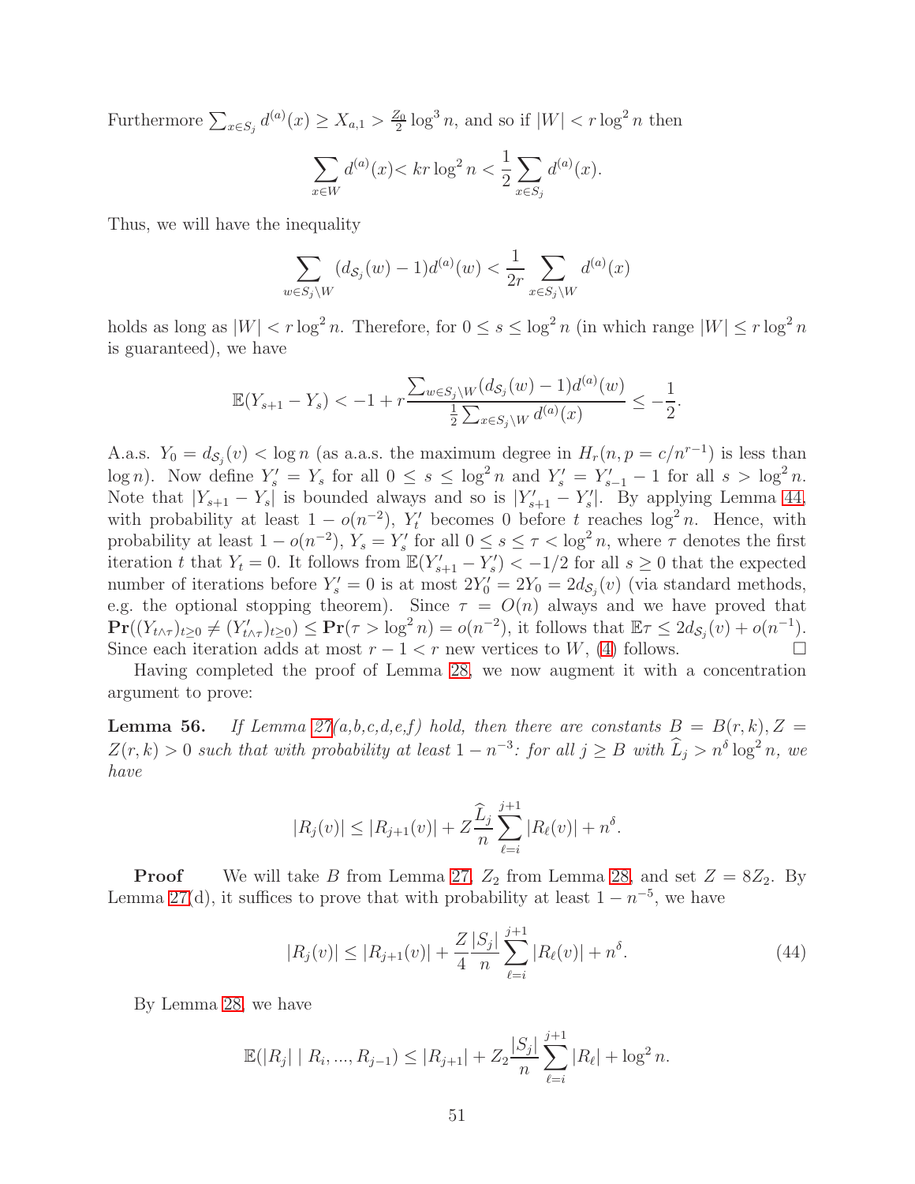Furthermore $\sum_{x\in S_j} d^{(a)}(x) \geq X_{a,1} > \frac{Z_0}{2}\log^3 n$, and so if $|W| < r\log^2 n$ then

$$\sum_{x\in W} d^{(a)}(x) < kr\log^2 n < \frac{1}{2}\sum_{x\in S_j} d^{(a)}(x).$$

Thus, we will have the inequality

$$\sum_{w\in S_j\setminus W} (d_{\mathcal{S}_j}(w)-1)d^{(a)}(w) < \frac{1}{2r}\sum_{x\in S_j\setminus W} d^{(a)}(x)$$

holds as long as $|W| < r\log^2 n$. Therefore, for $0 \leq s \leq \log^2 n$ (in which range $|W| \leq r\log^2 n$ is guaranteed), we have

$$\mathbb{E}(Y_{s+1}-Y_s) < -1 + r\frac{\sum_{w\in S_j\setminus W}(d_{\mathcal{S}_j}(w)-1)d^{(a)}(w)}{\frac{1}{2}\sum_{x\in S_j\setminus W} d^{(a)}(x)} \leq -\frac{1}{2}.$$

A.a.s. $Y_0 = d_{\mathcal{S}_j}(v) < \log n$ (as a.a.s. the maximum degree in $H_r(n, p = c/n^{r-1})$ is less than $\log n$). Now define $Y'_s = Y_s$ for all $0 \leq s \leq \log^2 n$ and $Y'_s = Y'_{s-1} - 1$ for all $s > \log^2 n$. Note that $|Y_{s+1} - Y_s|$ is bounded always and so is $|Y'_{s+1} - Y'_s|$. By applying Lemma 44, with probability at least $1 - o(n^{-2})$, $Y'_t$ becomes 0 before $t$ reaches $\log^2 n$. Hence, with probability at least $1 - o(n^{-2})$, $Y_s = Y'_s$ for all $0 \leq s \leq \tau < \log^2 n$, where $\tau$ denotes the first iteration $t$ that $Y_t = 0$. It follows from $\mathbb{E}(Y'_{s+1} - Y'_s) < -1/2$ for all $s \geq 0$ that the expected number of iterations before $Y'_s = 0$ is at most $2Y'_0 = 2Y_0 = 2d_{\mathcal{S}_j}(v)$ (via standard methods, e.g. the optional stopping theorem). Since $\tau = O(n)$ always and we have proved that $\mathbf{Pr}((Y_{t\wedge\tau})_{t\geq 0} \neq (Y'_{t\wedge\tau})_{t\geq 0}) \leq \mathbf{Pr}(\tau > \log^2 n) = o(n^{-2})$, it follows that $\mathbb{E}\tau \leq 2d_{\mathcal{S}_j}(v) + o(n^{-1})$. Since each iteration adds at most $r - 1 < r$ new vertices to $W$, (4) follows. $\square$

Having completed the proof of Lemma 28, we now augment it with a concentration argument to prove:

**Lemma 56.** *If Lemma 27(a,b,c,d,e,f) hold, then there are constants $B = B(r,k), Z = Z(r,k) > 0$ such that with probability at least $1 - n^{-3}$: for all $j \geq B$ with $\widehat{L}_j > n^\delta \log^2 n$, we have*

$$|R_j(v)| \leq |R_{j+1}(v)| + Z\frac{\widehat{L}_j}{n}\sum_{\ell=i}^{j+1}|R_\ell(v)| + n^\delta.$$

**Proof** We will take $B$ from Lemma 27, $Z_2$ from Lemma 28, and set $Z = 8Z_2$. By Lemma 27(d), it suffices to prove that with probability at least $1 - n^{-5}$, we have

$$|R_j(v)| \leq |R_{j+1}(v)| + \frac{Z}{4}\frac{|S_j|}{n}\sum_{\ell=i}^{j+1}|R_\ell(v)| + n^\delta. \tag{44}$$

By Lemma 28, we have

$$\mathbb{E}(|R_j| \mid R_i, ..., R_{j-1}) \leq |R_{j+1}| + Z_2\frac{|S_j|}{n}\sum_{\ell=i}^{j+1}|R_\ell| + \log^2 n.$$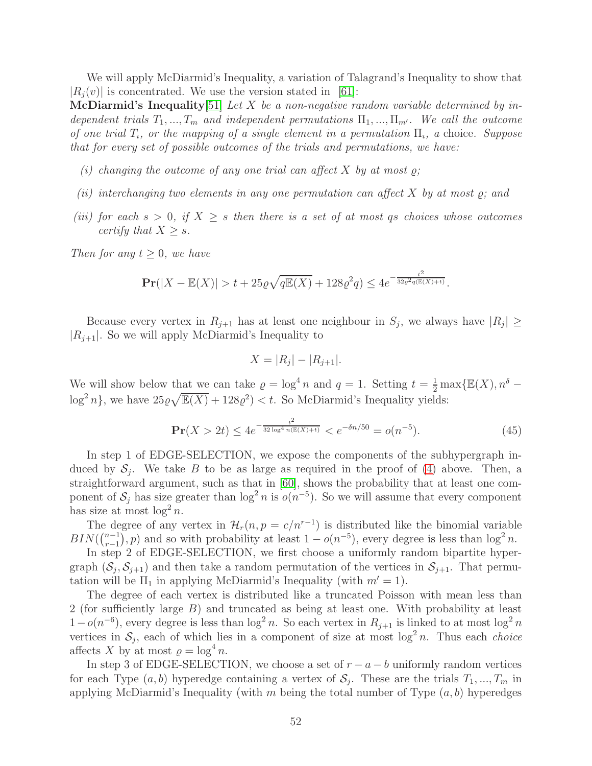We will apply McDiarmid's Inequality, a variation of Talagrand's Inequality to show that $|R_j(v)|$ is concentrated. We use the version stated in [61]:

**McDiarmid's Inequality**[51] *Let $X$ be a non-negative random variable determined by independent trials $T_1, ..., T_m$ and independent permutations $\Pi_1, ..., \Pi_{m'}$. We call the outcome of one trial $T_\imath$, or the mapping of a single element in a permutation $\Pi_\imath$, a* choice*. Suppose that for every set of possible outcomes of the trials and permutations, we have:*

*(i) changing the outcome of any one trial can affect $X$ by at most $\varrho$;*

*(ii) interchanging two elements in any one permutation can affect $X$ by at most $\varrho$; and*

*(iii) for each $s > 0$, if $X \geq s$ then there is a set of at most $qs$ choices whose outcomes certify that $X \geq s$.*

*Then for any $t \geq 0$, we have*

$$\mathbf{Pr}(|X - \mathbb{E}(X)| > t + 25\varrho\sqrt{q\mathbb{E}(X)} + 128\varrho^2 q) \leq 4e^{-\frac{t^2}{32\varrho^2 q(\mathbb{E}(X)+t)}}.$$

Because every vertex in $R_{j+1}$ has at least one neighbour in $S_j$, we always have $|R_j| \geq |R_{j+1}|$. So we will apply McDiarmid's Inequality to

$$X = |R_j| - |R_{j+1}|.$$

We will show below that we can take $\varrho = \log^4 n$ and $q = 1$. Setting $t = \frac{1}{2}\max\{\mathbb{E}(X), n^\delta - \log^2 n\}$, we have $25\varrho\sqrt{\mathbb{E}(X)} + 128\varrho^2) < t$. So McDiarmid's Inequality yields:

$$\mathbf{Pr}(X > 2t) \leq 4e^{-\frac{t^2}{32\log^4 n(\mathbb{E}(X)+t)}} < e^{-\delta n/50} = o(n^{-5}). \tag{45}$$

In step 1 of EDGE-SELECTION, we expose the components of the subhypergraph induced by $\mathcal{S}_j$. We take $B$ to be as large as required in the proof of (4) above. Then, a straightforward argument, such as that in [60], shows the probability that at least one component of $\mathcal{S}_j$ has size greater than $\log^2 n$ is $o(n^{-5})$. So we will assume that every component has size at most $\log^2 n$.

The degree of any vertex in $\mathcal{H}_r(n, p = c/n^{r-1})$ is distributed like the binomial variable $BIN(\binom{n-1}{r-1}, p)$ and so with probability at least $1 - o(n^{-5})$, every degree is less than $\log^2 n$.

In step 2 of EDGE-SELECTION, we first choose a uniformly random bipartite hypergraph $(\mathcal{S}_j, \mathcal{S}_{j+1})$ and then take a random permutation of the vertices in $\mathcal{S}_{j+1}$. That permutation will be $\Pi_1$ in applying McDiarmid's Inequality (with $m' = 1$).

The degree of each vertex is distributed like a truncated Poisson with mean less than 2 (for sufficiently large $B$) and truncated as being at least one. With probability at least $1 - o(n^{-6})$, every degree is less than $\log^2 n$. So each vertex in $R_{j+1}$ is linked to at most $\log^2 n$ vertices in $\mathcal{S}_j$, each of which lies in a component of size at most $\log^2 n$. Thus each *choice* affects $X$ by at most $\varrho = \log^4 n$.

In step 3 of EDGE-SELECTION, we choose a set of $r - a - b$ uniformly random vertices for each Type $(a, b)$ hyperedge containing a vertex of $\mathcal{S}_j$. These are the trials $T_1, ..., T_m$ in applying McDiarmid's Inequality (with $m$ being the total number of Type $(a, b)$ hyperedges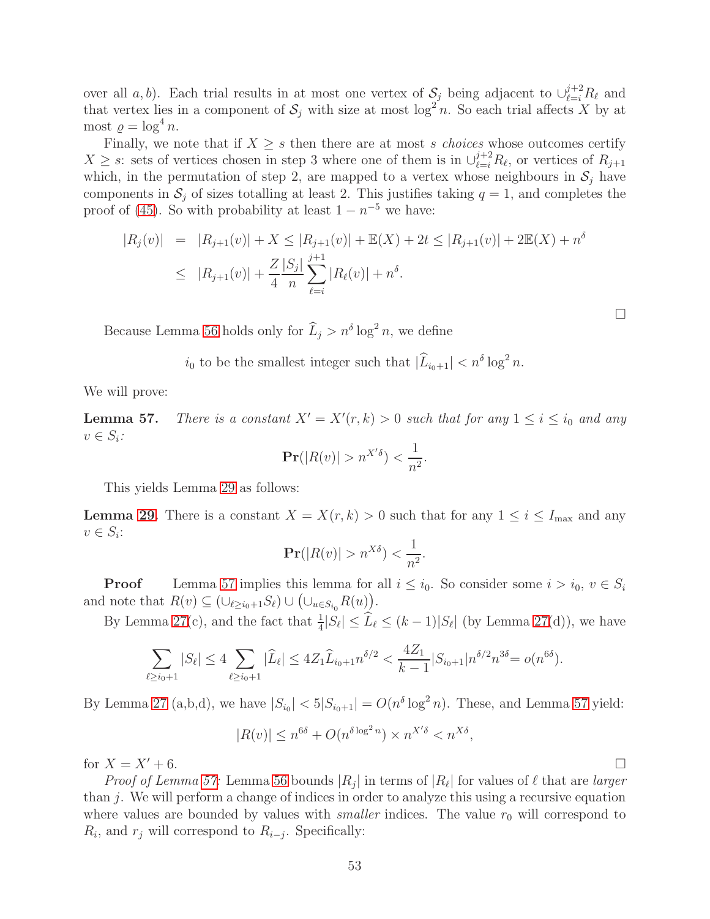over all $a, b$). Each trial results in at most one vertex of $\mathcal{S}_j$ being adjacent to $\cup_{\ell=i}^{j+2} R_\ell$ and that vertex lies in a component of $\mathcal{S}_j$ with size at most $\log^2 n$. So each trial affects $X$ by at most $\varrho = \log^4 n$.

Finally, we note that if $X \geq s$ then there are at most $s$ *choices* whose outcomes certify $X \geq s$: sets of vertices chosen in step 3 where one of them is in $\cup_{\ell=i}^{j+2} R_\ell$, or vertices of $R_{j+1}$ which, in the permutation of step 2, are mapped to a vertex whose neighbours in $\mathcal{S}_j$ have components in $\mathcal{S}_j$ of sizes totalling at least 2. This justifies taking $q = 1$, and completes the proof of (45). So with probability at least $1 - n^{-5}$ we have:

$$
\begin{aligned}
|R_j(v)| &= |R_{j+1}(v)| + X \leq |R_{j+1}(v)| + \mathbb{E}(X) + 2t \leq |R_{j+1}(v)| + 2\mathbb{E}(X) + n^\delta \\
&\leq |R_{j+1}(v)| + \frac{Z}{4}\frac{|S_j|}{n}\sum_{\ell=i}^{j+1}|R_\ell(v)| + n^\delta.
\end{aligned}
$$

□

Because Lemma 56 holds only for $\widehat{L}_j > n^\delta \log^2 n$, we define

$$i_0 \text{ to be the smallest integer such that } |\widehat{L}_{i_0+1}| < n^\delta \log^2 n.$$

We will prove:

**Lemma 57.** *There is a constant $X' = X'(r,k) > 0$ such that for any $1 \leq i \leq i_0$ and any $v \in S_i$:*

$$\mathbf{Pr}(|R(v)| > n^{X'\delta}) < \frac{1}{n^2}.$$

This yields Lemma 29 as follows:

**Lemma 29.** There is a constant $X = X(r,k) > 0$ such that for any $1 \leq i \leq I_{\max}$ and any $v \in S_i$:

$$\mathbf{Pr}(|R(v)| > n^{X\delta}) < \frac{1}{n^2}.$$

**Proof** Lemma 57 implies this lemma for all $i \leq i_0$. So consider some $i > i_0$, $v \in S_i$ and note that $R(v) \subseteq (\cup_{\ell \geq i_0+1} S_\ell) \cup (\cup_{u \in S_{i_0}} R(u))$.

By Lemma 27(c), and the fact that $\frac{1}{4}|S_\ell| \leq \widehat{L}_\ell \leq (k-1)|S_\ell|$ (by Lemma 27(d)), we have

$$\sum_{\ell \geq i_0+1} |S_\ell| \leq 4 \sum_{\ell \geq i_0+1} |\widehat{L}_\ell| \leq 4Z_1 \widehat{L}_{i_0+1} n^{\delta/2} < \frac{4Z_1}{k-1}|S_{i_0+1}| n^{\delta/2} n^{3\delta} = o(n^{6\delta}).$$

By Lemma 27 (a,b,d), we have $|S_{i_0}| < 5|S_{i_0+1}| = O(n^\delta \log^2 n)$. These, and Lemma 57 yield:

$$|R(v)| \leq n^{6\delta} + O(n^{\delta \log^2 n}) \times n^{X'\delta} < n^{X\delta},$$

for $X = X' + 6$. □

*Proof of Lemma 57*: Lemma 56 bounds $|R_j|$ in terms of $|R_\ell|$ for values of $\ell$ that are *larger* than $j$. We will perform a change of indices in order to analyze this using a recursive equation where values are bounded by values with *smaller* indices. The value $r_0$ will correspond to $R_i$, and $r_j$ will correspond to $R_{i-j}$. Specifically: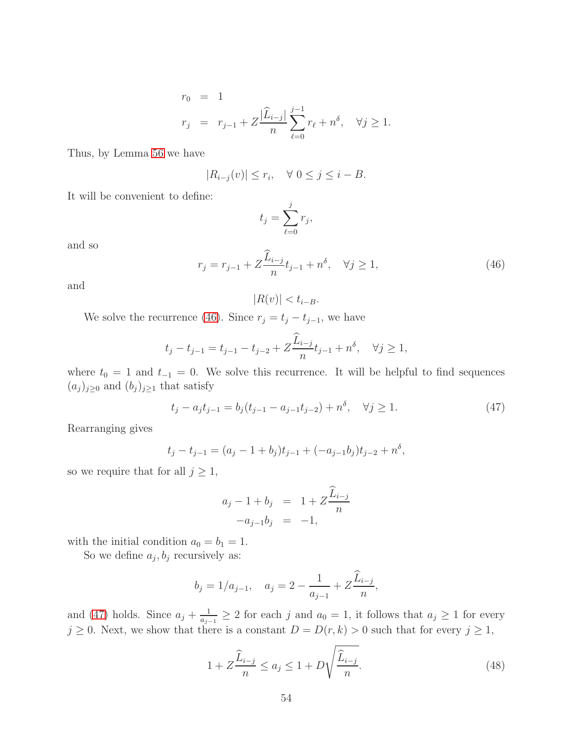$$
\begin{aligned}
r_0 &= 1 \\
r_j &= r_{j-1} + Z\frac{|\widehat{L}_{i-j}|}{n}\sum_{\ell=0}^{j-1} r_\ell + n^\delta, \quad \forall j \geq 1.
\end{aligned}
$$

Thus, by Lemma 56 we have

$$
|R_{i-j}(v)| \leq r_i, \quad \forall\ 0 \leq j \leq i - B.
$$

It will be convenient to define:

$$
t_j = \sum_{\ell=0}^{j} r_j,
$$

and so

$$
r_j = r_{j-1} + Z\frac{\widehat{L}_{i-j}}{n} t_{j-1} + n^\delta, \quad \forall j \geq 1, \tag{46}
$$

and

$$
|R(v)| < t_{i-B}.
$$

We solve the recurrence (46). Since $r_j = t_j - t_{j-1}$, we have

$$
t_j - t_{j-1} = t_{j-1} - t_{j-2} + Z\frac{\widehat{L}_{i-j}}{n} t_{j-1} + n^\delta, \quad \forall j \geq 1,
$$

where $t_0 = 1$ and $t_{-1} = 0$. We solve this recurrence. It will be helpful to find sequences $(a_j)_{j\geq 0}$ and $(b_j)_{j\geq 1}$ that satisfy

$$
t_j - a_j t_{j-1} = b_j(t_{j-1} - a_{j-1}t_{j-2}) + n^\delta, \quad \forall j \geq 1. \tag{47}
$$

Rearranging gives

$$
t_j - t_{j-1} = (a_j - 1 + b_j)t_{j-1} + (-a_{j-1}b_j)t_{j-2} + n^\delta,
$$

so we require that for all $j \geq 1$,

$$
\begin{aligned}
a_j - 1 + b_j &= 1 + Z\frac{\widehat{L}_{i-j}}{n} \\
-a_{j-1}b_j &= -1,
\end{aligned}
$$

with the initial condition $a_0 = b_1 = 1$.

So we define $a_j, b_j$ recursively as:

$$
b_j = 1/a_{j-1}, \quad a_j = 2 - \frac{1}{a_{j-1}} + Z\frac{\widehat{L}_{i-j}}{n},
$$

and (47) holds. Since $a_j + \frac{1}{a_{j-1}} \geq 2$ for each $j$ and $a_0 = 1$, it follows that $a_j \geq 1$ for every $j \geq 0$. Next, we show that there is a constant $D = D(r, k) > 0$ such that for every $j \geq 1$,

$$
1 + Z\frac{\widehat{L}_{i-j}}{n} \leq a_j \leq 1 + D\sqrt{\frac{\widehat{L}_{i-j}}{n}}. \tag{48}
$$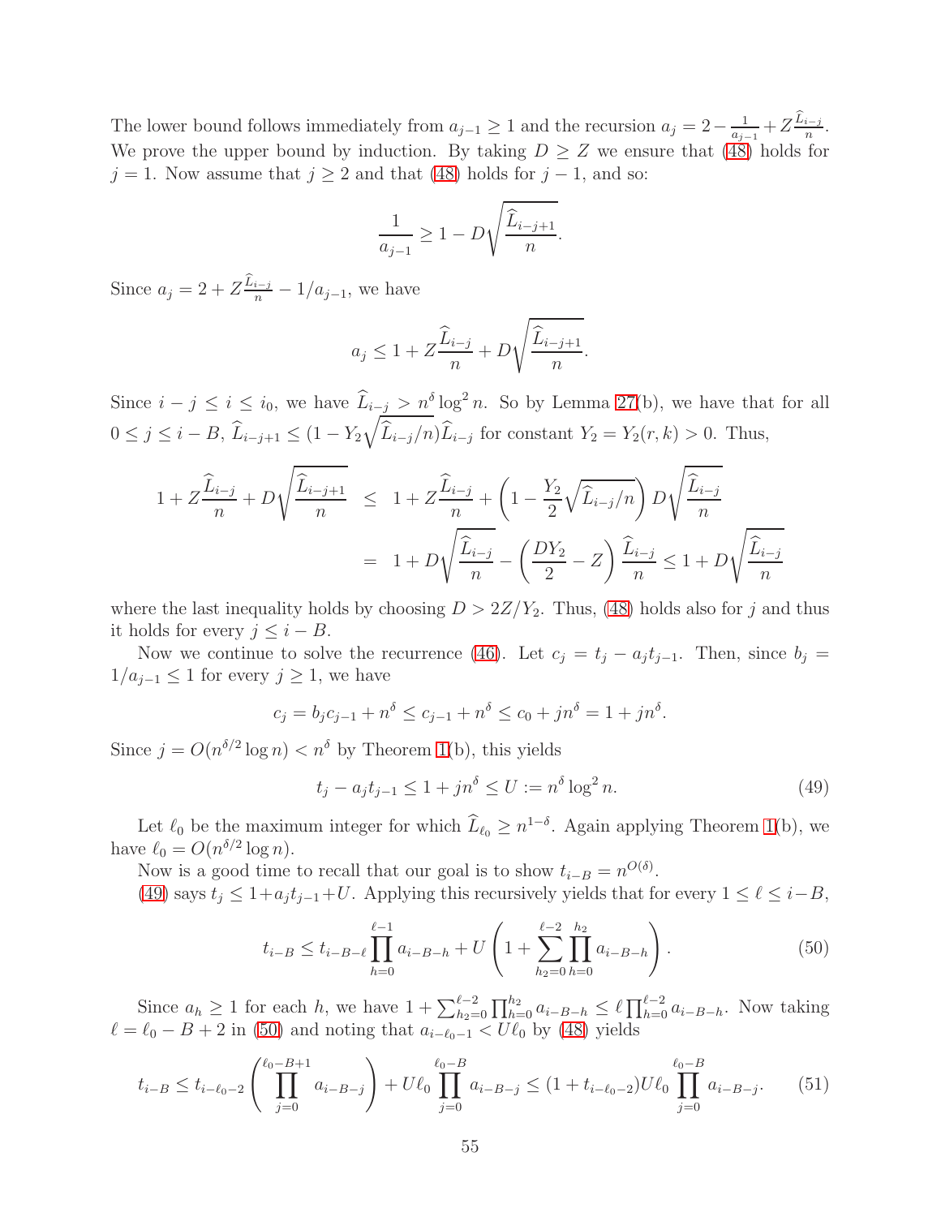The lower bound follows immediately from $a_{j-1} \geq 1$ and the recursion $a_j = 2 - \frac{1}{a_{j-1}} + Z\frac{\widehat{L}_{i-j}}{n}$. We prove the upper bound by induction. By taking $D \geq Z$ we ensure that (48) holds for $j = 1$. Now assume that $j \geq 2$ and that (48) holds for $j - 1$, and so:

$$\frac{1}{a_{j-1}} \geq 1 - D\sqrt{\frac{\widehat{L}_{i-j+1}}{n}}.$$

Since $a_j = 2 + Z\frac{\widehat{L}_{i-j}}{n} - 1/a_{j-1}$, we have

$$a_j \leq 1 + Z\frac{\widehat{L}_{i-j}}{n} + D\sqrt{\frac{\widehat{L}_{i-j+1}}{n}}.$$

Since $i - j \leq i \leq i_0$, we have $\widehat{L}_{i-j} > n^\delta \log^2 n$. So by Lemma 27(b), we have that for all $0 \leq j \leq i - B$, $\widehat{L}_{i-j+1} \leq (1 - Y_2\sqrt{\widehat{L}_{i-j}/n})\widehat{L}_{i-j}$ for constant $Y_2 = Y_2(r, k) > 0$. Thus,

$$\begin{aligned}
1 + Z\frac{\widehat{L}_{i-j}}{n} + D\sqrt{\frac{\widehat{L}_{i-j+1}}{n}} &\leq 1 + Z\frac{\widehat{L}_{i-j}}{n} + \left(1 - \frac{Y_2}{2}\sqrt{\widehat{L}_{i-j}/n}\right)D\sqrt{\frac{\widehat{L}_{i-j}}{n}} \\
&= 1 + D\sqrt{\frac{\widehat{L}_{i-j}}{n}} - \left(\frac{DY_2}{2} - Z\right)\frac{\widehat{L}_{i-j}}{n} \leq 1 + D\sqrt{\frac{\widehat{L}_{i-j}}{n}}
\end{aligned}$$

where the last inequality holds by choosing $D > 2Z/Y_2$. Thus, (48) holds also for $j$ and thus it holds for every $j \leq i - B$.

Now we continue to solve the recurrence (46). Let $c_j = t_j - a_j t_{j-1}$. Then, since $b_j = 1/a_{j-1} \leq 1$ for every $j \geq 1$, we have

$$c_j = b_j c_{j-1} + n^\delta \leq c_{j-1} + n^\delta \leq c_0 + jn^\delta = 1 + jn^\delta.$$

Since $j = O(n^{\delta/2}\log n) < n^\delta$ by Theorem 1(b), this yields

$$t_j - a_j t_{j-1} \leq 1 + jn^\delta \leq U := n^\delta \log^2 n. \tag{49}$$

Let $\ell_0$ be the maximum integer for which $\widehat{L}_{\ell_0} \geq n^{1-\delta}$. Again applying Theorem 1(b), we have $\ell_0 = O(n^{\delta/2}\log n)$.

Now is a good time to recall that our goal is to show $t_{i-B} = n^{O(\delta)}$.

(49) says $t_j \leq 1 + a_j t_{j-1} + U$. Applying this recursively yields that for every $1 \leq \ell \leq i - B$,

$$t_{i-B} \leq t_{i-B-\ell}\prod_{h=0}^{\ell-1} a_{i-B-h} + U\left(1 + \sum_{h_2=0}^{\ell-2}\prod_{h=0}^{h_2} a_{i-B-h}\right). \tag{50}$$

Since $a_h \geq 1$ for each $h$, we have $1 + \sum_{h_2=0}^{\ell-2}\prod_{h=0}^{h_2} a_{i-B-h} \leq \ell\prod_{h=0}^{\ell-2} a_{i-B-h}$. Now taking $\ell = \ell_0 - B + 2$ in (50) and noting that $a_{i-\ell_0-1} < U\ell_0$ by (48) yields

$$t_{i-B} \leq t_{i-\ell_0-2}\left(\prod_{j=0}^{\ell_0-B+1} a_{i-B-j}\right) + U\ell_0\prod_{j=0}^{\ell_0-B} a_{i-B-j} \leq (1 + t_{i-\ell_0-2})U\ell_0\prod_{j=0}^{\ell_0-B} a_{i-B-j}. \tag{51}$$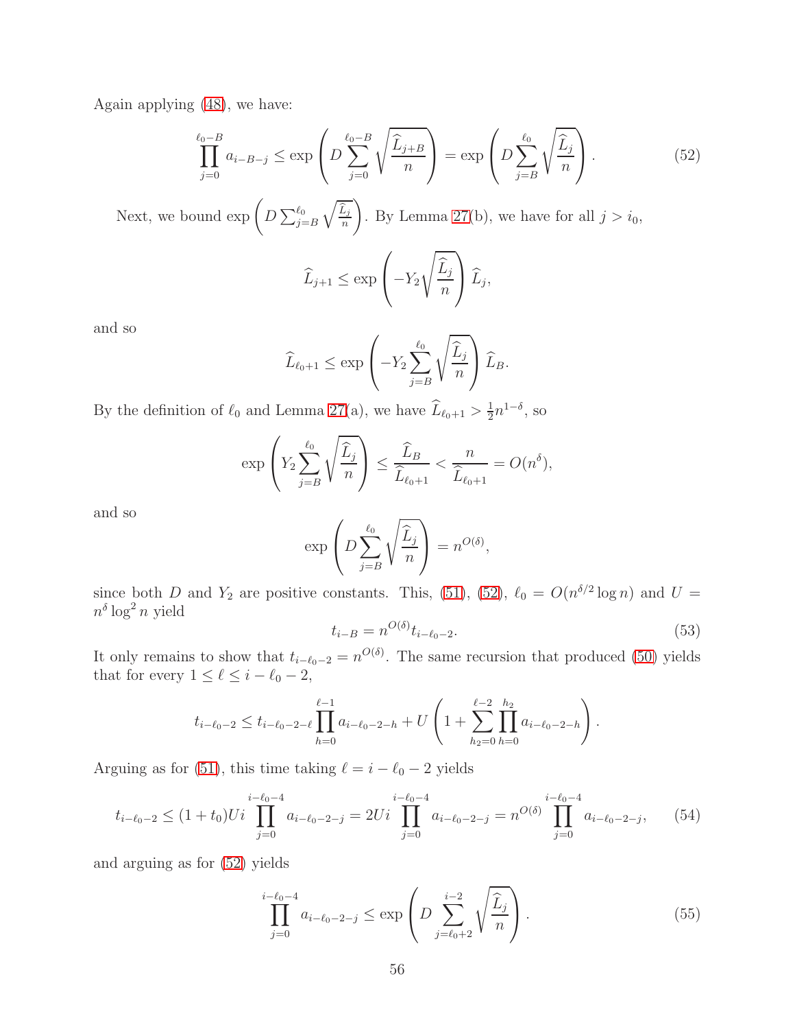Again applying (48), we have:

$$\prod_{j=0}^{\ell_0-B} a_{i-B-j} \le \exp\left(D\sum_{j=0}^{\ell_0-B}\sqrt{\frac{\widehat{L}_{j+B}}{n}}\right) = \exp\left(D\sum_{j=B}^{\ell_0}\sqrt{\frac{\widehat{L}_j}{n}}\right). \tag{52}$$

Next, we bound $\exp\left(D\sum_{j=B}^{\ell_0}\sqrt{\frac{\widehat{L}_j}{n}}\right)$. By Lemma 27(b), we have for all $j > i_0$,

$$\widehat{L}_{j+1} \le \exp\left(-Y_2\sqrt{\frac{\widehat{L}_j}{n}}\right)\widehat{L}_j,$$

and so

$$\widehat{L}_{\ell_0+1} \le \exp\left(-Y_2\sum_{j=B}^{\ell_0}\sqrt{\frac{\widehat{L}_j}{n}}\right)\widehat{L}_B.$$

By the definition of $\ell_0$ and Lemma 27(a), we have $\widehat{L}_{\ell_0+1} > \frac{1}{2}n^{1-\delta}$, so

$$\exp\left(Y_2\sum_{j=B}^{\ell_0}\sqrt{\frac{\widehat{L}_j}{n}}\right) \le \frac{\widehat{L}_B}{\widehat{L}_{\ell_0+1}} < \frac{n}{\widehat{L}_{\ell_0+1}} = O(n^\delta),$$

and so

$$\exp\left(D\sum_{j=B}^{\ell_0}\sqrt{\frac{\widehat{L}_j}{n}}\right) = n^{O(\delta)},$$

since both $D$ and $Y_2$ are positive constants. This, (51), (52), $\ell_0 = O(n^{\delta/2}\log n)$ and $U = n^\delta \log^2 n$ yield

$$t_{i-B} = n^{O(\delta)} t_{i-\ell_0-2}. \tag{53}$$

It only remains to show that $t_{i-\ell_0-2} = n^{O(\delta)}$. The same recursion that produced (50) yields that for every $1 \le \ell \le i-\ell_0-2$,

$$t_{i-\ell_0-2} \le t_{i-\ell_0-2-\ell}\prod_{h=0}^{\ell-1} a_{i-\ell_0-2-h} + U\left(1 + \sum_{h_2=0}^{\ell-2}\prod_{h=0}^{h_2} a_{i-\ell_0-2-h}\right).$$

Arguing as for (51), this time taking $\ell = i-\ell_0-2$ yields

$$t_{i-\ell_0-2} \le (1+t_0)Ui\prod_{j=0}^{i-\ell_0-4} a_{i-\ell_0-2-j} = 2Ui\prod_{j=0}^{i-\ell_0-4} a_{i-\ell_0-2-j} = n^{O(\delta)}\prod_{j=0}^{i-\ell_0-4} a_{i-\ell_0-2-j}, \tag{54}$$

and arguing as for (52) yields

$$\prod_{j=0}^{i-\ell_0-4} a_{i-\ell_0-2-j} \le \exp\left(D\sum_{j=\ell_0+2}^{i-2}\sqrt{\frac{\widehat{L}_j}{n}}\right). \tag{55}$$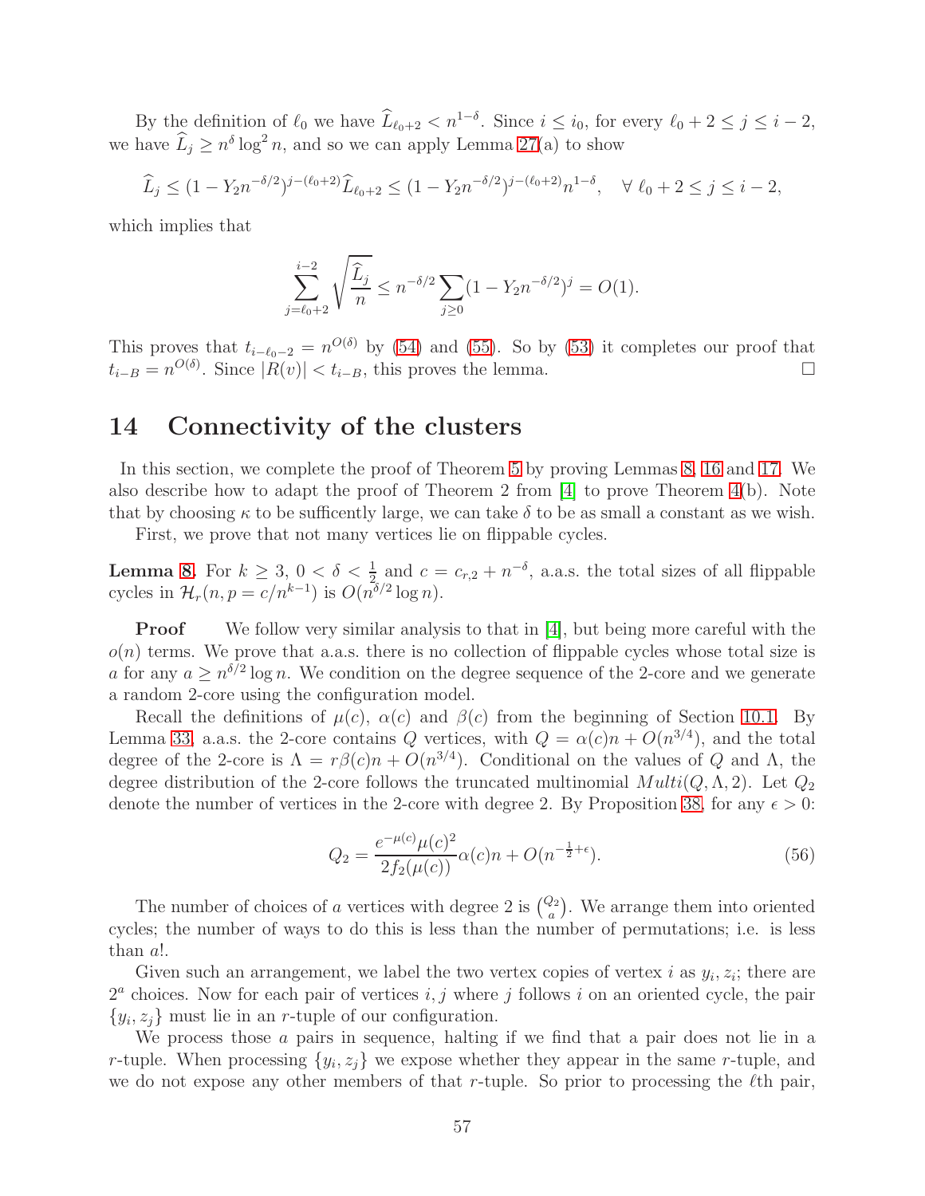By the definition of $\ell_0$ we have $\widehat{L}_{\ell_0+2} < n^{1-\delta}$. Since $i \le i_0$, for every $\ell_0 + 2 \le j \le i-2$, we have $\widehat{L}_j \ge n^{\delta} \log^2 n$, and so we can apply Lemma 27(a) to show

$$\widehat{L}_j \le (1 - Y_2 n^{-\delta/2})^{j-(\ell_0+2)} \widehat{L}_{\ell_0+2} \le (1 - Y_2 n^{-\delta/2})^{j-(\ell_0+2)} n^{1-\delta}, \quad \forall\ \ell_0 + 2 \le j \le i-2,$$

which implies that

$$\sum_{j=\ell_0+2}^{i-2} \sqrt{\frac{\widehat{L}_j}{n}} \le n^{-\delta/2} \sum_{j \ge 0} (1 - Y_2 n^{-\delta/2})^j = O(1).$$

This proves that $t_{i-\ell_0-2} = n^{O(\delta)}$ by (54) and (55). So by (53) it completes our proof that $t_{i-B} = n^{O(\delta)}$. Since $|R(v)| < t_{i-B}$, this proves the lemma. □

# 14 Connectivity of the clusters

In this section, we complete the proof of Theorem 5 by proving Lemmas 8, 16 and 17. We also describe how to adapt the proof of Theorem 2 from [4] to prove Theorem 4(b). Note that by choosing $\kappa$ to be sufficently large, we can take $\delta$ to be as small a constant as we wish.

First, we prove that not many vertices lie on flippable cycles.

**Lemma 8.** For $k \ge 3$, $0 < \delta < \frac{1}{2}$ and $c = c_{r,2} + n^{-\delta}$, a.a.s. the total sizes of all flippable cycles in $\mathcal{H}_r(n, p = c/n^{k-1})$ is $O(n^{\delta/2} \log n)$.

**Proof** We follow very similar analysis to that in [4], but being more careful with the $o(n)$ terms. We prove that a.a.s. there is no collection of flippable cycles whose total size is $a$ for any $a \ge n^{\delta/2} \log n$. We condition on the degree sequence of the 2-core and we generate a random 2-core using the configuration model.

Recall the definitions of $\mu(c)$, $\alpha(c)$ and $\beta(c)$ from the beginning of Section 10.1. By Lemma 33, a.a.s. the 2-core contains $Q$ vertices, with $Q = \alpha(c)n + O(n^{3/4})$, and the total degree of the 2-core is $\Lambda = r\beta(c)n + O(n^{3/4})$. Conditional on the values of $Q$ and $\Lambda$, the degree distribution of the 2-core follows the truncated multinomial $Multi(Q, \Lambda, 2)$. Let $Q_2$ denote the number of vertices in the 2-core with degree 2. By Proposition 38, for any $\epsilon > 0$:

$$Q_2 = \frac{e^{-\mu(c)} \mu(c)^2}{2 f_2(\mu(c))} \alpha(c) n + O(n^{-\frac{1}{2}+\epsilon}). \tag{56}$$

The number of choices of $a$ vertices with degree 2 is $\binom{Q_2}{a}$. We arrange them into oriented cycles; the number of ways to do this is less than the number of permutations; i.e. is less than $a!$.

Given such an arrangement, we label the two vertex copies of vertex $i$ as $y_i, z_i$; there are $2^a$ choices. Now for each pair of vertices $i, j$ where $j$ follows $i$ on an oriented cycle, the pair $\{y_i, z_j\}$ must lie in an $r$-tuple of our configuration.

We process those $a$ pairs in sequence, halting if we find that a pair does not lie in a $r$-tuple. When processing $\{y_i, z_j\}$ we expose whether they appear in the same $r$-tuple, and we do not expose any other members of that $r$-tuple. So prior to processing the $\ell$th pair,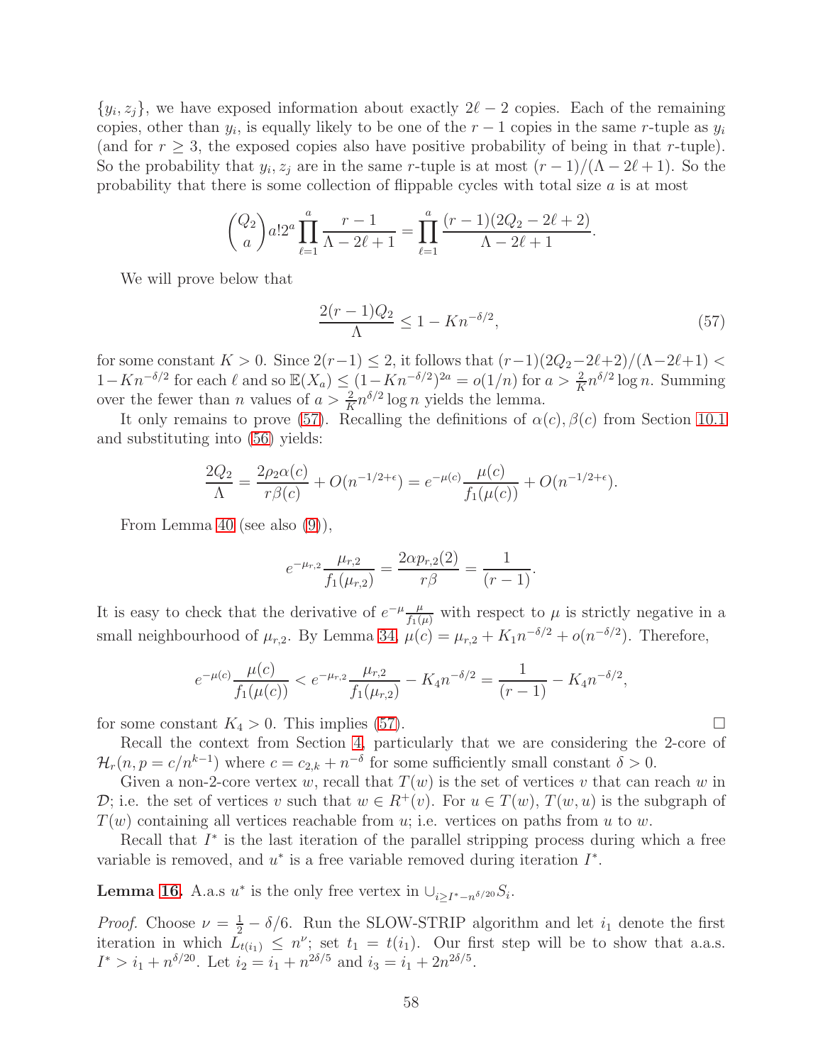$\{y_i, z_j\}$, we have exposed information about exactly $2\ell - 2$ copies. Each of the remaining copies, other than $y_i$, is equally likely to be one of the $r-1$ copies in the same $r$-tuple as $y_i$ (and for $r \geq 3$, the exposed copies also have positive probability of being in that $r$-tuple). So the probability that $y_i, z_j$ are in the same $r$-tuple is at most $(r-1)/(\Lambda - 2\ell + 1)$. So the probability that there is some collection of flippable cycles with total size $a$ is at most

$$\binom{Q_2}{a} a! 2^a \prod_{\ell=1}^{a} \frac{r-1}{\Lambda - 2\ell + 1} = \prod_{\ell=1}^{a} \frac{(r-1)(2Q_2 - 2\ell + 2)}{\Lambda - 2\ell + 1}.$$

We will prove below that

$$\frac{2(r-1)Q_2}{\Lambda} \leq 1 - Kn^{-\delta/2}, \tag{57}$$

for some constant $K > 0$. Since $2(r-1) \leq 2$, it follows that $(r-1)(2Q_2 - 2\ell + 2)/(\Lambda - 2\ell + 1) < 1 - Kn^{-\delta/2}$ for each $\ell$ and so $\mathbb{E}(X_a) \leq (1 - Kn^{-\delta/2})^{2a} = o(1/n)$ for $a > \frac{2}{K} n^{\delta/2} \log n$. Summing over the fewer than $n$ values of $a > \frac{2}{K} n^{\delta/2} \log n$ yields the lemma.

It only remains to prove (57). Recalling the definitions of $\alpha(c), \beta(c)$ from Section 10.1 and substituting into (56) yields:

$$\frac{2Q_2}{\Lambda} = \frac{2\rho_2 \alpha(c)}{r\beta(c)} + O(n^{-1/2+\epsilon}) = e^{-\mu(c)} \frac{\mu(c)}{f_1(\mu(c))} + O(n^{-1/2+\epsilon}).$$

From Lemma 40 (see also (9)),

$$e^{-\mu_{r,2}} \frac{\mu_{r,2}}{f_1(\mu_{r,2})} = \frac{2\alpha p_{r,2}(2)}{r\beta} = \frac{1}{(r-1)}.$$

It is easy to check that the derivative of $e^{-\mu} \frac{\mu}{f_1(\mu)}$ with respect to $\mu$ is strictly negative in a small neighbourhood of $\mu_{r,2}$. By Lemma 34, $\mu(c) = \mu_{r,2} + K_1 n^{-\delta/2} + o(n^{-\delta/2})$. Therefore,

$$e^{-\mu(c)} \frac{\mu(c)}{f_1(\mu(c))} < e^{-\mu_{r,2}} \frac{\mu_{r,2}}{f_1(\mu_{r,2})} - K_4 n^{-\delta/2} = \frac{1}{(r-1)} - K_4 n^{-\delta/2},$$

for some constant $K_4 > 0$. This implies (57). ◻

Recall the context from Section 4, particularly that we are considering the 2-core of $\mathcal{H}_r(n, p = c/n^{k-1})$ where $c = c_{2,k} + n^{-\delta}$ for some sufficiently small constant $\delta > 0$.

Given a non-2-core vertex $w$, recall that $T(w)$ is the set of vertices $v$ that can reach $w$ in $\mathcal{D}$; i.e. the set of vertices $v$ such that $w \in R^+(v)$. For $u \in T(w)$, $T(w, u)$ is the subgraph of $T(w)$ containing all vertices reachable from $u$; i.e. vertices on paths from $u$ to $w$.

Recall that $I^*$ is the last iteration of the parallel stripping process during which a free variable is removed, and $u^*$ is a free variable removed during iteration $I^*$.

**Lemma 16.** A.a.s $u^*$ is the only free vertex in $\cup_{i \geq I^* - n^{\delta/20}} S_i$.

*Proof.* Choose $\nu = \frac{1}{2} - \delta/6$. Run the SLOW-STRIP algorithm and let $i_1$ denote the first iteration in which $L_{t(i_1)} \leq n^{\nu}$; set $t_1 = t(i_1)$. Our first step will be to show that a.a.s. $I^* > i_1 + n^{\delta/20}$. Let $i_2 = i_1 + n^{2\delta/5}$ and $i_3 = i_1 + 2n^{2\delta/5}$.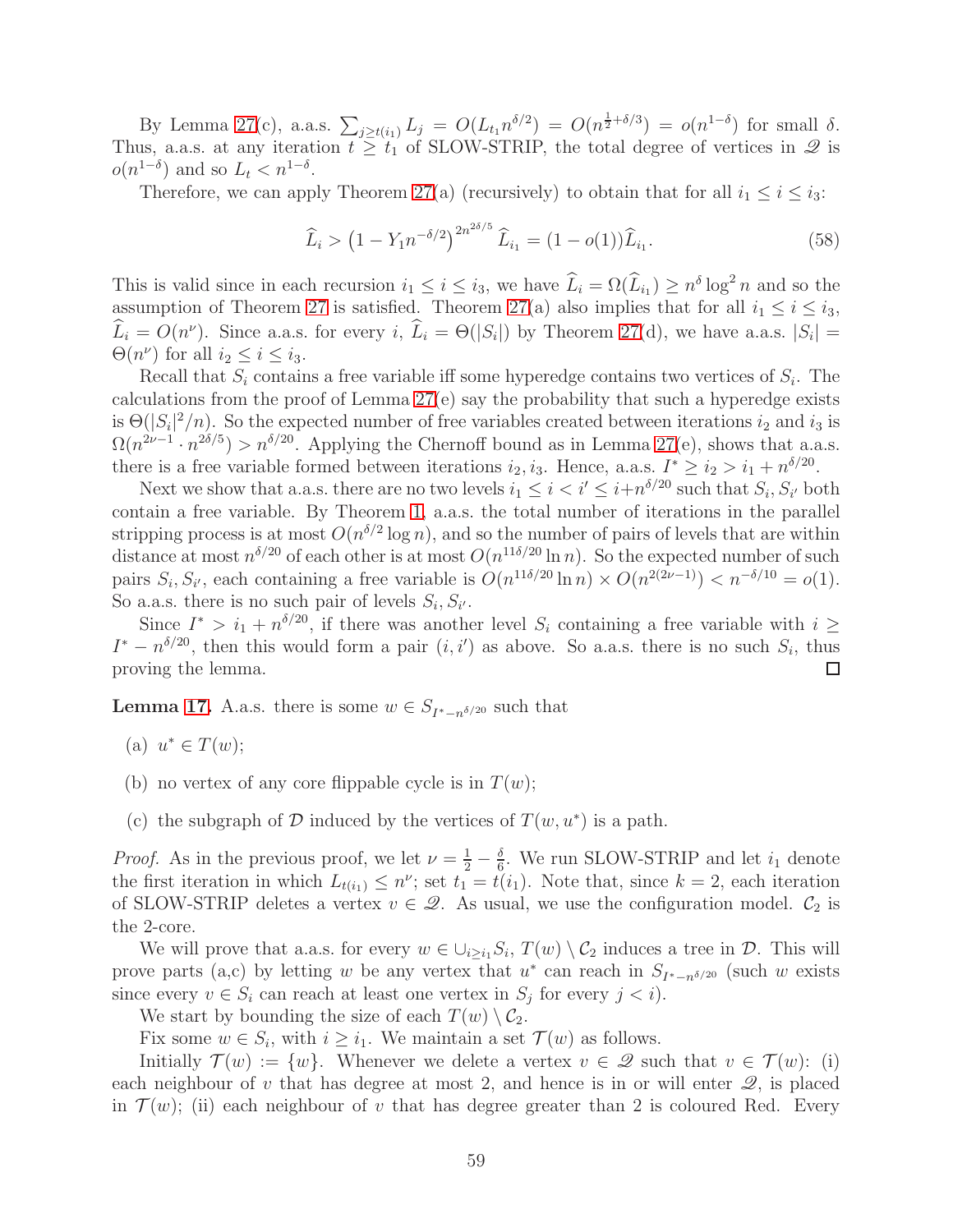By Lemma 27(c), a.a.s. $\sum_{j\geq t(i_1)} L_j = O(L_{t_1} n^{\delta/2}) = O(n^{\frac{1}{2}+\delta/3}) = o(n^{1-\delta})$ for small $\delta$. Thus, a.a.s. at any iteration $t \geq t_1$ of SLOW-STRIP, the total degree of vertices in $\mathscr{Q}$ is $o(n^{1-\delta})$ and so $L_t < n^{1-\delta}$.

Therefore, we can apply Theorem 27(a) (recursively) to obtain that for all $i_1 \leq i \leq i_3$:

$$\widehat{L}_i > \left(1 - Y_1 n^{-\delta/2}\right)^{2n^{2\delta/5}} \widehat{L}_{i_1} = (1-o(1))\widehat{L}_{i_1}. \tag{58}$$

This is valid since in each recursion $i_1 \leq i \leq i_3$, we have $\widehat{L}_i = \Omega(\widehat{L}_{i_1}) \geq n^\delta \log^2 n$ and so the assumption of Theorem 27 is satisfied. Theorem 27(a) also implies that for all $i_1 \leq i \leq i_3$, $\widehat{L}_i = O(n^\nu)$. Since a.a.s. for every $i$, $\widehat{L}_i = \Theta(|S_i|)$ by Theorem 27(d), we have a.a.s. $|S_i| = \Theta(n^\nu)$ for all $i_2 \leq i \leq i_3$.

Recall that $S_i$ contains a free variable iff some hyperedge contains two vertices of $S_i$. The calculations from the proof of Lemma 27(e) say the probability that such a hyperedge exists is $\Theta(|S_i|^2/n)$. So the expected number of free variables created between iterations $i_2$ and $i_3$ is $\Omega(n^{2\nu-1} \cdot n^{2\delta/5}) > n^{\delta/20}$. Applying the Chernoff bound as in Lemma 27(e), shows that a.a.s. there is a free variable formed between iterations $i_2, i_3$. Hence, a.a.s. $I^* \geq i_2 > i_1 + n^{\delta/20}$.

Next we show that a.a.s. there are no two levels $i_1 \leq i < i' \leq i+n^{\delta/20}$ such that $S_i, S_{i'}$ both contain a free variable. By Theorem 1, a.a.s. the total number of iterations in the parallel stripping process is at most $O(n^{\delta/2}\log n)$, and so the number of pairs of levels that are within distance at most $n^{\delta/20}$ of each other is at most $O(n^{11\delta/20}\ln n)$. So the expected number of such pairs $S_i, S_{i'}$, each containing a free variable is $O(n^{11\delta/20}\ln n) \times O(n^{2(2\nu-1)}) < n^{-\delta/10} = o(1)$. So a.a.s. there is no such pair of levels $S_i, S_{i'}$.

Since $I^* > i_1 + n^{\delta/20}$, if there was another level $S_i$ containing a free variable with $i \geq I^* - n^{\delta/20}$, then this would form a pair $(i, i')$ as above. So a.a.s. there is no such $S_i$, thus proving the lemma. ◻

**Lemma 17.** A.a.s. there is some $w \in S_{I^*-n^{\delta/20}}$ such that

(a) $u^* \in T(w)$;

(b) no vertex of any core flippable cycle is in $T(w)$;

(c) the subgraph of $\mathcal{D}$ induced by the vertices of $T(w, u^*)$ is a path.

*Proof.* As in the previous proof, we let $\nu = \frac{1}{2} - \frac{\delta}{6}$. We run SLOW-STRIP and let $i_1$ denote the first iteration in which $L_{t(i_1)} \leq n^\nu$; set $t_1 = t(i_1)$. Note that, since $k = 2$, each iteration of SLOW-STRIP deletes a vertex $v \in \mathscr{Q}$. As usual, we use the configuration model. $\mathcal{C}_2$ is the 2-core.

We will prove that a.a.s. for every $w \in \cup_{i\geq i_1} S_i$, $T(w) \setminus \mathcal{C}_2$ induces a tree in $\mathcal{D}$. This will prove parts (a,c) by letting $w$ be any vertex that $u^*$ can reach in $S_{I^*-n^{\delta/20}}$ (such $w$ exists since every $v \in S_i$ can reach at least one vertex in $S_j$ for every $j < i$).

We start by bounding the size of each $T(w) \setminus \mathcal{C}_2$.

Fix some $w \in S_i$, with $i \geq i_1$. We maintain a set $\mathcal{T}(w)$ as follows.

Initially $\mathcal{T}(w) := \{w\}$. Whenever we delete a vertex $v \in \mathscr{Q}$ such that $v \in \mathcal{T}(w)$: (i) each neighbour of $v$ that has degree at most 2, and hence is in or will enter $\mathscr{Q}$, is placed in $\mathcal{T}(w)$; (ii) each neighbour of $v$ that has degree greater than 2 is coloured Red. Every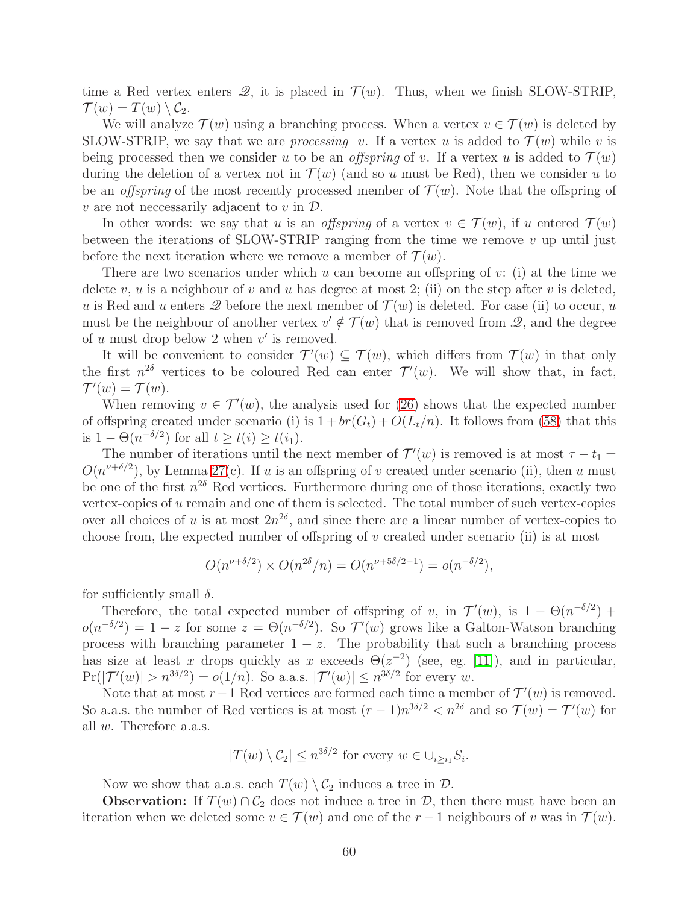time a Red vertex enters $\mathscr{Q}$, it is placed in $\mathcal{T}(w)$. Thus, when we finish SLOW-STRIP, $\mathcal{T}(w) = T(w) \setminus \mathcal{C}_2$.

We will analyze $\mathcal{T}(w)$ using a branching process. When a vertex $v \in \mathcal{T}(w)$ is deleted by SLOW-STRIP, we say that we are *processing* $v$. If a vertex $u$ is added to $\mathcal{T}(w)$ while $v$ is being processed then we consider $u$ to be an *offspring* of $v$. If a vertex $u$ is added to $\mathcal{T}(w)$ during the deletion of a vertex not in $\mathcal{T}(w)$ (and so $u$ must be Red), then we consider $u$ to be an *offspring* of the most recently processed member of $\mathcal{T}(w)$. Note that the offspring of $v$ are not neccessarily adjacent to $v$ in $\mathcal{D}$.

In other words: we say that $u$ is an *offspring* of a vertex $v \in \mathcal{T}(w)$, if $u$ entered $\mathcal{T}(w)$ between the iterations of SLOW-STRIP ranging from the time we remove $v$ up until just before the next iteration where we remove a member of $\mathcal{T}(w)$.

There are two scenarios under which $u$ can become an offspring of $v$: (i) at the time we delete $v$, $u$ is a neighbour of $v$ and $u$ has degree at most 2; (ii) on the step after $v$ is deleted, $u$ is Red and $u$ enters $\mathscr{Q}$ before the next member of $\mathcal{T}(w)$ is deleted. For case (ii) to occur, $u$ must be the neighbour of another vertex $v' \notin \mathcal{T}(w)$ that is removed from $\mathscr{Q}$, and the degree of $u$ must drop below 2 when $v'$ is removed.

It will be convenient to consider $\mathcal{T}'(w) \subseteq \mathcal{T}(w)$, which differs from $\mathcal{T}(w)$ in that only the first $n^{2\delta}$ vertices to be coloured Red can enter $\mathcal{T}'(w)$. We will show that, in fact, $\mathcal{T}'(w) = \mathcal{T}(w)$.

When removing $v \in \mathcal{T}'(w)$, the analysis used for (26) shows that the expected number of offspring created under scenario (i) is $1 + br(G_t) + O(L_t/n)$. It follows from (58) that this is $1 - \Theta(n^{-\delta/2})$ for all $t \geq t(i) \geq t(i_1)$.

The number of iterations until the next member of $\mathcal{T}'(w)$ is removed is at most $\tau - t_1 = O(n^{\nu+\delta/2})$, by Lemma 27(c). If $u$ is an offspring of $v$ created under scenario (ii), then $u$ must be one of the first $n^{2\delta}$ Red vertices. Furthermore during one of those iterations, exactly two vertex-copies of $u$ remain and one of them is selected. The total number of such vertex-copies over all choices of $u$ is at most $2n^{2\delta}$, and since there are a linear number of vertex-copies to choose from, the expected number of offspring of $v$ created under scenario (ii) is at most

$$O(n^{\nu+\delta/2}) \times O(n^{2\delta}/n) = O(n^{\nu+5\delta/2-1}) = o(n^{-\delta/2}),$$

for sufficiently small $\delta$.

Therefore, the total expected number of offspring of $v$, in $\mathcal{T}'(w)$, is $1 - \Theta(n^{-\delta/2}) + o(n^{-\delta/2}) = 1 - z$ for some $z = \Theta(n^{-\delta/2})$. So $\mathcal{T}'(w)$ grows like a Galton-Watson branching process with branching parameter $1 - z$. The probability that such a branching process has size at least $x$ drops quickly as $x$ exceeds $\Theta(z^{-2})$ (see, eg. [11]), and in particular, $\Pr(|\mathcal{T}'(w)| > n^{3\delta/2}) = o(1/n)$. So a.a.s. $|\mathcal{T}'(w)| \leq n^{3\delta/2}$ for every $w$.

Note that at most $r-1$ Red vertices are formed each time a member of $\mathcal{T}'(w)$ is removed. So a.a.s. the number of Red vertices is at most $(r-1)n^{3\delta/2} < n^{2\delta}$ and so $\mathcal{T}(w) = \mathcal{T}'(w)$ for all $w$. Therefore a.a.s.

$$|T(w) \setminus \mathcal{C}_2| \leq n^{3\delta/2} \text{ for every } w \in \cup_{i \geq i_1} S_i.$$

Now we show that a.a.s. each $T(w) \setminus \mathcal{C}_2$ induces a tree in $\mathcal{D}$.

**Observation:** If $T(w) \cap \mathcal{C}_2$ does not induce a tree in $\mathcal{D}$, then there must have been an iteration when we deleted some $v \in \mathcal{T}(w)$ and one of the $r-1$ neighbours of $v$ was in $\mathcal{T}(w)$.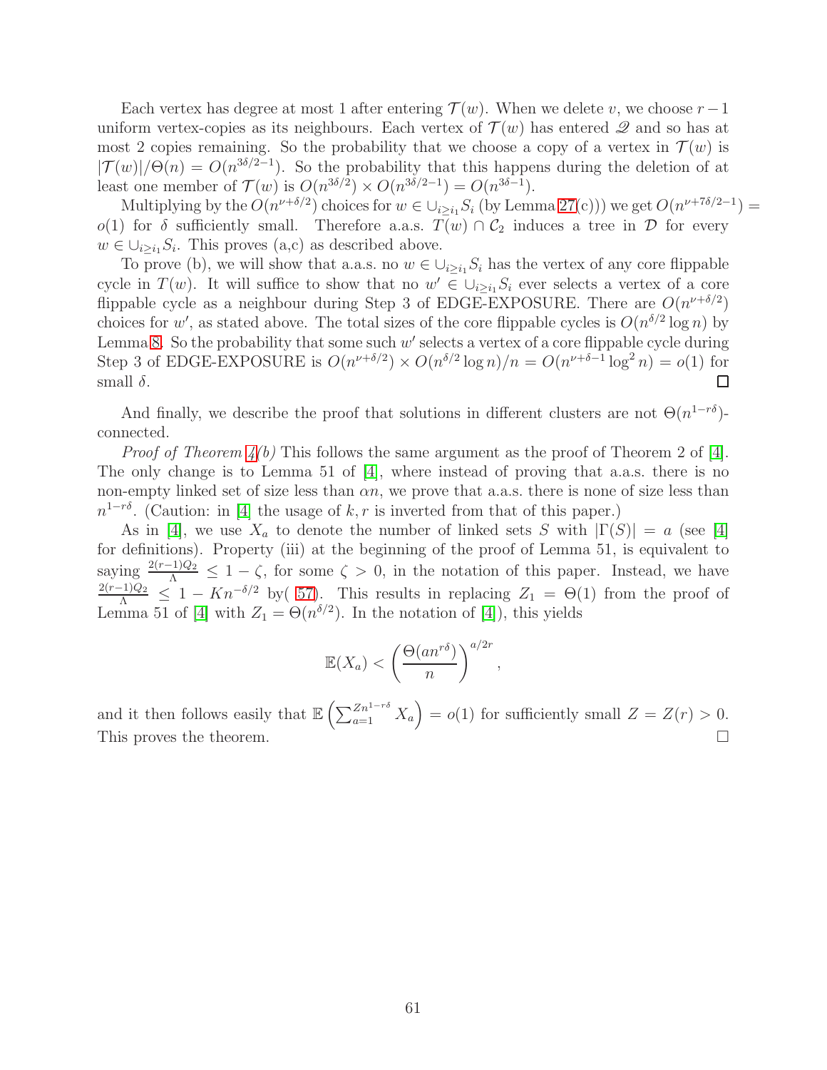Each vertex has degree at most 1 after entering $\mathcal{T}(w)$. When we delete $v$, we choose $r-1$ uniform vertex-copies as its neighbours. Each vertex of $\mathcal{T}(w)$ has entered $\mathscr{Q}$ and so has at most 2 copies remaining. So the probability that we choose a copy of a vertex in $\mathcal{T}(w)$ is $|\mathcal{T}(w)|/\Theta(n) = O(n^{3\delta/2-1})$. So the probability that this happens during the deletion of at least one member of $\mathcal{T}(w)$ is $O(n^{3\delta/2}) \times O(n^{3\delta/2-1}) = O(n^{3\delta-1})$.

Multiplying by the $O(n^{\nu+\delta/2})$ choices for $w \in \cup_{i\geq i_1} S_i$ (by Lemma 27(c))) we get $O(n^{\nu+7\delta/2-1}) = o(1)$ for $\delta$ sufficiently small. Therefore a.a.s. $T(w) \cap \mathcal{C}_2$ induces a tree in $\mathcal{D}$ for every $w \in \cup_{i\geq i_1} S_i$. This proves (a,c) as described above.

To prove (b), we will show that a.a.s. no $w \in \cup_{i\geq i_1} S_i$ has the vertex of any core flippable cycle in $T(w)$. It will suffice to show that no $w' \in \cup_{i\geq i_1} S_i$ ever selects a vertex of a core flippable cycle as a neighbour during Step 3 of EDGE-EXPOSURE. There are $O(n^{\nu+\delta/2})$ choices for $w'$, as stated above. The total sizes of the core flippable cycles is $O(n^{\delta/2}\log n)$ by Lemma 8. So the probability that some such $w'$ selects a vertex of a core flippable cycle during Step 3 of EDGE-EXPOSURE is $O(n^{\nu+\delta/2}) \times O(n^{\delta/2}\log n)/n = O(n^{\nu+\delta-1}\log^2 n) = o(1)$ for small $\delta$. ◻

And finally, we describe the proof that solutions in different clusters are not $\Theta(n^{1-r\delta})$-connected.

*Proof of Theorem 4(b)* This follows the same argument as the proof of Theorem 2 of [4]. The only change is to Lemma 51 of [4], where instead of proving that a.a.s. there is no non-empty linked set of size less than $\alpha n$, we prove that a.a.s. there is none of size less than $n^{1-r\delta}$. (Caution: in [4] the usage of $k, r$ is inverted from that of this paper.)

As in [4], we use $X_a$ to denote the number of linked sets $S$ with $|\Gamma(S)| = a$ (see [4] for definitions). Property (iii) at the beginning of the proof of Lemma 51, is equivalent to saying $\frac{2(r-1)Q_2}{\Lambda} \leq 1-\zeta$, for some $\zeta > 0$, in the notation of this paper. Instead, we have $\frac{2(r-1)Q_2}{\Lambda} \leq 1 - Kn^{-\delta/2}$ by( 57). This results in replacing $Z_1 = \Theta(1)$ from the proof of Lemma 51 of [4] with $Z_1 = \Theta(n^{\delta/2})$. In the notation of [4]), this yields

$$\mathbb{E}(X_a) < \left(\frac{\Theta(an^{r\delta})}{n}\right)^{a/2r},$$

and it then follows easily that $\mathbb{E}\left(\sum_{a=1}^{Zn^{1-r\delta}} X_a\right) = o(1)$ for sufficiently small $Z = Z(r) > 0$. This proves the theorem. ◻